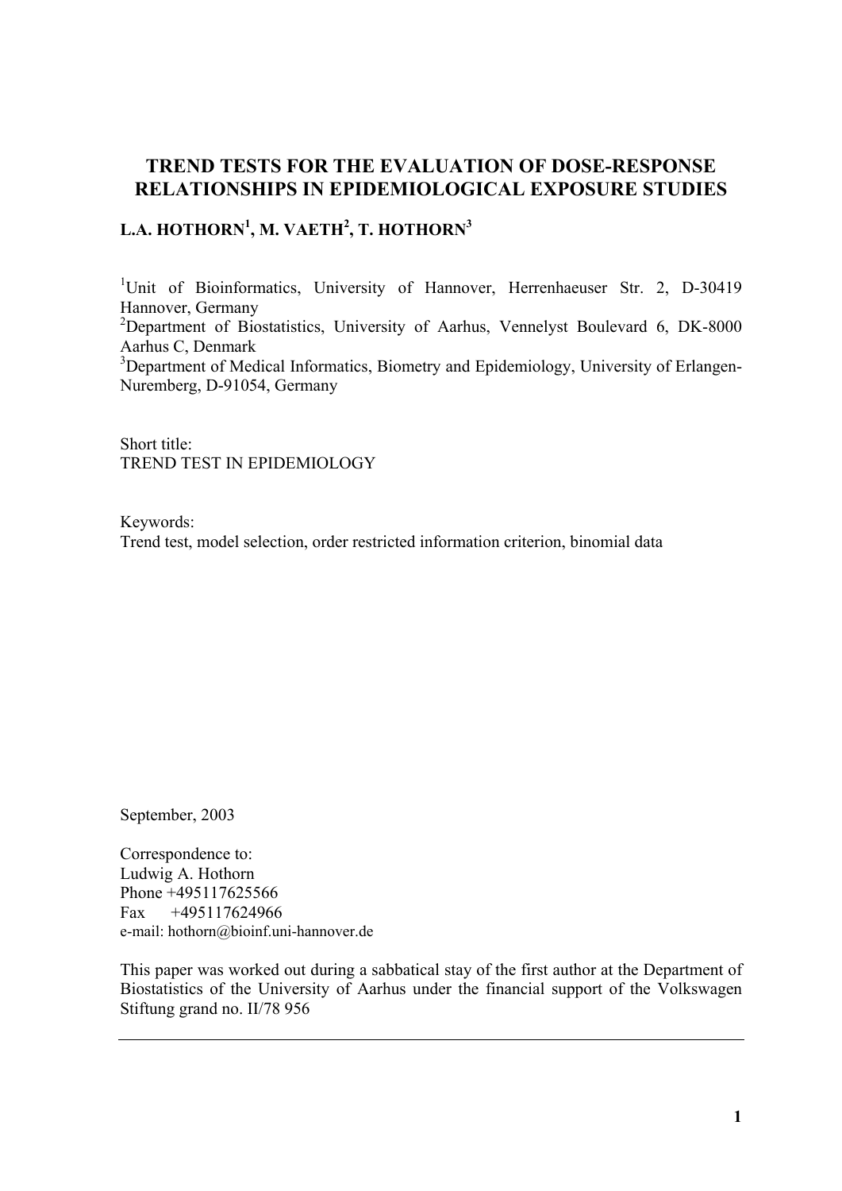# TREND TESTS FOR THE EVALUATION OF DOSE-RESPONSE RELATIONSHIPS IN EPIDEMIOLOGICAL EXPOSURE STUDIES

**L.A. HOTHORN[1], M. VAETH[2], T. HOTHORN[3]**

[1]Unit of Bioinformatics, University of Hannover, Herrenhaeuser Str. 2, D-30419 Hannover, Germany
[2]Department of Biostatistics, University of Aarhus, Vennelyst Boulevard 6, DK-8000 Aarhus C, Denmark
[3]Department of Medical Informatics, Biometry and Epidemiology, University of Erlangen-Nuremberg, D-91054, Germany

Short title:
TREND TEST IN EPIDEMIOLOGY

Keywords:
Trend test, model selection, order restricted information criterion, binomial data

September, 2003

Correspondence to:
Ludwig A. Hothorn
Phone +495117625566
Fax +495117624966
e-mail: hothorn@bioinf.uni-hannover.de

This paper was worked out during a sabbatical stay of the first author at the Department of Biostatistics of the University of Aarhus under the financial support of the Volkswagen Stiftung grand no. II/78 956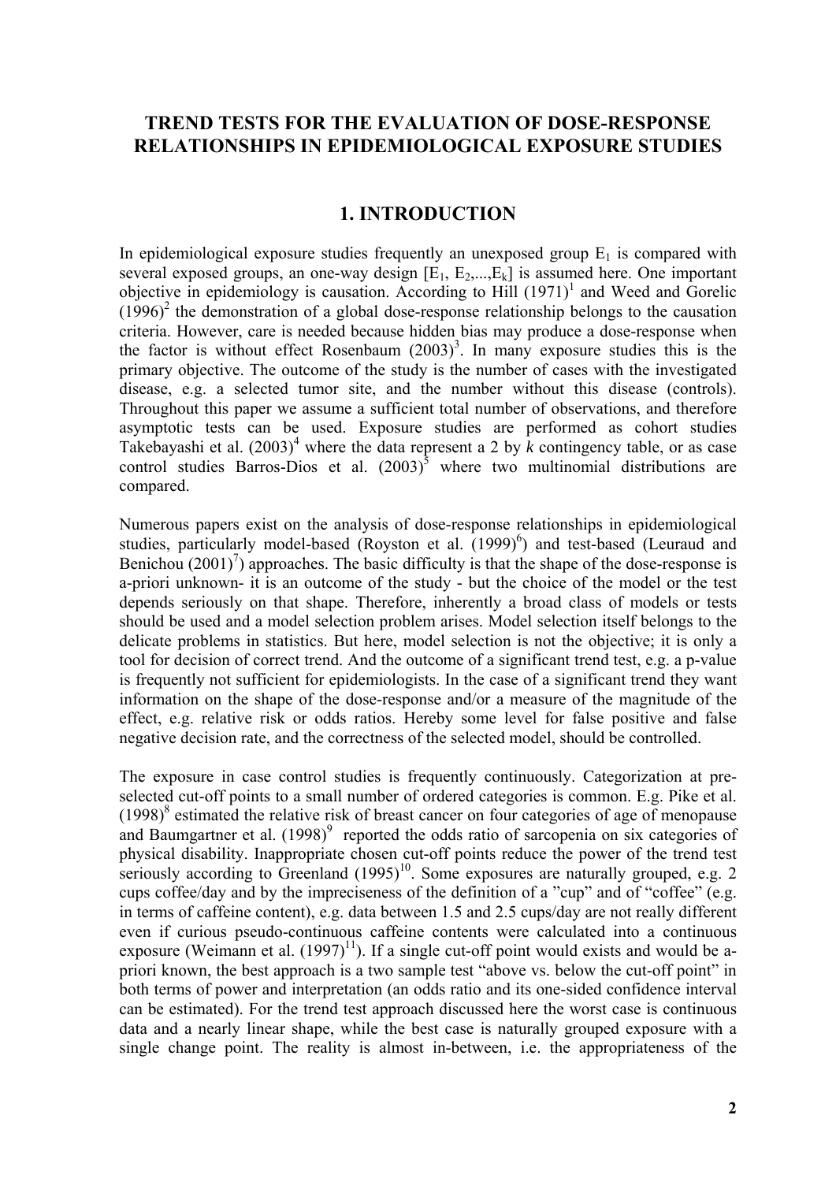# TREND TESTS FOR THE EVALUATION OF DOSE-RESPONSE RELATIONSHIPS IN EPIDEMIOLOGICAL EXPOSURE STUDIES

## 1. INTRODUCTION

In epidemiological exposure studies frequently an unexposed group $E_1$ is compared with several exposed groups, an one-way design $[E_1, E_2,...,E_k]$ is assumed here. One important objective in epidemiology is causation. According to Hill (1971)[1] and Weed and Gorelic (1996)[2] the demonstration of a global dose-response relationship belongs to the causation criteria. However, care is needed because hidden bias may produce a dose-response when the factor is without effect Rosenbaum (2003)[3]. In many exposure studies this is the primary objective. The outcome of the study is the number of cases with the investigated disease, e.g. a selected tumor site, and the number without this disease (controls). Throughout this paper we assume a sufficient total number of observations, and therefore asymptotic tests can be used. Exposure studies are performed as cohort studies Takebayashi et al. (2003)[4] where the data represent a 2 by *k* contingency table, or as case control studies Barros-Dios et al. (2003)[5] where two multinomial distributions are compared.

Numerous papers exist on the analysis of dose-response relationships in epidemiological studies, particularly model-based (Royston et al. (1999)[6]) and test-based (Leuraud and Benichou (2001)[7]) approaches. The basic difficulty is that the shape of the dose-response is a-priori unknown- it is an outcome of the study - but the choice of the model or the test depends seriously on that shape. Therefore, inherently a broad class of models or tests should be used and a model selection problem arises. Model selection itself belongs to the delicate problems in statistics. But here, model selection is not the objective; it is only a tool for decision of correct trend. And the outcome of a significant trend test, e.g. a p-value is frequently not sufficient for epidemiologists. In the case of a significant trend they want information on the shape of the dose-response and/or a measure of the magnitude of the effect, e.g. relative risk or odds ratios. Hereby some level for false positive and false negative decision rate, and the correctness of the selected model, should be controlled.

The exposure in case control studies is frequently continuously. Categorization at pre-selected cut-off points to a small number of ordered categories is common. E.g. Pike et al. (1998)[8] estimated the relative risk of breast cancer on four categories of age of menopause and Baumgartner et al. (1998)[9] reported the odds ratio of sarcopenia on six categories of physical disability. Inappropriate chosen cut-off points reduce the power of the trend test seriously according to Greenland (1995)[10]. Some exposures are naturally grouped, e.g. 2 cups coffee/day and by the impreciseness of the definition of a "cup" and of "coffee" (e.g. in terms of caffeine content), e.g. data between 1.5 and 2.5 cups/day are not really different even if curious pseudo-continuous caffeine contents were calculated into a continuous exposure (Weimann et al. (1997)[11]). If a single cut-off point would exists and would be a-priori known, the best approach is a two sample test "above vs. below the cut-off point" in both terms of power and interpretation (an odds ratio and its one-sided confidence interval can be estimated). For the trend test approach discussed here the worst case is continuous data and a nearly linear shape, while the best case is naturally grouped exposure with a single change point. The reality is almost in-between, i.e. the appropriateness of the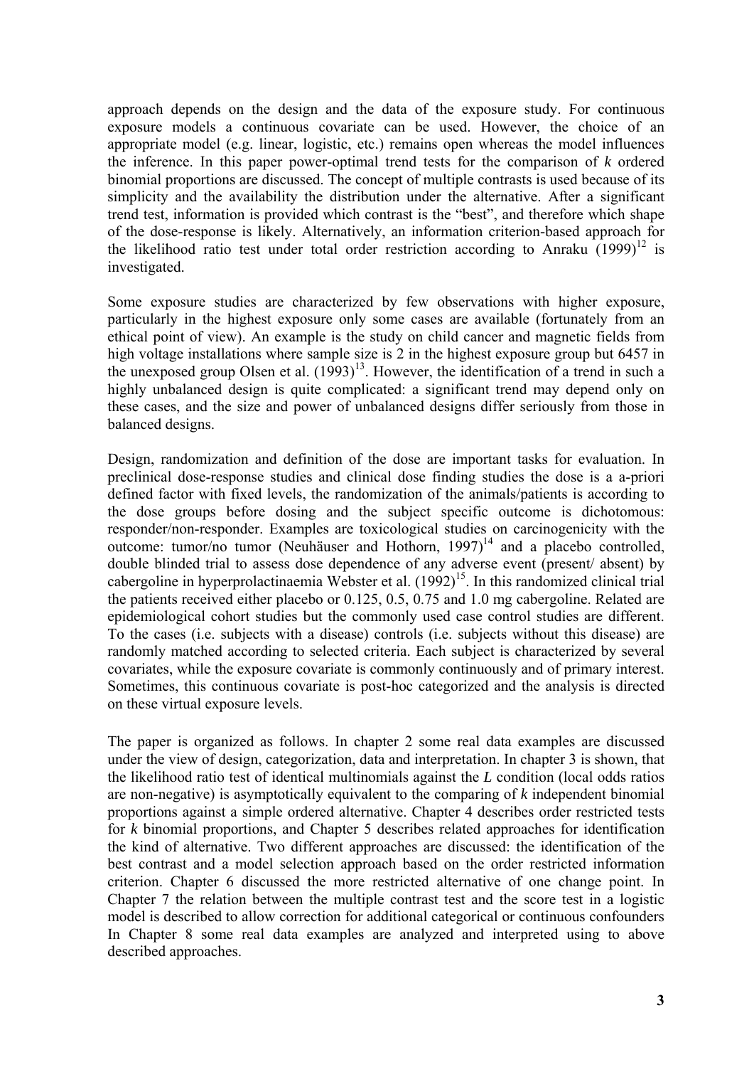approach depends on the design and the data of the exposure study. For continuous exposure models a continuous covariate can be used. However, the choice of an appropriate model (e.g. linear, logistic, etc.) remains open whereas the model influences the inference. In this paper power-optimal trend tests for the comparison of *k* ordered binomial proportions are discussed. The concept of multiple contrasts is used because of its simplicity and the availability the distribution under the alternative. After a significant trend test, information is provided which contrast is the "best", and therefore which shape of the dose-response is likely. Alternatively, an information criterion-based approach for the likelihood ratio test under total order restriction according to Anraku (1999)[12] is investigated.

Some exposure studies are characterized by few observations with higher exposure, particularly in the highest exposure only some cases are available (fortunately from an ethical point of view). An example is the study on child cancer and magnetic fields from high voltage installations where sample size is 2 in the highest exposure group but 6457 in the unexposed group Olsen et al. (1993)[13]. However, the identification of a trend in such a highly unbalanced design is quite complicated: a significant trend may depend only on these cases, and the size and power of unbalanced designs differ seriously from those in balanced designs.

Design, randomization and definition of the dose are important tasks for evaluation. In preclinical dose-response studies and clinical dose finding studies the dose is a a-priori defined factor with fixed levels, the randomization of the animals/patients is according to the dose groups before dosing and the subject specific outcome is dichotomous: responder/non-responder. Examples are toxicological studies on carcinogenicity with the outcome: tumor/no tumor (Neuhäuser and Hothorn, 1997)[14] and a placebo controlled, double blinded trial to assess dose dependence of any adverse event (present/ absent) by cabergoline in hyperprolactinaemia Webster et al. (1992)[15]. In this randomized clinical trial the patients received either placebo or 0.125, 0.5, 0.75 and 1.0 mg cabergoline. Related are epidemiological cohort studies but the commonly used case control studies are different. To the cases (i.e. subjects with a disease) controls (i.e. subjects without this disease) are randomly matched according to selected criteria. Each subject is characterized by several covariates, while the exposure covariate is commonly continuously and of primary interest. Sometimes, this continuous covariate is post-hoc categorized and the analysis is directed on these virtual exposure levels.

The paper is organized as follows. In chapter 2 some real data examples are discussed under the view of design, categorization, data and interpretation. In chapter 3 is shown, that the likelihood ratio test of identical multinomials against the *L* condition (local odds ratios are non-negative) is asymptotically equivalent to the comparing of *k* independent binomial proportions against a simple ordered alternative. Chapter 4 describes order restricted tests for *k* binomial proportions, and Chapter 5 describes related approaches for identification the kind of alternative. Two different approaches are discussed: the identification of the best contrast and a model selection approach based on the order restricted information criterion. Chapter 6 discussed the more restricted alternative of one change point. In Chapter 7 the relation between the multiple contrast test and the score test in a logistic model is described to allow correction for additional categorical or continuous confounders In Chapter 8 some real data examples are analyzed and interpreted using to above described approaches.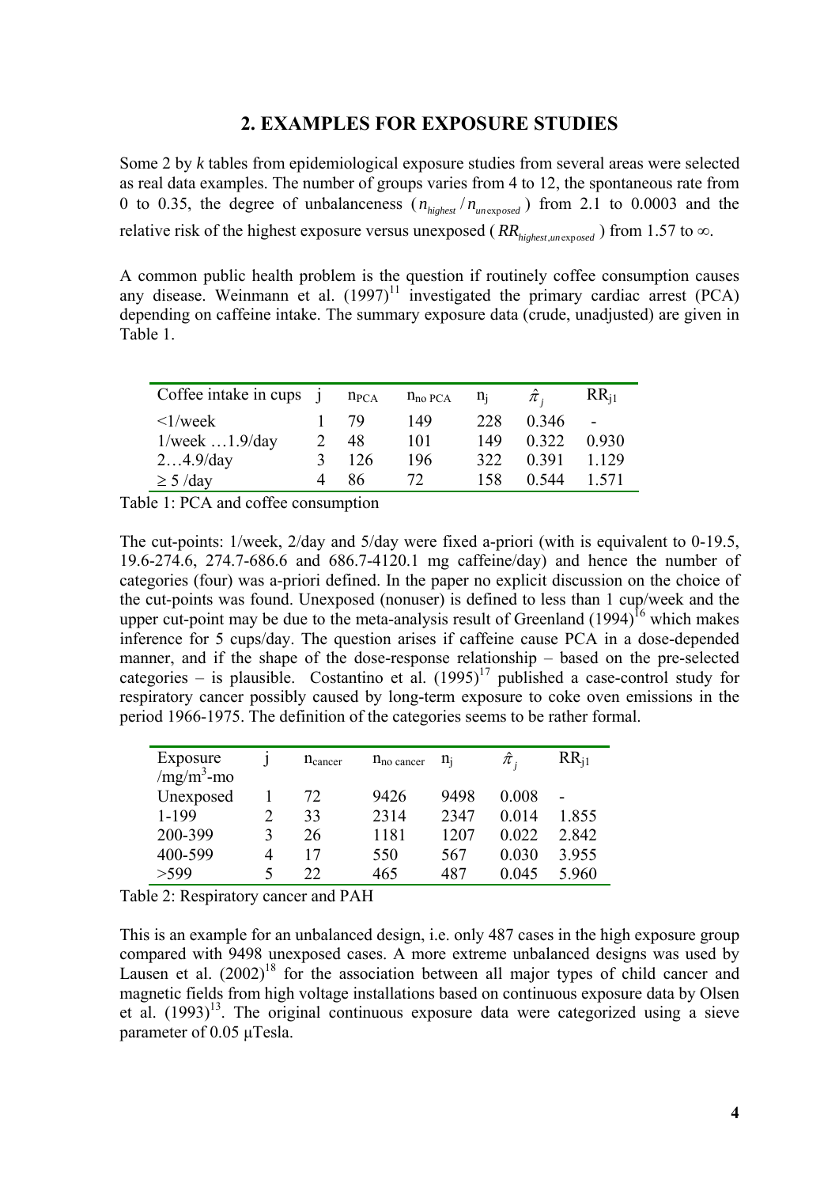## 2. EXAMPLES FOR EXPOSURE STUDIES

Some 2 by *k* tables from epidemiological exposure studies from several areas were selected as real data examples. The number of groups varies from 4 to 12, the spontaneous rate from 0 to 0.35, the degree of unbalanceness ($n_{highest} / n_{unexposed}$) from 2.1 to 0.0003 and the relative risk of the highest exposure versus unexposed ($RR_{highest,unexposed}$) from 1.57 to ∞.

A common public health problem is the question if routinely coffee consumption causes any disease. Weinmann et al. (1997)[11] investigated the primary cardiac arrest (PCA) depending on caffeine intake. The summary exposure data (crude, unadjusted) are given in Table 1.

| Coffee intake in cups | j | $n_{PCA}$ | $n_{no\ PCA}$ | $n_j$ | $\hat{\pi}_j$ | $RR_{j1}$ |
|---|---|---|---|---|---|---|
| <1/week | 1 | 79 | 149 | 228 | 0.346 | - |
| 1/week …1.9/day | 2 | 48 | 101 | 149 | 0.322 | 0.930 |
| 2…4.9/day | 3 | 126 | 196 | 322 | 0.391 | 1.129 |
| ≥ 5 /day | 4 | 86 | 72 | 158 | 0.544 | 1.571 |

Table 1: PCA and coffee consumption

The cut-points: 1/week, 2/day and 5/day were fixed a-priori (with is equivalent to 0-19.5, 19.6-274.6, 274.7-686.6 and 686.7-4120.1 mg caffeine/day) and hence the number of categories (four) was a-priori defined. In the paper no explicit discussion on the choice of the cut-points was found. Unexposed (nonuser) is defined to less than 1 cup/week and the upper cut-point may be due to the meta-analysis result of Greenland (1994)[16] which makes inference for 5 cups/day. The question arises if caffeine cause PCA in a dose-depended manner, and if the shape of the dose-response relationship – based on the pre-selected categories – is plausible. Costantino et al. (1995)[17] published a case-control study for respiratory cancer possibly caused by long-term exposure to coke oven emissions in the period 1966-1975. The definition of the categories seems to be rather formal.

| Exposure /mg/m$^3$-mo | j | $n_{cancer}$ | $n_{no\ cancer}$ | $n_j$ | $\hat{\pi}_j$ | $RR_{j1}$ |
|---|---|---|---|---|---|---|
| Unexposed | 1 | 72 | 9426 | 9498 | 0.008 | - |
| 1-199 | 2 | 33 | 2314 | 2347 | 0.014 | 1.855 |
| 200-399 | 3 | 26 | 1181 | 1207 | 0.022 | 2.842 |
| 400-599 | 4 | 17 | 550 | 567 | 0.030 | 3.955 |
| >599 | 5 | 22 | 465 | 487 | 0.045 | 5.960 |

Table 2: Respiratory cancer and PAH

This is an example for an unbalanced design, i.e. only 487 cases in the high exposure group compared with 9498 unexposed cases. A more extreme unbalanced designs was used by Lausen et al. (2002)[18] for the association between all major types of child cancer and magnetic fields from high voltage installations based on continuous exposure data by Olsen et al. (1993)[13]. The original continuous exposure data were categorized using a sieve parameter of 0.05 μTesla.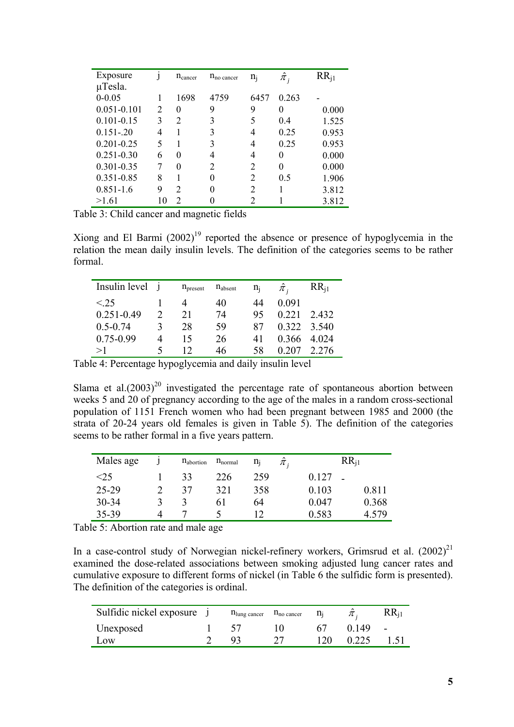| Exposure μTesla. | j | $n_{cancer}$ | $n_{no\ cancer}$ | $n_j$ | $\hat{\pi}_j$ | $RR_{j1}$ |
|---|---|---|---|---|---|---|
| 0-0.05 | 1 | 1698 | 4759 | 6457 | 0.263 | - |
| 0.051-0.101 | 2 | 0 | 9 | 9 | 0 | 0.000 |
| 0.101-0.15 | 3 | 2 | 3 | 5 | 0.4 | 1.525 |
| 0.151-.20 | 4 | 1 | 3 | 4 | 0.25 | 0.953 |
| 0.201-0.25 | 5 | 1 | 3 | 4 | 0.25 | 0.953 |
| 0.251-0.30 | 6 | 0 | 4 | 4 | 0 | 0.000 |
| 0.301-0.35 | 7 | 0 | 2 | 2 | 0 | 0.000 |
| 0.351-0.85 | 8 | 1 | 0 | 2 | 0.5 | 1.906 |
| 0.851-1.6 | 9 | 2 | 0 | 2 | 1 | 3.812 |
| >1.61 | 10 | 2 | 0 | 2 | 1 | 3.812 |

Table 3: Child cancer and magnetic fields

Xiong and El Barmi (2002)[19] reported the absence or presence of hypoglycemia in the relation the mean daily insulin levels. The definition of the categories seems to be rather formal.

| Insulin level | j | $n_{present}$ | $n_{absent}$ | $n_j$ | $\hat{\pi}_j$ | $RR_{j1}$ |
|---|---|---|---|---|---|---|
| <.25 | 1 | 4 | 40 | 44 | 0.091 | |
| 0.251-0.49 | 2 | 21 | 74 | 95 | 0.221 | 2.432 |
| 0.5-0.74 | 3 | 28 | 59 | 87 | 0.322 | 3.540 |
| 0.75-0.99 | 4 | 15 | 26 | 41 | 0.366 | 4.024 |
| >1 | 5 | 12 | 46 | 58 | 0.207 | 2.276 |

Table 4: Percentage hypoglycemia and daily insulin level

Slama et al.(2003)[20] investigated the percentage rate of spontaneous abortion between weeks 5 and 20 of pregnancy according to the age of the males in a random cross-sectional population of 1151 French women who had been pregnant between 1985 and 2000 (the strata of 20-24 years old females is given in Table 5). The definition of the categories seems to be rather formal in a five years pattern.

| Males age | j | $n_{abortion}$ | $n_{normal}$ | $n_j$ | $\hat{\pi}_j$ | $RR_{j1}$ |
|---|---|---|---|---|---|---|
| <25 | 1 | 33 | 226 | 259 | 0.127 | - |
| 25-29 | 2 | 37 | 321 | 358 | 0.103 | 0.811 |
| 30-34 | 3 | 3 | 61 | 64 | 0.047 | 0.368 |
| 35-39 | 4 | 7 | 5 | 12 | 0.583 | 4.579 |

Table 5: Abortion rate and male age

In a case-control study of Norwegian nickel-refinery workers, Grimsrud et al. (2002)[21] examined the dose-related associations between smoking adjusted lung cancer rates and cumulative exposure to different forms of nickel (in Table 6 the sulfidic form is presented). The definition of the categories is ordinal.

| Sulfidic nickel exposure | j | $n_{lung\ cancer}$ | $n_{no\ cancer}$ | $n_j$ | $\hat{\pi}_j$ | $RR_{j1}$ |
|---|---|---|---|---|---|---|
| Unexposed | 1 | 57 | 10 | 67 | 0.149 | - |
| Low | 2 | 93 | 27 | 120 | 0.225 | 1.51 |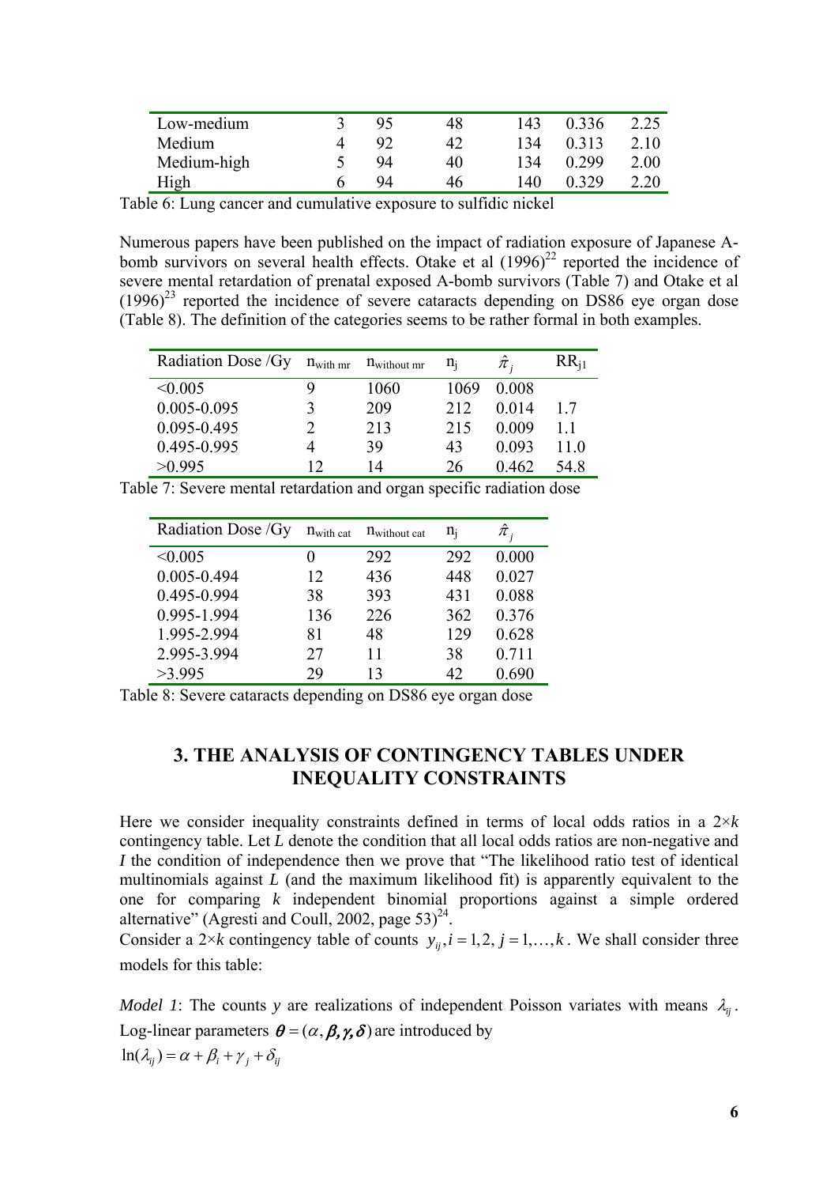| Low-medium | 3 | 95 | 48 | 143 | 0.336 | 2.25 |
|---|---|---|---|---|---|---|
| Medium | 4 | 92 | 42 | 134 | 0.313 | 2.10 |
| Medium-high | 5 | 94 | 40 | 134 | 0.299 | 2.00 |
| High | 6 | 94 | 46 | 140 | 0.329 | 2.20 |

Table 6: Lung cancer and cumulative exposure to sulfidic nickel

Numerous papers have been published on the impact of radiation exposure of Japanese A-bomb survivors on several health effects. Otake et al (1996)[22] reported the incidence of severe mental retardation of prenatal exposed A-bomb survivors (Table 7) and Otake et al (1996)[23] reported the incidence of severe cataracts depending on DS86 eye organ dose (Table 8). The definition of the categories seems to be rather formal in both examples.

| Radiation Dose /Gy | $n_{\text{with mr}}$ | $n_{\text{without mr}}$ | $n_j$ | $\hat{\pi}_j$ | $RR_{j1}$ |
|---|---|---|---|---|---|
| <0.005 | 9 | 1060 | 1069 | 0.008 | |
| 0.005-0.095 | 3 | 209 | 212 | 0.014 | 1.7 |
| 0.095-0.495 | 2 | 213 | 215 | 0.009 | 1.1 |
| 0.495-0.995 | 4 | 39 | 43 | 0.093 | 11.0 |
| >0.995 | 12 | 14 | 26 | 0.462 | 54.8 |

Table 7: Severe mental retardation and organ specific radiation dose

| Radiation Dose /Gy | $n_{\text{with cat}}$ | $n_{\text{without cat}}$ | $n_j$ | $\hat{\pi}_j$ |
|---|---|---|---|---|
| <0.005 | 0 | 292 | 292 | 0.000 |
| 0.005-0.494 | 12 | 436 | 448 | 0.027 |
| 0.495-0.994 | 38 | 393 | 431 | 0.088 |
| 0.995-1.994 | 136 | 226 | 362 | 0.376 |
| 1.995-2.994 | 81 | 48 | 129 | 0.628 |
| 2.995-3.994 | 27 | 11 | 38 | 0.711 |
| >3.995 | 29 | 13 | 42 | 0.690 |

Table 8: Severe cataracts depending on DS86 eye organ dose

## 3. THE ANALYSIS OF CONTINGENCY TABLES UNDER INEQUALITY CONSTRAINTS

Here we consider inequality constraints defined in terms of local odds ratios in a $2 \times k$ contingency table. Let $L$ denote the condition that all local odds ratios are non-negative and $I$ the condition of independence then we prove that "The likelihood ratio test of identical multinomials against $L$ (and the maximum likelihood fit) is apparently equivalent to the one for comparing $k$ independent binomial proportions against a simple ordered alternative" (Agresti and Coull, 2002, page 53)[24].

Consider a $2 \times k$ contingency table of counts $y_{ij}, i = 1, 2, j = 1, \ldots, k$. We shall consider three models for this table:

*Model 1*: The counts $y$ are realizations of independent Poisson variates with means $\lambda_{ij}$. Log-linear parameters $\boldsymbol{\theta} = (\alpha, \boldsymbol{\beta}, \boldsymbol{\gamma}, \boldsymbol{\delta})$ are introduced by

$$\ln(\lambda_{ij}) = \alpha + \beta_i + \gamma_j + \delta_{ij}$$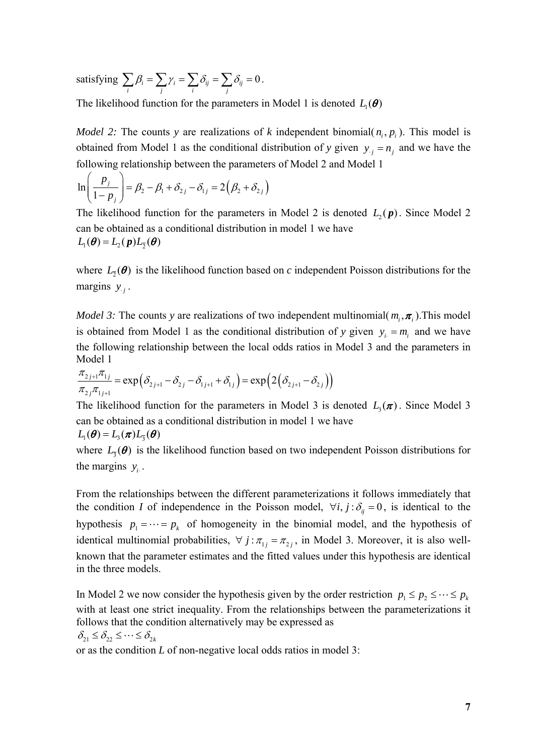satisfying $\sum_i \beta_i = \sum_j \gamma_i = \sum_i \delta_{ij} = \sum_j \delta_{ij} = 0$.

The likelihood function for the parameters in Model 1 is denoted $L_1(\boldsymbol{\theta})$

*Model 2:* The counts *y* are realizations of *k* independent binomial($n_i, p_i$). This model is obtained from Model 1 as the conditional distribution of *y* given $y_{\cdot j} = n_j$ and we have the following relationship between the parameters of Model 2 and Model 1

$$\ln\left(\frac{p_j}{1-p_j}\right) = \beta_2 - \beta_1 + \delta_{2j} - \delta_{1j} = 2\left(\beta_2 + \delta_{2j}\right)$$

The likelihood function for the parameters in Model 2 is denoted $L_2(\boldsymbol{p})$. Since Model 2 can be obtained as a conditional distribution in model 1 we have

$$L_1(\boldsymbol{\theta}) = L_2(\boldsymbol{p}) L_{\bar{2}}(\boldsymbol{\theta})$$

where $L_{\bar{2}}(\boldsymbol{\theta})$ is the likelihood function based on *c* independent Poisson distributions for the margins $y_{\cdot j}$.

*Model 3:* The counts *y* are realizations of two independent multinomial($m_i, \boldsymbol{\pi}_i$).This model is obtained from Model 1 as the conditional distribution of *y* given $y_{i\cdot} = m_i$ and we have the following relationship between the local odds ratios in Model 3 and the parameters in Model 1

$$\frac{\pi_{2j+1}\pi_{1j}}{\pi_{2j}\pi_{1j+1}} = \exp\left(\delta_{2j+1} - \delta_{2j} - \delta_{1j+1} + \delta_{1j}\right) = \exp\left(2\left(\delta_{2j+1} - \delta_{2j}\right)\right)$$

The likelihood function for the parameters in Model 3 is denoted $L_3(\boldsymbol{\pi})$. Since Model 3 can be obtained as a conditional distribution in model 1 we have

$$L_1(\boldsymbol{\theta}) = L_3(\boldsymbol{\pi}) L_{\bar{3}}(\boldsymbol{\theta})$$

where $L_{\bar{3}}(\boldsymbol{\theta})$ is the likelihood function based on two independent Poisson distributions for the margins $y_{i\cdot}$.

From the relationships between the different parameterizations it follows immediately that the condition *I* of independence in the Poisson model, $\forall i, j : \delta_{ij} = 0$, is identical to the hypothesis $p_1 = \cdots = p_k$ of homogeneity in the binomial model, and the hypothesis of identical multinomial probabilities, $\forall\, j : \pi_{1j} = \pi_{2j}$, in Model 3. Moreover, it is also well-known that the parameter estimates and the fitted values under this hypothesis are identical in the three models.

In Model 2 we now consider the hypothesis given by the order restriction $p_1 \le p_2 \le \cdots \le p_k$ with at least one strict inequality. From the relationships between the parameterizations it follows that the condition alternatively may be expressed as

$$\delta_{21} \le \delta_{22} \le \cdots \le \delta_{2k}$$

or as the condition *L* of non-negative local odds ratios in model 3: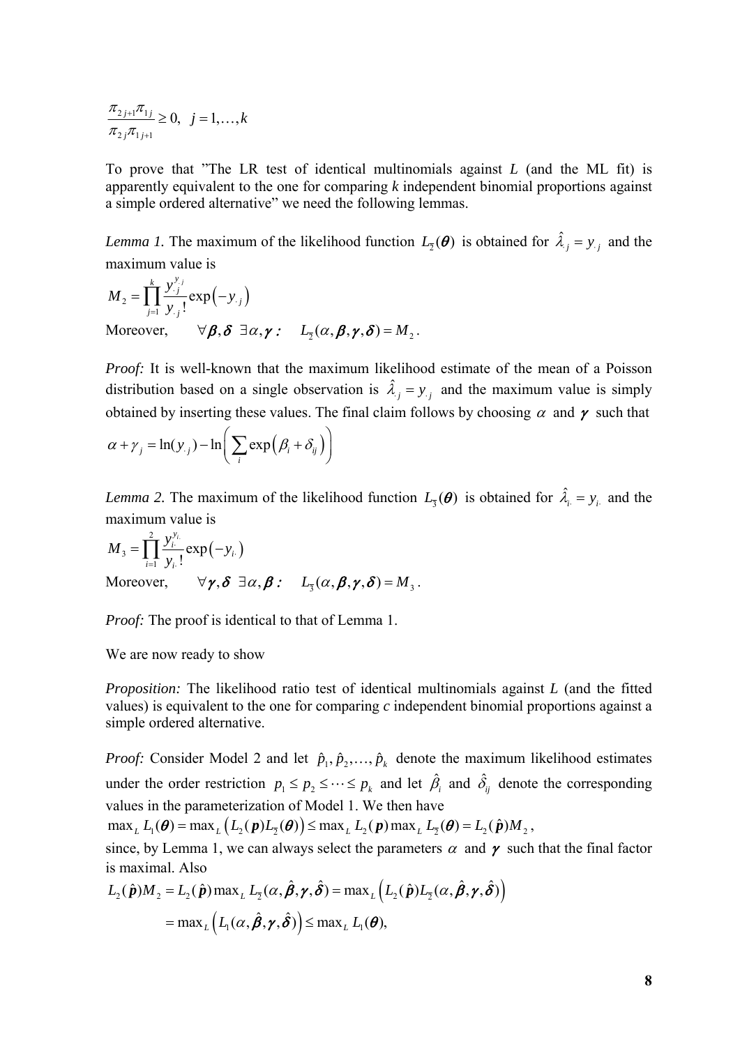$$\frac{\pi_{2\,j+1}\pi_{1\,j}}{\pi_{2\,j}\pi_{1\,j+1}} \geq 0, \quad j = 1, \ldots, k$$

To prove that "The LR test of identical multinomials against *L* (and the ML fit) is apparently equivalent to the one for comparing *k* independent binomial proportions against a simple ordered alternative" we need the following lemmas.

*Lemma 1.* The maximum of the likelihood function $L_{\overline{2}}(\boldsymbol{\theta})$ is obtained for $\hat{\lambda}_{\cdot j} = y_{\cdot j}$ and the maximum value is

$$M_2 = \prod_{j=1}^{k} \frac{y_{\cdot j}^{y_{\cdot j}}}{y_{\cdot j}!} \exp\left(-y_{\cdot j}\right)$$

Moreover, $\quad \forall \boldsymbol{\beta}, \boldsymbol{\delta} \;\; \exists \alpha, \boldsymbol{\gamma} : \quad L_{\overline{2}}(\alpha, \boldsymbol{\beta}, \boldsymbol{\gamma}, \boldsymbol{\delta}) = M_2$.

*Proof:* It is well-known that the maximum likelihood estimate of the mean of a Poisson distribution based on a single observation is $\hat{\lambda}_{\cdot j} = y_{\cdot j}$ and the maximum value is simply obtained by inserting these values. The final claim follows by choosing $\alpha$ and $\boldsymbol{\gamma}$ such that

$$\alpha + \gamma_j = \ln(y_{\cdot j}) - \ln\left(\sum_i \exp\left(\beta_i + \delta_{ij}\right)\right)$$

*Lemma 2.* The maximum of the likelihood function $L_{\overline{3}}(\boldsymbol{\theta})$ is obtained for $\hat{\lambda}_{i\cdot} = y_{i\cdot}$ and the maximum value is

$$M_3 = \prod_{i=1}^{2} \frac{y_{i\cdot}^{y_{i\cdot}}}{y_{i\cdot}!} \exp\left(-y_{i\cdot}\right)$$

Moreover, $\quad \forall \boldsymbol{\gamma}, \boldsymbol{\delta} \;\; \exists \alpha, \boldsymbol{\beta} : \quad L_{\overline{3}}(\alpha, \boldsymbol{\beta}, \boldsymbol{\gamma}, \boldsymbol{\delta}) = M_3$.

*Proof:* The proof is identical to that of Lemma 1.

We are now ready to show

*Proposition:* The likelihood ratio test of identical multinomials against *L* (and the fitted values) is equivalent to the one for comparing *c* independent binomial proportions against a simple ordered alternative.

*Proof:* Consider Model 2 and let $\hat{p}_1, \hat{p}_2, \ldots, \hat{p}_k$ denote the maximum likelihood estimates under the order restriction $p_1 \leq p_2 \leq \cdots \leq p_k$ and let $\hat{\beta}_i$ and $\hat{\delta}_{ij}$ denote the corresponding values in the parameterization of Model 1. We then have

$$\max_L L_1(\boldsymbol{\theta}) = \max_L \left(L_2(\boldsymbol{p}) L_{\overline{2}}(\boldsymbol{\theta})\right) \leq \max_L L_2(\boldsymbol{p}) \max_L L_{\overline{2}}(\boldsymbol{\theta}) = L_2(\hat{\boldsymbol{p}}) M_2,$$

since, by Lemma 1, we can always select the parameters $\alpha$ and $\boldsymbol{\gamma}$ such that the final factor is maximal. Also

$$L_2(\hat{\boldsymbol{p}}) M_2 = L_2(\hat{\boldsymbol{p}}) \max_L L_{\overline{2}}(\alpha, \hat{\boldsymbol{\beta}}, \boldsymbol{\gamma}, \hat{\boldsymbol{\delta}}) = \max_L \left(L_2(\hat{\boldsymbol{p}}) L_{\overline{2}}(\alpha, \hat{\boldsymbol{\beta}}, \boldsymbol{\gamma}, \hat{\boldsymbol{\delta}})\right)$$

$$= \max_L \left(L_1(\alpha, \hat{\boldsymbol{\beta}}, \boldsymbol{\gamma}, \hat{\boldsymbol{\delta}})\right) \leq \max_L L_1(\boldsymbol{\theta}),$$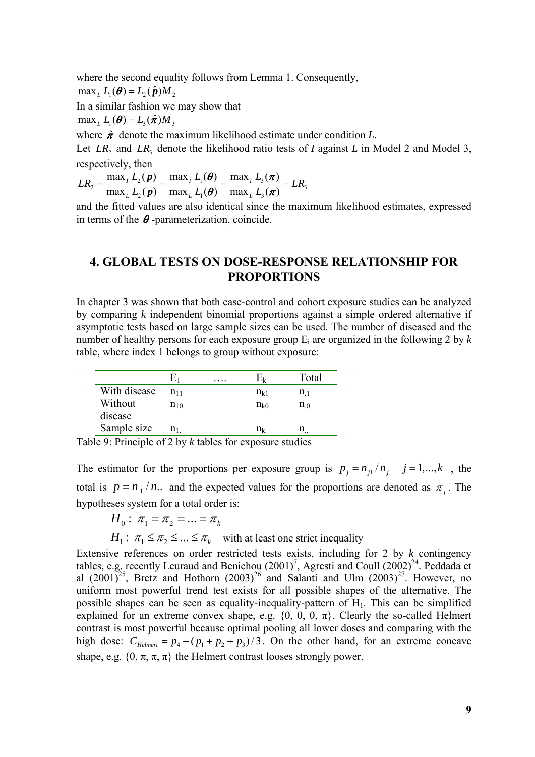where the second equality follows from Lemma 1. Consequently,

$$\max_L L_1(\boldsymbol{\theta}) = L_2(\hat{\boldsymbol{p}})M_2$$

In a similar fashion we may show that

$$\max_L L_1(\boldsymbol{\theta}) = L_3(\hat{\boldsymbol{\pi}})M_3$$

where $\hat{\boldsymbol{\pi}}$ denote the maximum likelihood estimate under condition *L*.

Let $LR_2$ and $LR_3$ denote the likelihood ratio tests of *I* against *L* in Model 2 and Model 3, respectively, then

$$LR_2 = \frac{\max_I L_2(\boldsymbol{p})}{\max_L L_2(\boldsymbol{p})} = \frac{\max_I L_1(\boldsymbol{\theta})}{\max_L L_1(\boldsymbol{\theta})} = \frac{\max_I L_3(\boldsymbol{\pi})}{\max_L L_3(\boldsymbol{\pi})} = LR_3$$

and the fitted values are also identical since the maximum likelihood estimates, expressed in terms of the $\boldsymbol{\theta}$-parameterization, coincide.

# 4. GLOBAL TESTS ON DOSE-RESPONSE RELATIONSHIP FOR PROPORTIONS

In chapter 3 was shown that both case-control and cohort exposure studies can be analyzed by comparing *k* independent binomial proportions against a simple ordered alternative if asymptotic tests based on large sample sizes can be used. The number of diseased and the number of healthy persons for each exposure group $E_i$ are organized in the following 2 by *k* table, where index 1 belongs to group without exposure:

| | $E_1$ | …. | $E_k$ | Total |
|---|---|---|---|---|
| With disease | $n_{11}$ | | $n_{k1}$ | $n_{.1}$ |
| Without disease | $n_{10}$ | | $n_{k0}$ | $n_{.0}$ |
| Sample size | $n_{1.}$ | | $n_{k.}$ | $n_{..}$ |

Table 9: Principle of 2 by *k* tables for exposure studies

The estimator for the proportions per exposure group is $p_j = n_{j1}/n_{j.} \quad j = 1,...,k$ , the total is $p = n_{.1}/n_{..}$ and the expected values for the proportions are denoted as $\pi_j$. The hypotheses system for a total order is:

$$H_0: \pi_1 = \pi_2 = ... = \pi_k$$

$$H_1: \pi_1 \leq \pi_2 \leq ... \leq \pi_k \quad \text{with at least one strict inequality}$$

Extensive references on order restricted tests exists, including for 2 by *k* contingency tables, e.g. recently Leuraud and Benichou (2001)[7], Agresti and Coull (2002)[24]. Peddada et al (2001)[25], Bretz and Hothorn (2003)[26] and Salanti and Ulm (2003)[27]. However, no uniform most powerful trend test exists for all possible shapes of the alternative. The possible shapes can be seen as equality-inequality-pattern of $H_1$. This can be simplified explained for an extreme convex shape, e.g. {0, 0, 0, π}. Clearly the so-called Helmert contrast is most powerful because optimal pooling all lower doses and comparing with the high dose: $C_{Helmert} = p_4 - (p_1 + p_2 + p_3)/3$. On the other hand, for an extreme concave shape, e.g. {0, π, π, π} the Helmert contrast looses strongly power.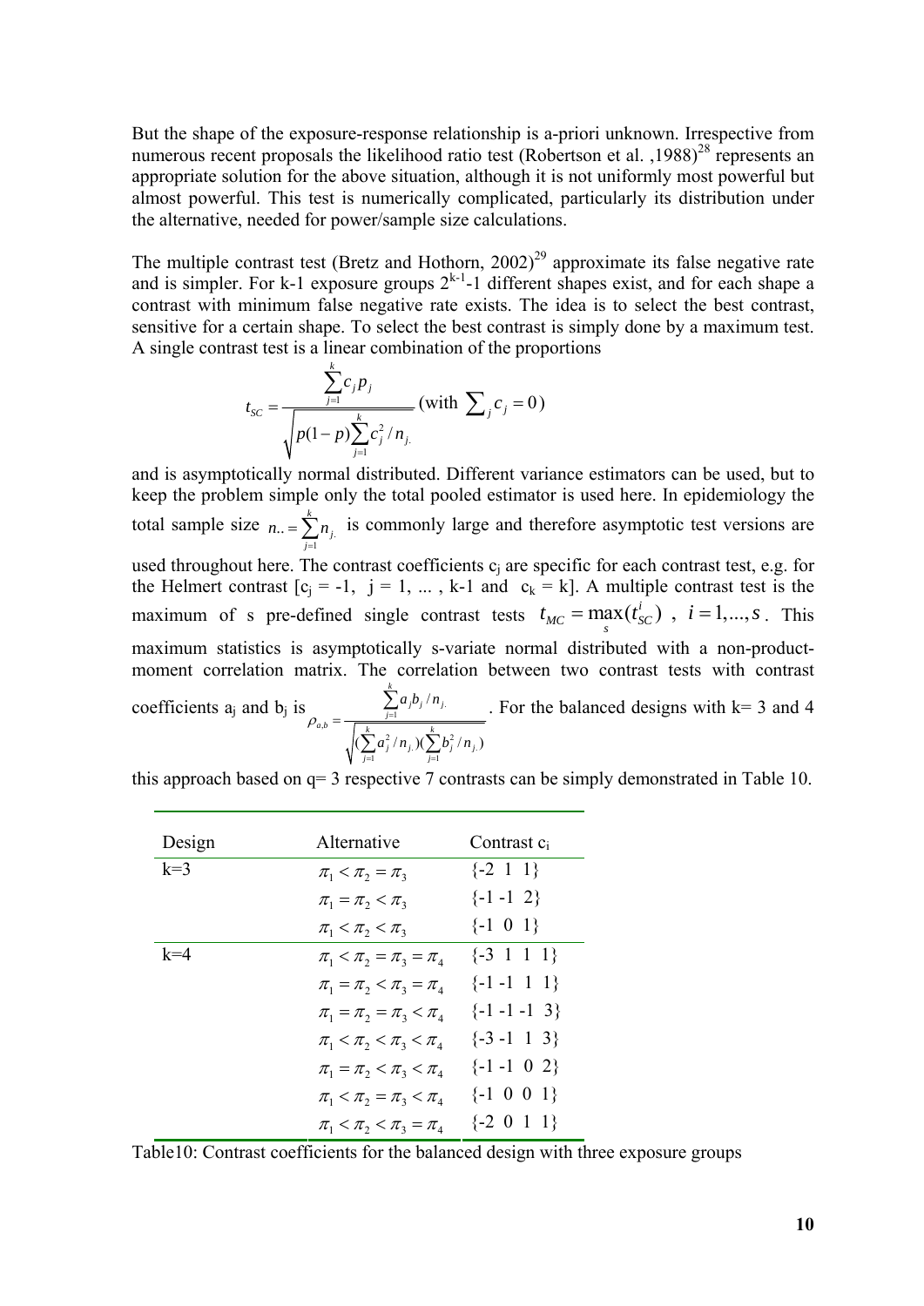But the shape of the exposure-response relationship is a-priori unknown. Irrespective from numerous recent proposals the likelihood ratio test (Robertson et al. ,1988)[28] represents an appropriate solution for the above situation, although it is not uniformly most powerful but almost powerful. This test is numerically complicated, particularly its distribution under the alternative, needed for power/sample size calculations.

The multiple contrast test (Bretz and Hothorn, 2002)[29] approximate its false negative rate and is simpler. For k-1 exposure groups $2^{k-1}$-1 different shapes exist, and for each shape a contrast with minimum false negative rate exists. The idea is to select the best contrast, sensitive for a certain shape. To select the best contrast is simply done by a maximum test. A single contrast test is a linear combination of the proportions

$$t_{SC} = \frac{\sum_{j=1}^{k} c_j p_j}{\sqrt{p(1-p)\sum_{j=1}^{k} c_j^2 / n_{j.}}} \text{ (with } \sum_j c_j = 0\text{)}$$

and is asymptotically normal distributed. Different variance estimators can be used, but to keep the problem simple only the total pooled estimator is used here. In epidemiology the total sample size $n_{..} = \sum_{j=1}^{k} n_{j.}$ is commonly large and therefore asymptotic test versions are used throughout here. The contrast coefficients $c_j$ are specific for each contrast test, e.g. for the Helmert contrast [$c_j$ = -1, j = 1, ... , k-1 and $c_k$ = k]. A multiple contrast test is the maximum of s pre-defined single contrast tests $t_{MC} = \max_s(t_{SC}^i)$ , $i = 1,...,s$. This maximum statistics is asymptotically s-variate normal distributed with a non-product-moment correlation matrix. The correlation between two contrast tests with contrast coefficients $a_j$ and $b_j$ is $\rho_{a,b} = \frac{\sum_{j=1}^{k} a_j b_j / n_{j.}}{\sqrt{(\sum_{j=1}^{k} a_j^2 / n_{j.})(\sum_{j=1}^{k} b_j^2 / n_{j.})}}$. For the balanced designs with k= 3 and 4 this approach based on q= 3 respective 7 contrasts can be simply demonstrated in Table 10.

| Design | Alternative | Contrast $c_i$ |
|---|---|---|
| k=3 | $\pi_1 < \pi_2 = \pi_3$ | {-2 1 1} |
| | $\pi_1 = \pi_2 < \pi_3$ | {-1 -1 2} |
| | $\pi_1 < \pi_2 < \pi_3$ | {-1 0 1} |
| k=4 | $\pi_1 < \pi_2 = \pi_3 = \pi_4$ | {-3 1 1 1} |
| | $\pi_1 = \pi_2 < \pi_3 = \pi_4$ | {-1 -1 1 1} |
| | $\pi_1 = \pi_2 = \pi_3 < \pi_4$ | {-1 -1 -1 3} |
| | $\pi_1 < \pi_2 < \pi_3 < \pi_4$ | {-3 -1 1 3} |
| | $\pi_1 = \pi_2 < \pi_3 < \pi_4$ | {-1 -1 0 2} |
| | $\pi_1 < \pi_2 = \pi_3 < \pi_4$ | {-1 0 0 1} |
| | $\pi_1 < \pi_2 < \pi_3 = \pi_4$ | {-2 0 1 1} |

Table10: Contrast coefficients for the balanced design with three exposure groups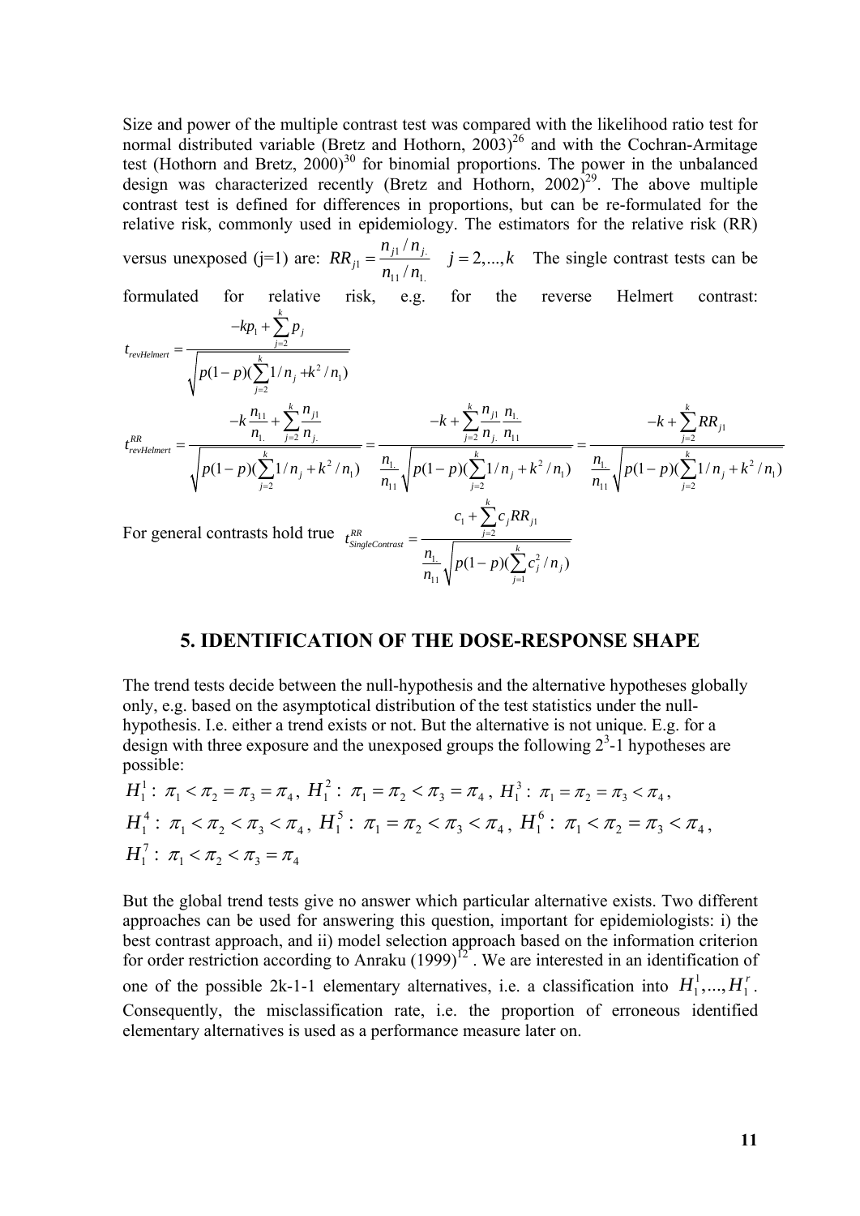Size and power of the multiple contrast test was compared with the likelihood ratio test for normal distributed variable (Bretz and Hothorn, 2003)[26] and with the Cochran-Armitage test (Hothorn and Bretz, 2000)[30] for binomial proportions. The power in the unbalanced design was characterized recently (Bretz and Hothorn, 2002)[29]. The above multiple contrast test is defined for differences in proportions, but can be re-formulated for the relative risk, commonly used in epidemiology. The estimators for the relative risk (RR) versus unexposed (j=1) are: $RR_{j1} = \frac{n_{j1}/n_{j.}}{n_{11}/n_{1.}} \quad j = 2,...,k$ The single contrast tests can be formulated for relative risk, e.g. for the reverse Helmert contrast:

$$t_{revHelmert} = \frac{-kp_1 + \sum_{j=2}^{k} p_j}{\sqrt{p(1-p)(\sum_{j=2}^{k} 1/n_j + k^2/n_1)}}$$

$$t_{revHelmert}^{RR} = \frac{-k\frac{n_{11}}{n_{1.}} + \sum_{j=2}^{k} \frac{n_{j1}}{n_{j.}}}{\sqrt{p(1-p)(\sum_{j=2}^{k} 1/n_j + k^2/n_1)}} = \frac{-k + \sum_{j=2}^{k} \frac{n_{j1}}{n_{j.}} \frac{n_{1.}}{n_{11}}}{\frac{n_{1.}}{n_{11}} \sqrt{p(1-p)(\sum_{j=2}^{k} 1/n_j + k^2/n_1)}} = \frac{-k + \sum_{j=2}^{k} RR_{j1}}{\frac{n_{1.}}{n_{11}} \sqrt{p(1-p)(\sum_{j=2}^{k} 1/n_j + k^2/n_1)}}$$

For general contrasts hold true $t_{SingleContrast}^{RR} = \frac{c_1 + \sum_{j=2}^{k} c_j RR_{j1}}{\frac{n_{1.}}{n_{11}} \sqrt{p(1-p)(\sum_{j=1}^{k} c_j^2/n_j)}}$

## 5. IDENTIFICATION OF THE DOSE-RESPONSE SHAPE

The trend tests decide between the null-hypothesis and the alternative hypotheses globally only, e.g. based on the asymptotical distribution of the test statistics under the null-hypothesis. I.e. either a trend exists or not. But the alternative is not unique. E.g. for a design with three exposure and the unexposed groups the following $2^3$-1 hypotheses are possible:

$H_1^1: \pi_1 < \pi_2 = \pi_3 = \pi_4$, $H_1^2: \pi_1 = \pi_2 < \pi_3 = \pi_4$, $H_1^3: \pi_1 = \pi_2 = \pi_3 < \pi_4$,
$H_1^4: \pi_1 < \pi_2 < \pi_3 < \pi_4$, $H_1^5: \pi_1 = \pi_2 < \pi_3 < \pi_4$, $H_1^6: \pi_1 < \pi_2 = \pi_3 < \pi_4$,
$H_1^7: \pi_1 < \pi_2 < \pi_3 = \pi_4$

But the global trend tests give no answer which particular alternative exists. Two different approaches can be used for answering this question, important for epidemiologists: i) the best contrast approach, and ii) model selection approach based on the information criterion for order restriction according to Anraku (1999)[12]. We are interested in an identification of one of the possible 2k-1-1 elementary alternatives, i.e. a classification into $H_1^1,...,H_1^r$. Consequently, the misclassification rate, i.e. the proportion of erroneous identified elementary alternatives is used as a performance measure later on.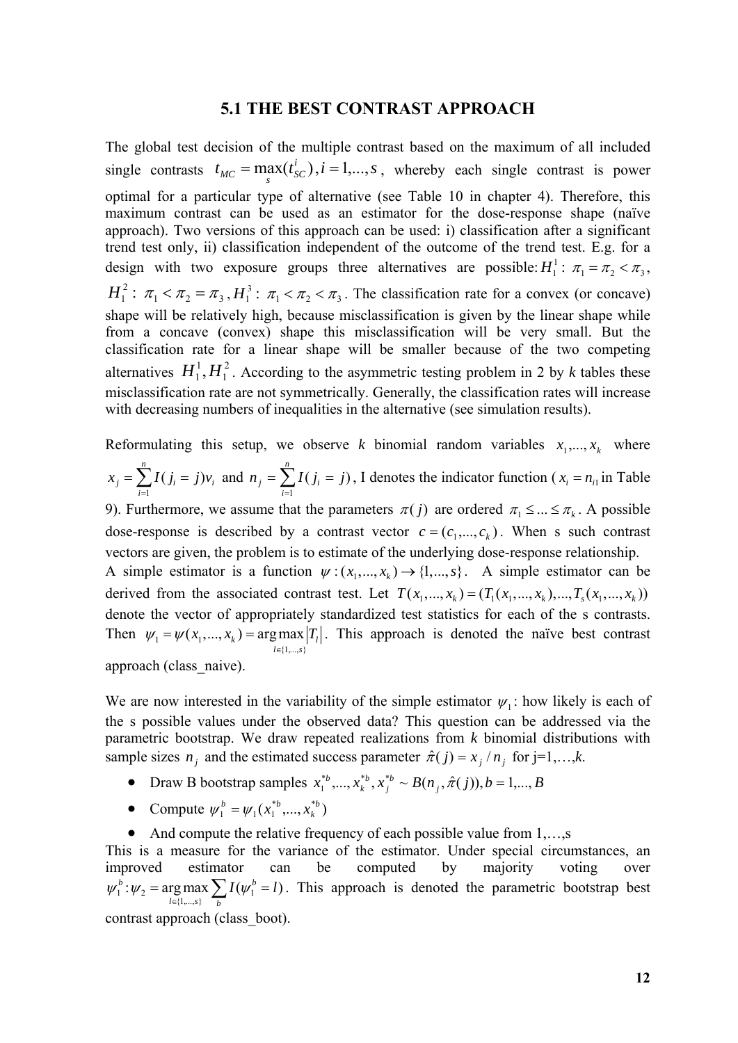## 5.1 THE BEST CONTRAST APPROACH

The global test decision of the multiple contrast based on the maximum of all included single contrasts $t_{MC} = \max_s(t_{SC}^i), i = 1,...,s$, whereby each single contrast is power optimal for a particular type of alternative (see Table 10 in chapter 4). Therefore, this maximum contrast can be used as an estimator for the dose-response shape (naïve approach). Two versions of this approach can be used: i) classification after a significant trend test only, ii) classification independent of the outcome of the trend test. E.g. for a design with two exposure groups three alternatives are possible: $H_1^1: \pi_1 = \pi_2 < \pi_3$, $H_1^2: \pi_1 < \pi_2 = \pi_3$, $H_1^3: \pi_1 < \pi_2 < \pi_3$. The classification rate for a convex (or concave) shape will be relatively high, because misclassification is given by the linear shape while from a concave (convex) shape this misclassification will be very small. But the classification rate for a linear shape will be smaller because of the two competing alternatives $H_1^1, H_1^2$. According to the asymmetric testing problem in 2 by *k* tables these misclassification rate are not symmetrically. Generally, the classification rates will increase with decreasing numbers of inequalities in the alternative (see simulation results).

Reformulating this setup, we observe *k* binomial random variables $x_1,...,x_k$ where $x_j = \sum_{i=1}^{n} I(j_i = j)v_i$ and $n_j = \sum_{i=1}^{n} I(j_i = j)$, I denotes the indicator function ($x_i = n_{i1}$ in Table 9). Furthermore, we assume that the parameters $\pi(j)$ are ordered $\pi_1 \leq ... \leq \pi_k$. A possible dose-response is described by a contrast vector $c = (c_1,...,c_k)$. When s such contrast vectors are given, the problem is to estimate of the underlying dose-response relationship.
A simple estimator is a function $\psi : (x_1,...,x_k) \to \{1,...,s\}$. A simple estimator can be derived from the associated contrast test. Let $T(x_1,...,x_k) = (T_1(x_1,...,x_k),...,T_s(x_1,...,x_k))$ denote the vector of appropriately standardized test statistics for each of the s contrasts. Then $\psi_1 = \psi(x_1,...,x_k) = \arg\max_{l \in \{1,...,s\}} |T_l|$. This approach is denoted the naïve best contrast approach (class_naive).

We are now interested in the variability of the simple estimator $\psi_1$: how likely is each of the s possible values under the observed data? This question can be addressed via the parametric bootstrap. We draw repeated realizations from *k* binomial distributions with sample sizes $n_j$ and the estimated success parameter $\hat{\pi}(j) = x_j / n_j$ for j=1,…,*k*.

- Draw B bootstrap samples $x_1^{*b},...,x_k^{*b}, x_j^{*b} \sim B(n_j, \hat{\pi}(j)), b = 1,...,B$
- Compute $\psi_1^b = \psi_1(x_1^{*b},...,x_k^{*b})$
- And compute the relative frequency of each possible value from 1,…,s

This is a measure for the variance of the estimator. Under special circumstances, an improved estimator can be computed by majority voting over $\psi_1^b : \psi_2 = \arg\max_{l \in \{1,...,s\}} \sum_b I(\psi_1^b = l)$. This approach is denoted the parametric bootstrap best contrast approach (class_boot).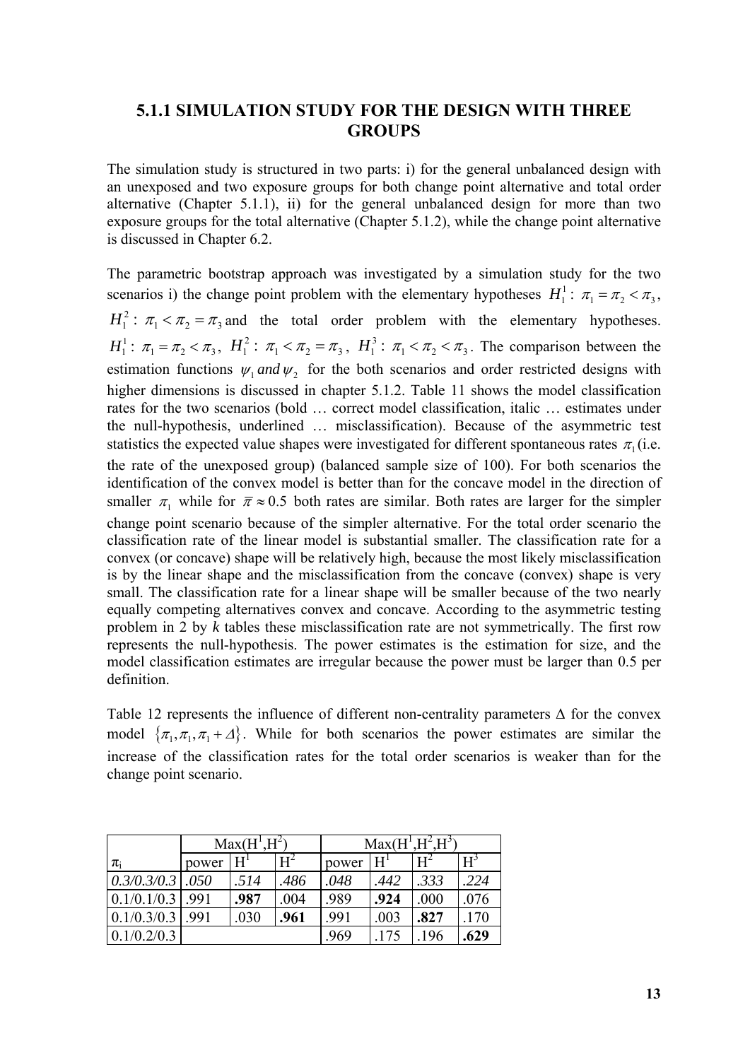### 5.1.1 SIMULATION STUDY FOR THE DESIGN WITH THREE GROUPS

The simulation study is structured in two parts: i) for the general unbalanced design with an unexposed and two exposure groups for both change point alternative and total order alternative (Chapter 5.1.1), ii) for the general unbalanced design for more than two exposure groups for the total alternative (Chapter 5.1.2), while the change point alternative is discussed in Chapter 6.2.

The parametric bootstrap approach was investigated by a simulation study for the two scenarios i) the change point problem with the elementary hypotheses $H_1^1: \pi_1 = \pi_2 < \pi_3$, $H_1^2: \pi_1 < \pi_2 = \pi_3$ and the total order problem with the elementary hypotheses. $H_1^1: \pi_1 = \pi_2 < \pi_3$, $H_1^2: \pi_1 < \pi_2 = \pi_3$, $H_1^3: \pi_1 < \pi_2 < \pi_3$. The comparison between the estimation functions $\psi_1$ *and* $\psi_2$ for the both scenarios and order restricted designs with higher dimensions is discussed in chapter 5.1.2. Table 11 shows the model classification rates for the two scenarios (bold … correct model classification, italic … estimates under the null-hypothesis, underlined … misclassification). Because of the asymmetric test statistics the expected value shapes were investigated for different spontaneous rates $\pi_1$ (i.e. the rate of the unexposed group) (balanced sample size of 100). For both scenarios the identification of the convex model is better than for the concave model in the direction of smaller $\pi_1$ while for $\bar{\pi} \approx 0.5$ both rates are similar. Both rates are larger for the simpler change point scenario because of the simpler alternative. For the total order scenario the classification rate of the linear model is substantial smaller. The classification rate for a convex (or concave) shape will be relatively high, because the most likely misclassification is by the linear shape and the misclassification from the concave (convex) shape is very small. The classification rate for a linear shape will be smaller because of the two nearly equally competing alternatives convex and concave. According to the asymmetric testing problem in 2 by *k* tables these misclassification rate are not symmetrically. The first row represents the null-hypothesis. The power estimates is the estimation for size, and the model classification estimates are irregular because the power must be larger than 0.5 per definition.

Table 12 represents the influence of different non-centrality parameters Δ for the convex model $\{\pi_1, \pi_1, \pi_1 + \Delta\}$. While for both scenarios the power estimates are similar the increase of the classification rates for the total order scenarios is weaker than for the change point scenario.

| | Max($H^1$,$H^2$) | | | Max($H^1$,$H^2$,$H^3$) | | | |
|---|---|---|---|---|---|---|---|
| $\pi_i$ | power | $H^1$ | $H^2$ | power | $H^1$ | $H^2$ | $H^3$ |
| *0.3/0.3/0.3* | *.050* | *.514* | *.486* | *.048* | *.442* | *.333* | *.224* |
| 0.1/0.1/0.3 | .991 | **.987** | .004 | .989 | **.924** | .000 | .076 |
| 0.1/0.3/0.3 | .991 | .030 | **.961** | .991 | .003 | **.827** | .170 |
| 0.1/0.2/0.3 | | | | .969 | .175 | .196 | **.629** |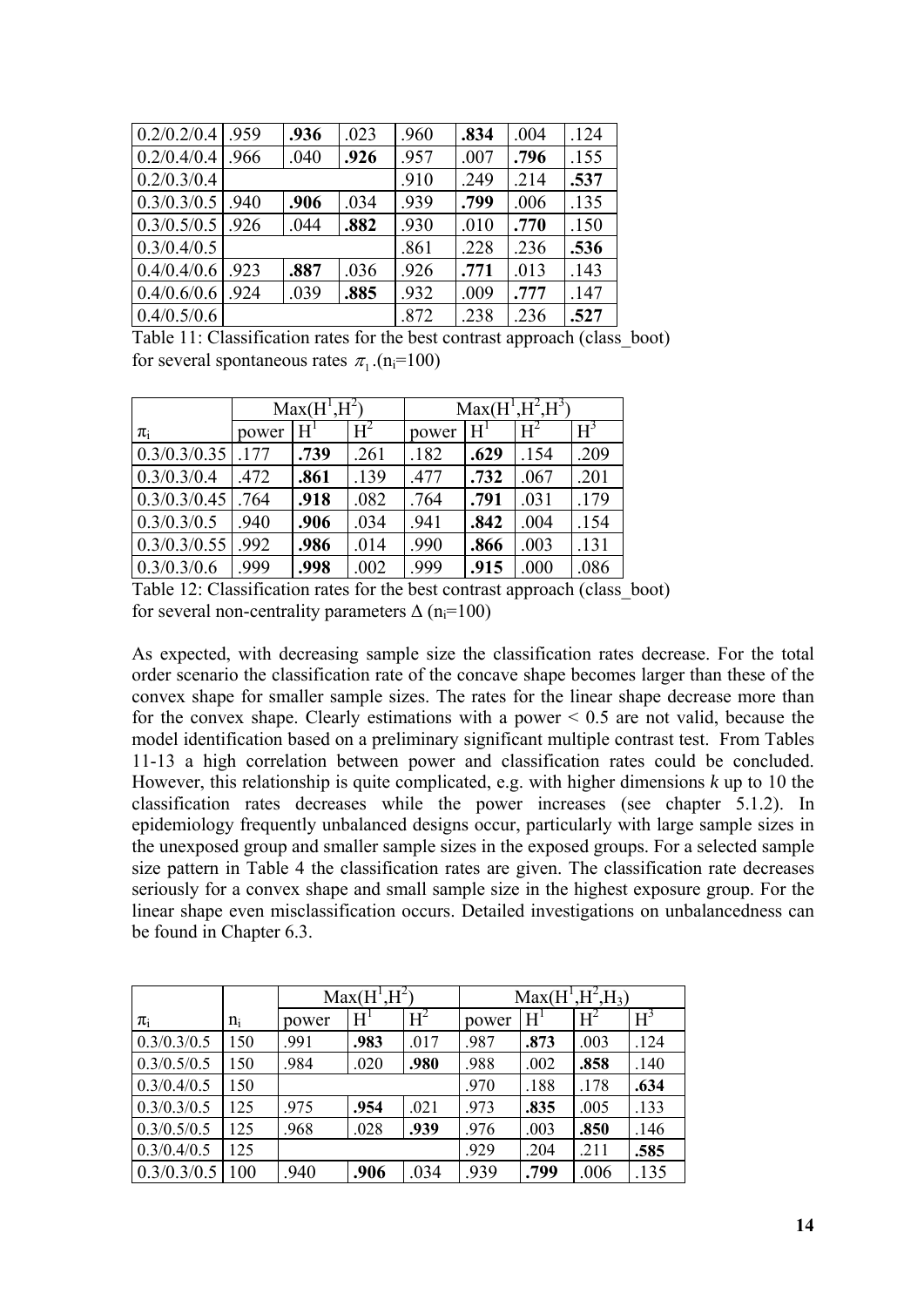| 0.2/0.2/0.4 | .959 | **.936** | .023 | .960 | **.834** | .004 | .124 |
|---|---|---|---|---|---|---|---|
| 0.2/0.4/0.4 | .966 | .040 | **.926** | .957 | .007 | **.796** | .155 |
| 0.2/0.3/0.4 | | | | .910 | .249 | .214 | **.537** |
| 0.3/0.3/0.5 | .940 | **.906** | .034 | .939 | **.799** | .006 | .135 |
| 0.3/0.5/0.5 | .926 | .044 | **.882** | .930 | .010 | **.770** | .150 |
| 0.3/0.4/0.5 | | | | .861 | .228 | .236 | **.536** |
| 0.4/0.4/0.6 | .923 | **.887** | .036 | .926 | **.771** | .013 | .143 |
| 0.4/0.6/0.6 | .924 | .039 | **.885** | .932 | .009 | **.777** | .147 |
| 0.4/0.5/0.6 | | | | .872 | .238 | .236 | **.527** |

Table 11: Classification rates for the best contrast approach (class_boot) for several spontaneous rates $\pi_i$ .($n_i$=100)

| | Max($H^1$,$H^2$) | | | Max($H^1$,$H^2$,$H^3$) | | | |
|---|---|---|---|---|---|---|---|
| $\pi_i$ | power | $H^1$ | $H^2$ | power | $H^1$ | $H^2$ | $H^3$ |
| 0.3/0.3/0.35 | .177 | **.739** | .261 | .182 | **.629** | .154 | .209 |
| 0.3/0.3/0.4 | .472 | **.861** | .139 | .477 | **.732** | .067 | .201 |
| 0.3/0.3/0.45 | .764 | **.918** | .082 | .764 | **.791** | .031 | .179 |
| 0.3/0.3/0.5 | .940 | **.906** | .034 | .941 | **.842** | .004 | .154 |
| 0.3/0.3/0.55 | .992 | **.986** | .014 | .990 | **.866** | .003 | .131 |
| 0.3/0.3/0.6 | .999 | **.998** | .002 | .999 | **.915** | .000 | .086 |

Table 12: Classification rates for the best contrast approach (class_boot) for several non-centrality parameters Δ ($n_i$=100)

As expected, with decreasing sample size the classification rates decrease. For the total order scenario the classification rate of the concave shape becomes larger than these of the convex shape for smaller sample sizes. The rates for the linear shape decrease more than for the convex shape. Clearly estimations with a power < 0.5 are not valid, because the model identification based on a preliminary significant multiple contrast test. From Tables 11-13 a high correlation between power and classification rates could be concluded. However, this relationship is quite complicated, e.g. with higher dimensions *k* up to 10 the classification rates decreases while the power increases (see chapter 5.1.2). In epidemiology frequently unbalanced designs occur, particularly with large sample sizes in the unexposed group and smaller sample sizes in the exposed groups. For a selected sample size pattern in Table 4 the classification rates are given. The classification rate decreases seriously for a convex shape and small sample size in the highest exposure group. For the linear shape even misclassification occurs. Detailed investigations on unbalancedness can be found in Chapter 6.3.

| | | Max($H^1$,$H^2$) | | | Max($H^1$,$H^2$,$H_3$) | | | |
|---|---|---|---|---|---|---|---|---|
| $\pi_i$ | $n_i$ | power | $H^1$ | $H^2$ | power | $H^1$ | $H^2$ | $H^3$ |
| 0.3/0.3/0.5 | 150 | .991 | **.983** | .017 | .987 | **.873** | .003 | .124 |
| 0.3/0.5/0.5 | 150 | .984 | .020 | **.980** | .988 | .002 | **.858** | .140 |
| 0.3/0.4/0.5 | 150 | | | | .970 | .188 | .178 | **.634** |
| 0.3/0.3/0.5 | 125 | .975 | **.954** | .021 | .973 | **.835** | .005 | .133 |
| 0.3/0.5/0.5 | 125 | .968 | .028 | **.939** | .976 | .003 | **.850** | .146 |
| 0.3/0.4/0.5 | 125 | | | | .929 | .204 | .211 | **.585** |
| 0.3/0.3/0.5 | 100 | .940 | **.906** | .034 | .939 | **.799** | .006 | .135 |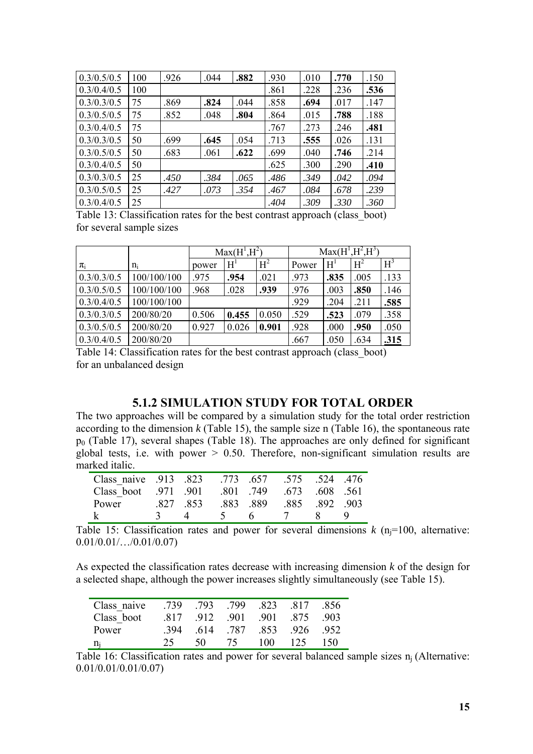| 0.3/0.5/0.5 | 100 | .926 | .044 | **.882** | .930 | .010 | **.770** | .150 |
|---|---|---|---|---|---|---|---|---|
| 0.3/0.4/0.5 | 100 | | | | .861 | .228 | .236 | **.536** |
| 0.3/0.3/0.5 | 75 | .869 | **.824** | .044 | .858 | **.694** | .017 | .147 |
| 0.3/0.5/0.5 | 75 | .852 | .048 | **.804** | .864 | .015 | **.788** | .188 |
| 0.3/0.4/0.5 | 75 | | | | .767 | .273 | .246 | **.481** |
| 0.3/0.3/0.5 | 50 | .699 | **.645** | .054 | .713 | **.555** | .026 | .131 |
| 0.3/0.5/0.5 | 50 | .683 | .061 | **.622** | .699 | .040 | **.746** | .214 |
| 0.3/0.4/0.5 | 50 | | | | .625 | .300 | .290 | **.410** |
| 0.3/0.3/0.5 | 25 | *.450* | *.384* | *.065* | *.486* | *.349* | *.042* | *.094* |
| 0.3/0.5/0.5 | 25 | *.427* | *.073* | *.354* | *.467* | *.084* | *.678* | *.239* |
| 0.3/0.4/0.5 | 25 | | | | *.404* | *.309* | *.330* | *.360* |

Table 13: Classification rates for the best contrast approach (class_boot) for several sample sizes

| | | Max($H^1$,$H^2$) | | | Max($H^1$,$H^2$,$H^3$) | | | |
|---|---|---|---|---|---|---|---|---|
| $\pi_i$ | $n_i$ | power | $H^1$ | $H^2$ | Power | $H^1$ | $H^2$ | $H^3$ |
| 0.3/0.3/0.5 | 100/100/100 | .975 | **.954** | .021 | .973 | **.835** | .005 | .133 |
| 0.3/0.5/0.5 | 100/100/100 | .968 | .028 | **.939** | .976 | .003 | **.850** | .146 |
| 0.3/0.4/0.5 | 100/100/100 | | | | .929 | .204 | .211 | **.585** |
| 0.3/0.3/0.5 | 200/80/20 | 0.506 | **0.455** | 0.050 | .529 | **.523** | .079 | .358 |
| 0.3/0.5/0.5 | 200/80/20 | 0.927 | 0.026 | **0.901** | .928 | .000 | **.950** | .050 |
| 0.3/0.4/0.5 | 200/80/20 | | | | .667 | .050 | .634 | **.315** |

Table 14: Classification rates for the best contrast approach (class_boot) for an unbalanced design

### 5.1.2 SIMULATION STUDY FOR TOTAL ORDER

The two approaches will be compared by a simulation study for the total order restriction according to the dimension *k* (Table 15), the sample size n (Table 16), the spontaneous rate $p_0$ (Table 17), several shapes (Table 18). The approaches are only defined for significant global tests, i.e. with power > 0.50. Therefore, non-significant simulation results are marked italic.

| Class_naive | .913 | .823 | .773 | .657 | .575 | .524 | .476 |
|---|---|---|---|---|---|---|---|
| Class_boot | .971 | .901 | .801 | .749 | .673 | .608 | .561 |
| Power | .827 | .853 | .883 | .889 | .885 | .892 | .903 |
| k | 3 | 4 | 5 | 6 | 7 | 8 | 9 |

Table 15: Classification rates and power for several dimensions *k* ($n_j$=100, alternative: 0.01/0.01/…/0.01/0.07)

As expected the classification rates decrease with increasing dimension *k* of the design for a selected shape, although the power increases slightly simultaneously (see Table 15).

| Class_naive | .739 | .793 | .799 | .823 | .817 | .856 |
|---|---|---|---|---|---|---|
| Class_boot | .817 | .912 | .901 | .901 | .875 | .903 |
| Power | .394 | .614 | .787 | .853 | .926 | .952 |
| $n_j$ | 25 | 50 | 75 | 100 | 125 | 150 |

Table 16: Classification rates and power for several balanced sample sizes $n_j$ (Alternative: 0.01/0.01/0.01/0.07)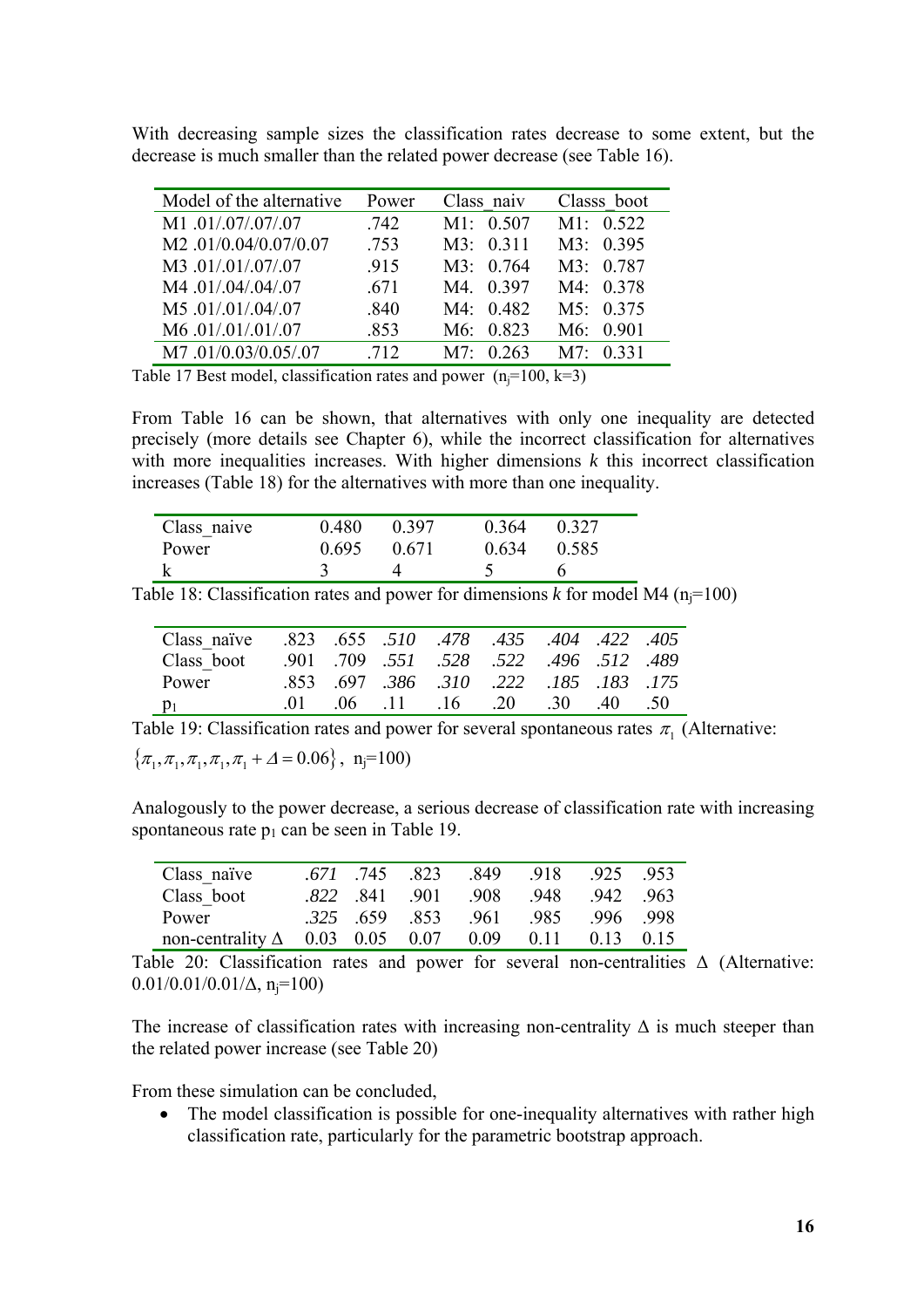With decreasing sample sizes the classification rates decrease to some extent, but the decrease is much smaller than the related power decrease (see Table 16).

| Model of the alternative | Power | Class_naiv | Classs_boot |
|---|---|---|---|
| M1 .01/.07/.07/.07 | .742 | M1: 0.507 | M1: 0.522 |
| M2 .01/0.04/0.07/0.07 | .753 | M3: 0.311 | M3: 0.395 |
| M3 .01/.01/.07/.07 | .915 | M3: 0.764 | M3: 0.787 |
| M4 .01/.04/.04/.07 | .671 | M4. 0.397 | M4: 0.378 |
| M5 .01/.01/.04/.07 | .840 | M4: 0.482 | M5: 0.375 |
| M6 .01/.01/.01/.07 | .853 | M6: 0.823 | M6: 0.901 |
| M7 .01/0.03/0.05/.07 | .712 | M7: 0.263 | M7: 0.331 |

Table 17 Best model, classification rates and power ($n_j$=100, k=3)

From Table 16 can be shown, that alternatives with only one inequality are detected precisely (more details see Chapter 6), while the incorrect classification for alternatives with more inequalities increases. With higher dimensions *k* this incorrect classification increases (Table 18) for the alternatives with more than one inequality.

| | | | | |
|---|---|---|---|---|
| Class_naive | 0.480 | 0.397 | 0.364 | 0.327 |
| Power | 0.695 | 0.671 | 0.634 | 0.585 |
| k | 3 | 4 | 5 | 6 |

Table 18: Classification rates and power for dimensions *k* for model M4 ($n_j$=100)

| | | | | | | | | |
|---|---|---|---|---|---|---|---|---|
| Class_naïve | .823 | .655 | *.510* | *.478* | *.435* | *.404* | *.422* | *.405* |
| Class_boot | .901 | .709 | *.551* | *.528* | *.522* | *.496* | *.512* | *.489* |
| Power | .853 | .697 | *.386* | *.310* | *.222* | *.185* | *.183* | *.175* |
| $p_1$ | .01 | .06 | .11 | .16 | .20 | .30 | .40 | .50 |

Table 19: Classification rates and power for several spontaneous rates $\pi_1$ (Alternative: $\{\pi_1, \pi_1, \pi_1, \pi_1, \pi_1 + \Delta = 0.06\}$, $n_j$=100)

Analogously to the power decrease, a serious decrease of classification rate with increasing spontaneous rate $p_1$ can be seen in Table 19.

| | | | | | | | |
|---|---|---|---|---|---|---|---|
| Class_naïve | *.671* | .745 | .823 | .849 | .918 | .925 | .953 |
| Class_boot | *.822* | .841 | .901 | .908 | .948 | .942 | .963 |
| Power | *.325* | .659 | .853 | .961 | .985 | .996 | .998 |
| non-centrality Δ | 0.03 | 0.05 | 0.07 | 0.09 | 0.11 | 0.13 | 0.15 |

Table 20: Classification rates and power for several non-centralities Δ (Alternative: 0.01/0.01/0.01/Δ, $n_j$=100)

The increase of classification rates with increasing non-centrality Δ is much steeper than the related power increase (see Table 20)

From these simulation can be concluded,

- The model classification is possible for one-inequality alternatives with rather high classification rate, particularly for the parametric bootstrap approach.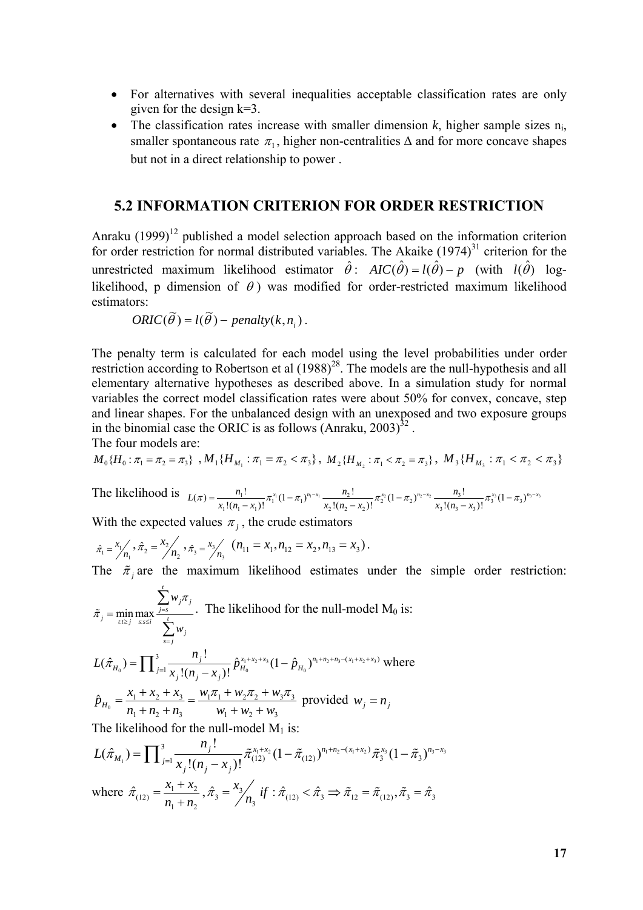- For alternatives with several inequalities acceptable classification rates are only given for the design k=3.
- The classification rates increase with smaller dimension $k$, higher sample sizes $n_i$, smaller spontaneous rate $\pi_1$, higher non-centralities $\Delta$ and for more concave shapes but not in a direct relationship to power .

## 5.2 INFORMATION CRITERION FOR ORDER RESTRICTION

Anraku (1999)[12] published a model selection approach based on the information criterion for order restriction for normal distributed variables. The Akaike (1974)[31] criterion for the unrestricted maximum likelihood estimator $\hat{\theta}$: $AIC(\hat{\theta}) = l(\hat{\theta}) - p$ (with $l(\hat{\theta})$ log-likelihood, p dimension of $\theta$) was modified for order-restricted maximum likelihood estimators:

$$ORIC(\tilde{\theta}) = l(\tilde{\theta}) - penalty(k, n_i) .$$

The penalty term is calculated for each model using the level probabilities under order restriction according to Robertson et al (1988)[28]. The models are the null-hypothesis and all elementary alternative hypotheses as described above. In a simulation study for normal variables the correct model classification rates were about 50% for convex, concave, step and linear shapes. For the unbalanced design with an unexposed and two exposure groups in the binomial case the ORIC is as follows (Anraku, 2003)[32] .

The four models are:

$$M_0\{H_0 : \pi_1 = \pi_2 = \pi_3\} \;, M_1\{H_{M_1} : \pi_1 = \pi_2 < \pi_3\} ,\; M_2\{H_{M_2} : \pi_1 < \pi_2 = \pi_3\} ,\; M_3\{H_{M_3} : \pi_1 < \pi_2 < \pi_3\}$$

The likelihood is $L(\pi) = \frac{n_1!}{x_1!(n_1 - x_1)!} \pi_1^{x_1} (1 - \pi_1)^{n_1 - x_1} \frac{n_2!}{x_2!(n_2 - x_2)!} \pi_2^{x_2} (1 - \pi_2)^{n_2 - x_2} \frac{n_3!}{x_3!(n_3 - x_3)!} \pi_3^{x_3} (1 - \pi_3)^{n_3 - x_3}$

With the expected values $\pi_j$, the crude estimators

$$\hat{\pi}_1 = x_1 / n_1 ,\; \hat{\pi}_2 = x_2 / n_2 ,\; \hat{\pi}_3 = x_3 / n_3 \quad (n_{11} = x_1, n_{12} = x_2, n_{13} = x_3) .$$

The $\tilde{\pi}_j$ are the maximum likelihood estimates under the simple order restriction: $\tilde{\pi}_j = \min_{t:t \geq j} \max_{s:s \leq i} \frac{\sum_{j=s}^{t} w_j \pi_j}{\sum_{s=j}^{t} w_j}$. The likelihood for the null-model $M_0$ is:

$$L(\hat{\pi}_{H_0}) = \prod_{j=1}^{3} \frac{n_j!}{x_j!(n_j - x_j)!} \hat{p}_{H_0}^{x_1 + x_2 + x_3} (1 - \hat{p}_{H_0})^{n_1 + n_2 + n_3 - (x_1 + x_2 + x_3)} \text{ where}$$

$$\hat{p}_{H_0} = \frac{x_1 + x_2 + x_3}{n_1 + n_2 + n_3} = \frac{w_1 \pi_1 + w_2 \pi_2 + w_3 \pi_3}{w_1 + w_2 + w_3} \text{ provided } w_j = n_j$$

The likelihood for the null-model $M_1$ is:

$$L(\hat{\pi}_{M_1}) = \prod_{j=1}^{3} \frac{n_j!}{x_j!(n_j - x_j)!} \tilde{\pi}_{(12)}^{x_1 + x_2} (1 - \tilde{\pi}_{(12)})^{n_1 + n_2 - (x_1 + x_2)} \tilde{\pi}_3^{x_3} (1 - \tilde{\pi}_3)^{n_3 - x_3}$$

where $\hat{\pi}_{(12)} = \frac{x_1 + x_2}{n_1 + n_2} ,\; \hat{\pi}_3 = x_3 / n_3 \quad if : \hat{\pi}_{(12)} < \hat{\pi}_3 \Rightarrow \tilde{\pi}_{12} = \tilde{\pi}_{(12)}, \tilde{\pi}_3 = \hat{\pi}_3$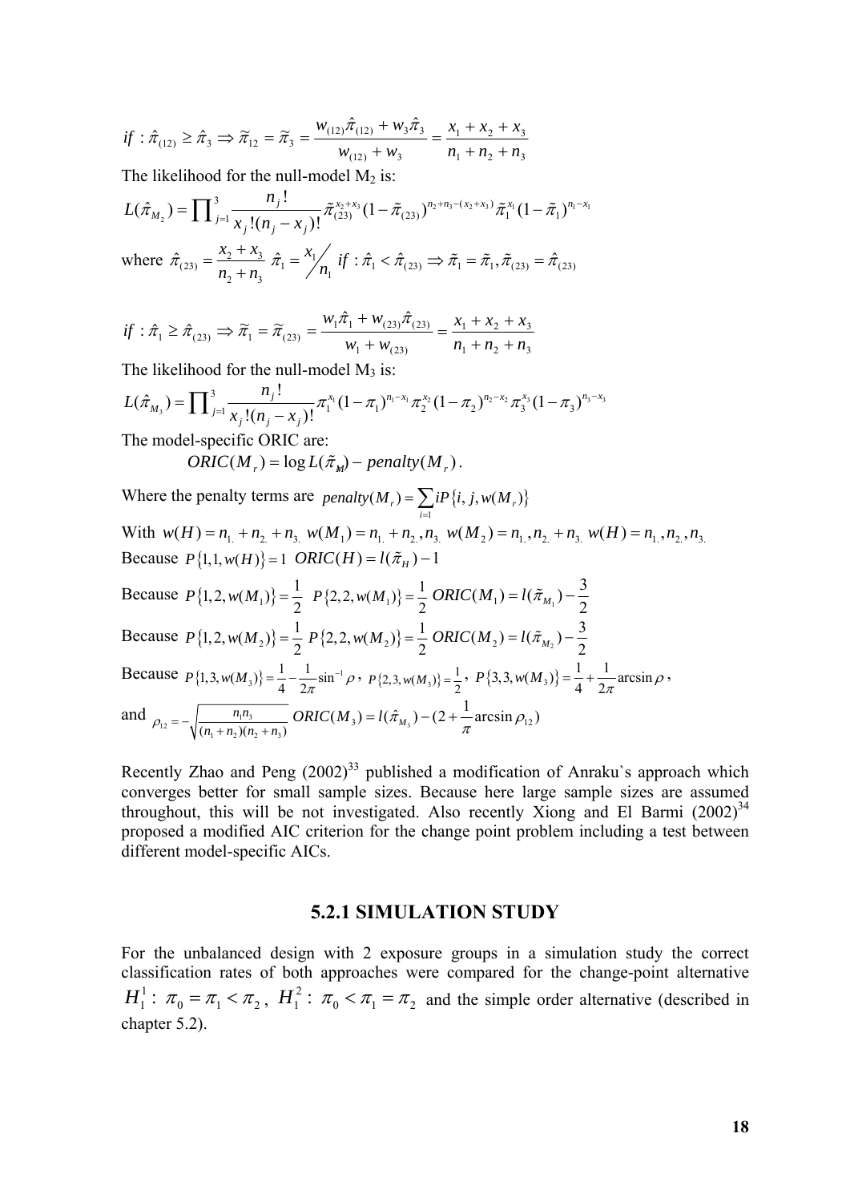$$if: \hat{\pi}_{(12)} \geq \hat{\pi}_3 \Rightarrow \tilde{\pi}_{12} = \tilde{\pi}_3 = \frac{w_{(12)}\hat{\pi}_{(12)} + w_3\hat{\pi}_3}{w_{(12)} + w_3} = \frac{x_1 + x_2 + x_3}{n_1 + n_2 + n_3}$$

The likelihood for the null-model M$_2$ is:

$$L(\hat{\pi}_{M_2}) = \prod_{j=1}^{3} \frac{n_j!}{x_j!(n_j - x_j)!} \tilde{\pi}_{(23)}^{x_2+x_3}(1-\tilde{\pi}_{(23)})^{n_2+n_3-(x_2+x_3)} \tilde{\pi}_1^{x_1}(1-\tilde{\pi}_1)^{n_1-x_1}$$

where $\hat{\pi}_{(23)} = \frac{x_2 + x_3}{n_2 + n_3}$ $\hat{\pi}_1 = x_1 / n_1$ $if: \hat{\pi}_1 < \hat{\pi}_{(23)} \Rightarrow \tilde{\pi}_1 = \hat{\pi}_1, \tilde{\pi}_{(23)} = \hat{\pi}_{(23)}$

$$if: \hat{\pi}_1 \geq \hat{\pi}_{(23)} \Rightarrow \tilde{\pi}_1 = \tilde{\pi}_{(23)} = \frac{w_1\hat{\pi}_1 + w_{(23)}\hat{\pi}_{(23)}}{w_1 + w_{(23)}} = \frac{x_1 + x_2 + x_3}{n_1 + n_2 + n_3}$$

The likelihood for the null-model M$_3$ is:

$$L(\hat{\pi}_{M_3}) = \prod_{j=1}^{3} \frac{n_j!}{x_j!(n_j - x_j)!} \pi_1^{x_1}(1-\pi_1)^{n_1-x_1} \pi_2^{x_2}(1-\pi_2)^{n_2-x_2} \pi_3^{x_3}(1-\pi_3)^{n_3-x_3}$$

The model-specific ORIC are:

$$ORIC(M_r) = \log L(\tilde{\pi}_M) - penalty(M_r).$$

Where the penalty terms are $penalty(M_r) = \sum_{i=1} iP\{i, j, w(M_r)\}$

With $w(H) = n_{1.} + n_{2.} + n_{3.}$ $w(M_1) = n_{1.} + n_{2.}, n_{3.}$ $w(M_2) = n_{1.}, n_{2.} + n_{3.}$ $w(H) = n_{1.}, n_{2.}, n_{3.}$

Because $P\{1, 1, w(H)\} = 1$ $ORIC(H) = l(\tilde{\pi}_H) - 1$

Because $P\{1, 2, w(M_1)\} = \frac{1}{2}$ $P\{2, 2, w(M_1)\} = \frac{1}{2}$ $ORIC(M_1) = l(\tilde{\pi}_{M_1}) - \frac{3}{2}$

Because $P\{1, 2, w(M_2)\} = \frac{1}{2}$ $P\{2, 2, w(M_2)\} = \frac{1}{2}$ $ORIC(M_2) = l(\tilde{\pi}_{M_2}) - \frac{3}{2}$

Because $P\{1, 3, w(M_3)\} = \frac{1}{4} - \frac{1}{2\pi}\sin^{-1}\rho$, $P\{2, 3, w(M_3)\} = \frac{1}{2}$, $P\{3, 3, w(M_3)\} = \frac{1}{4} + \frac{1}{2\pi}\arcsin\rho$,

and $\rho_{12} = -\sqrt{\frac{n_1 n_3}{(n_1 + n_2)(n_2 + n_3)}}$ $ORIC(M_3) = l(\hat{\pi}_{M_3}) - (2 + \frac{1}{\pi}\arcsin\rho_{12})$

Recently Zhao and Peng (2002)[33] published a modification of Anraku`s approach which converges better for small sample sizes. Because here large sample sizes are assumed throughout, this will be not investigated. Also recently Xiong and El Barmi (2002)[34] proposed a modified AIC criterion for the change point problem including a test between different model-specific AICs.

### 5.2.1 SIMULATION STUDY

For the unbalanced design with 2 exposure groups in a simulation study the correct classification rates of both approaches were compared for the change-point alternative $H_1^1: \pi_0 = \pi_1 < \pi_2$, $H_1^2: \pi_0 < \pi_1 = \pi_2$ and the simple order alternative (described in chapter 5.2).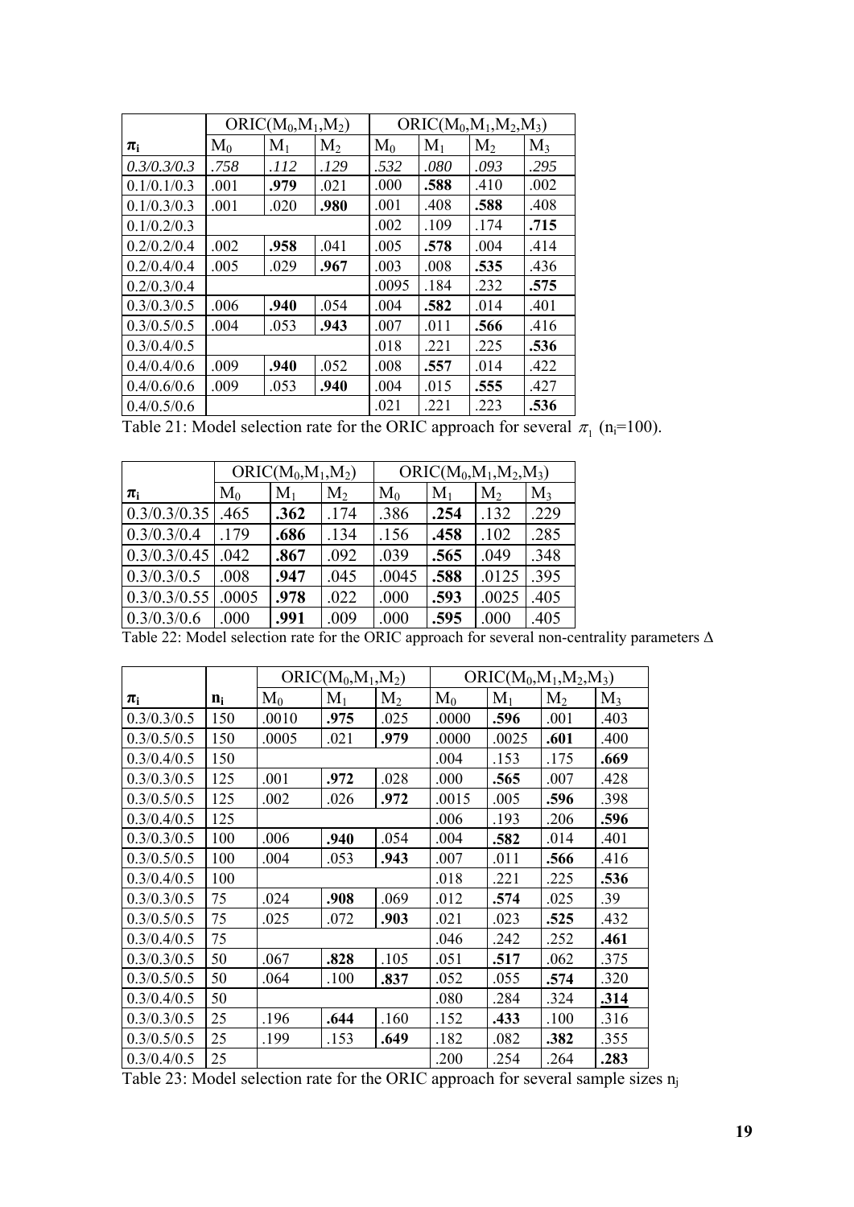| | ORIC($M_0$,$M_1$,$M_2$) | | | ORIC($M_0$,$M_1$,$M_2$,$M_3$) | | | |
|---|---|---|---|---|---|---|---|
| $\pi_i$ | $M_0$ | $M_1$ | $M_2$ | $M_0$ | $M_1$ | $M_2$ | $M_3$ |
| *0.3/0.3/0.3* | *.758* | *.112* | *.129* | *.532* | *.080* | *.093* | *.295* |
| 0.1/0.1/0.3 | .001 | **.979** | .021 | .000 | **.588** | .410 | .002 |
| 0.1/0.3/0.3 | .001 | .020 | **.980** | .001 | .408 | **.588** | .408 |
| 0.1/0.2/0.3 | | | | .002 | .109 | .174 | **.715** |
| 0.2/0.2/0.4 | .002 | **.958** | .041 | .005 | **.578** | .004 | .414 |
| 0.2/0.4/0.4 | .005 | .029 | **.967** | .003 | .008 | **.535** | .436 |
| 0.2/0.3/0.4 | | | | .0095 | .184 | .232 | **.575** |
| 0.3/0.3/0.5 | .006 | **.940** | .054 | .004 | **.582** | .014 | .401 |
| 0.3/0.5/0.5 | .004 | .053 | **.943** | .007 | .011 | **.566** | .416 |
| 0.3/0.4/0.5 | | | | .018 | .221 | .225 | **.536** |
| 0.4/0.4/0.6 | .009 | **.940** | .052 | .008 | **.557** | .014 | .422 |
| 0.4/0.6/0.6 | .009 | .053 | **.940** | .004 | .015 | **.555** | .427 |
| 0.4/0.5/0.6 | | | | .021 | .221 | .223 | **.536** |

Table 21: Model selection rate for the ORIC approach for several $\pi_1$ ($n_i$=100).

| | ORIC($M_0$,$M_1$,$M_2$) | | | ORIC($M_0$,$M_1$,$M_2$,$M_3$) | | | |
|---|---|---|---|---|---|---|---|
| $\pi_i$ | $M_0$ | $M_1$ | $M_2$ | $M_0$ | $M_1$ | $M_2$ | $M_3$ |
| 0.3/0.3/0.35 | .465 | **.362** | .174 | .386 | **.254** | .132 | .229 |
| 0.3/0.3/0.4 | .179 | **.686** | .134 | .156 | **.458** | .102 | .285 |
| 0.3/0.3/0.45 | .042 | **.867** | .092 | .039 | **.565** | .049 | .348 |
| 0.3/0.3/0.5 | .008 | **.947** | .045 | .0045 | **.588** | .0125 | .395 |
| 0.3/0.3/0.55 | .0005 | **.978** | .022 | .000 | **.593** | .0025 | .405 |
| 0.3/0.3/0.6 | .000 | **.991** | .009 | .000 | **.595** | .000 | .405 |

Table 22: Model selection rate for the ORIC approach for several non-centrality parameters $\Delta$

| | | ORIC($M_0$,$M_1$,$M_2$) | | | ORIC($M_0$,$M_1$,$M_2$,$M_3$) | | | |
|---|---|---|---|---|---|---|---|---|
| $\pi_i$ | $n_i$ | $M_0$ | $M_1$ | $M_2$ | $M_0$ | $M_1$ | $M_2$ | $M_3$ |
| 0.3/0.3/0.5 | 150 | .0010 | **.975** | .025 | .0000 | **.596** | .001 | .403 |
| 0.3/0.5/0.5 | 150 | .0005 | .021 | **.979** | .0000 | .0025 | **.601** | .400 |
| 0.3/0.4/0.5 | 150 | | | | .004 | .153 | .175 | **.669** |
| 0.3/0.3/0.5 | 125 | .001 | **.972** | .028 | .000 | **.565** | .007 | .428 |
| 0.3/0.5/0.5 | 125 | .002 | .026 | **.972** | .0015 | .005 | **.596** | .398 |
| 0.3/0.4/0.5 | 125 | | | | .006 | .193 | .206 | **.596** |
| 0.3/0.3/0.5 | 100 | .006 | **.940** | .054 | .004 | **.582** | .014 | .401 |
| 0.3/0.5/0.5 | 100 | .004 | .053 | **.943** | .007 | .011 | **.566** | .416 |
| 0.3/0.4/0.5 | 100 | | | | .018 | .221 | .225 | **.536** |
| 0.3/0.3/0.5 | 75 | .024 | **.908** | .069 | .012 | **.574** | .025 | .39 |
| 0.3/0.5/0.5 | 75 | .025 | .072 | **.903** | .021 | .023 | **.525** | .432 |
| 0.3/0.4/0.5 | 75 | | | | .046 | .242 | .252 | **.461** |
| 0.3/0.3/0.5 | 50 | .067 | **.828** | .105 | .051 | **.517** | .062 | .375 |
| 0.3/0.5/0.5 | 50 | .064 | .100 | **.837** | .052 | .055 | **.574** | .320 |
| 0.3/0.4/0.5 | 50 | | | | .080 | .284 | .324 | **.314** |
| 0.3/0.3/0.5 | 25 | .196 | **.644** | .160 | .152 | **.433** | .100 | .316 |
| 0.3/0.5/0.5 | 25 | .199 | .153 | **.649** | .182 | .082 | **.382** | .355 |
| 0.3/0.4/0.5 | 25 | | | | .200 | .254 | .264 | **.283** |

Table 23: Model selection rate for the ORIC approach for several sample sizes $n_j$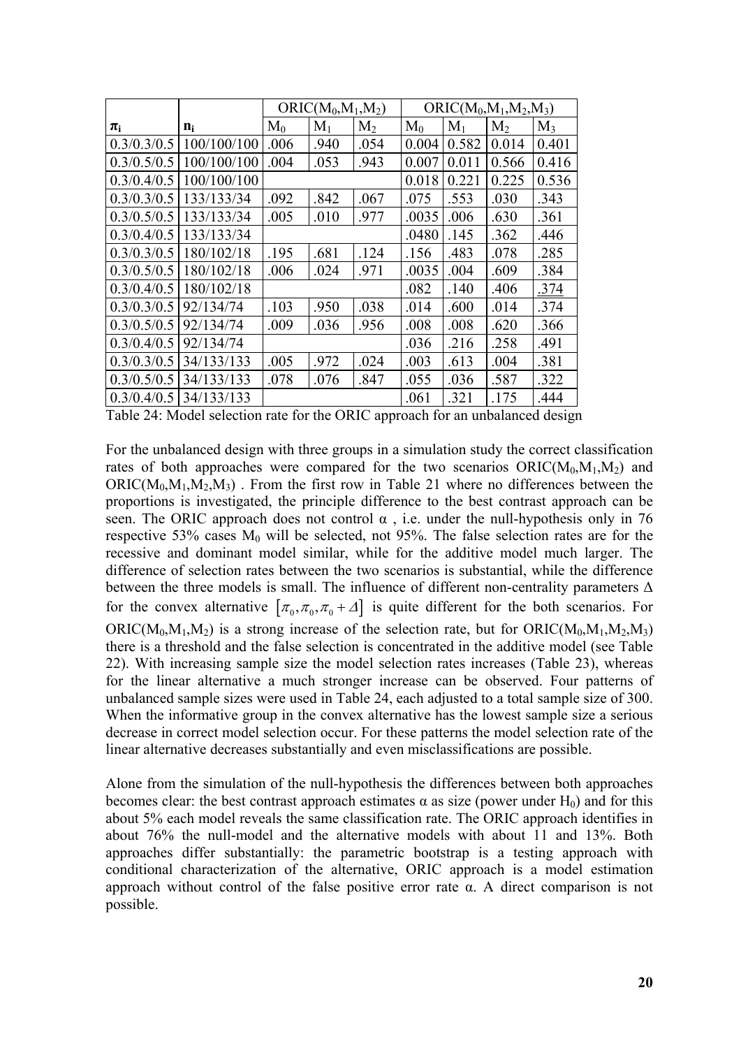| | | ORIC($M_0$,$M_1$,$M_2$) | | | ORIC($M_0$,$M_1$,$M_2$,$M_3$) | | | |
|---|---|---|---|---|---|---|---|---|
| $\pi_i$ | $n_i$ | $M_0$ | $M_1$ | $M_2$ | $M_0$ | $M_1$ | $M_2$ | $M_3$ |
| 0.3/0.3/0.5 | 100/100/100 | .006 | .940 | .054 | 0.004 | 0.582 | 0.014 | 0.401 |
| 0.3/0.5/0.5 | 100/100/100 | .004 | .053 | .943 | 0.007 | 0.011 | 0.566 | 0.416 |
| 0.3/0.4/0.5 | 100/100/100 | | | | 0.018 | 0.221 | 0.225 | 0.536 |
| 0.3/0.3/0.5 | 133/133/34 | .092 | .842 | .067 | .075 | .553 | .030 | .343 |
| 0.3/0.5/0.5 | 133/133/34 | .005 | .010 | .977 | .0035 | .006 | .630 | .361 |
| 0.3/0.4/0.5 | 133/133/34 | | | | .0480 | .145 | .362 | .446 |
| 0.3/0.3/0.5 | 180/102/18 | .195 | .681 | .124 | .156 | .483 | .078 | .285 |
| 0.3/0.5/0.5 | 180/102/18 | .006 | .024 | .971 | .0035 | .004 | .609 | .384 |
| 0.3/0.4/0.5 | 180/102/18 | | | | .082 | .140 | .406 | .374 |
| 0.3/0.3/0.5 | 92/134/74 | .103 | .950 | .038 | .014 | .600 | .014 | .374 |
| 0.3/0.5/0.5 | 92/134/74 | .009 | .036 | .956 | .008 | .008 | .620 | .366 |
| 0.3/0.4/0.5 | 92/134/74 | | | | .036 | .216 | .258 | .491 |
| 0.3/0.3/0.5 | 34/133/133 | .005 | .972 | .024 | .003 | .613 | .004 | .381 |
| 0.3/0.5/0.5 | 34/133/133 | .078 | .076 | .847 | .055 | .036 | .587 | .322 |
| 0.3/0.4/0.5 | 34/133/133 | | | | .061 | .321 | .175 | .444 |

Table 24: Model selection rate for the ORIC approach for an unbalanced design

For the unbalanced design with three groups in a simulation study the correct classification rates of both approaches were compared for the two scenarios ORIC($M_0$,$M_1$,$M_2$) and ORIC($M_0$,$M_1$,$M_2$,$M_3$) . From the first row in Table 21 where no differences between the proportions is investigated, the principle difference to the best contrast approach can be seen. The ORIC approach does not control $\alpha$ , i.e. under the null-hypothesis only in 76 respective 53% cases $M_0$ will be selected, not 95%. The false selection rates are for the recessive and dominant model similar, while for the additive model much larger. The difference of selection rates between the two scenarios is substantial, while the difference between the three models is small. The influence of different non-centrality parameters $\Delta$ for the convex alternative $[\pi_0, \pi_0, \pi_0 + \Delta]$ is quite different for the both scenarios. For ORIC($M_0$,$M_1$,$M_2$) is a strong increase of the selection rate, but for ORIC($M_0$,$M_1$,$M_2$,$M_3$) there is a threshold and the false selection is concentrated in the additive model (see Table 22). With increasing sample size the model selection rates increases (Table 23), whereas for the linear alternative a much stronger increase can be observed. Four patterns of unbalanced sample sizes were used in Table 24, each adjusted to a total sample size of 300. When the informative group in the convex alternative has the lowest sample size a serious decrease in correct model selection occur. For these patterns the model selection rate of the linear alternative decreases substantially and even misclassifications are possible.

Alone from the simulation of the null-hypothesis the differences between both approaches becomes clear: the best contrast approach estimates $\alpha$ as size (power under $H_0$) and for this about 5% each model reveals the same classification rate. The ORIC approach identifies in about 76% the null-model and the alternative models with about 11 and 13%. Both approaches differ substantially: the parametric bootstrap is a testing approach with conditional characterization of the alternative, ORIC approach is a model estimation approach without control of the false positive error rate $\alpha$. A direct comparison is not possible.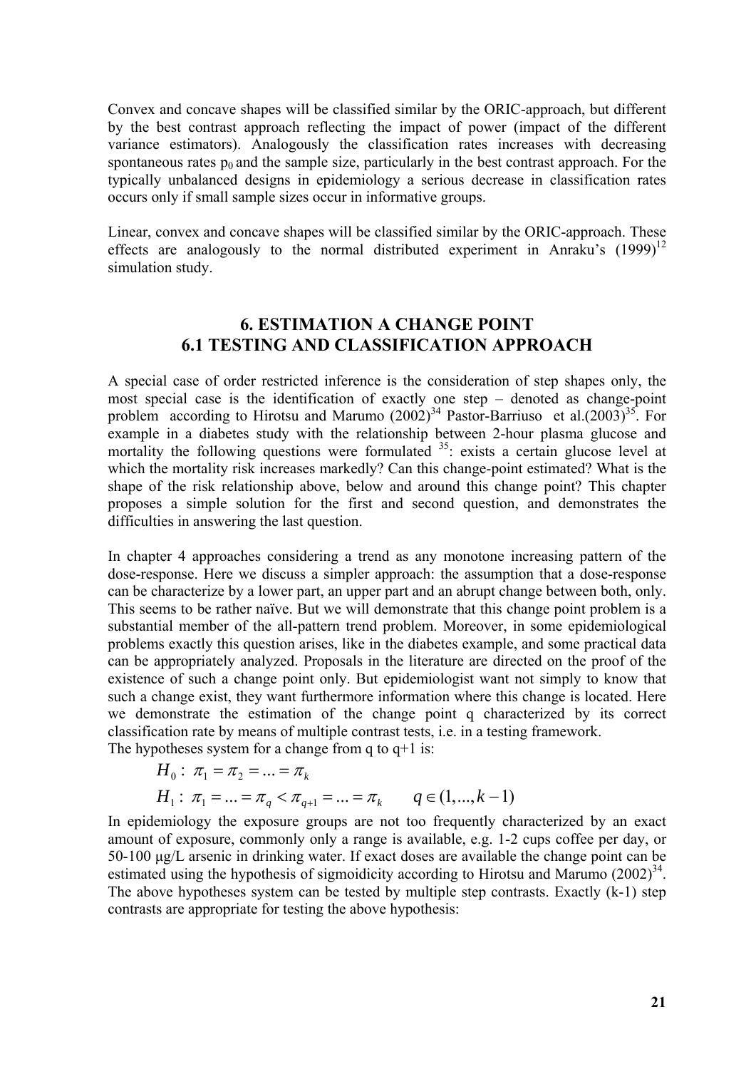Convex and concave shapes will be classified similar by the ORIC-approach, but different by the best contrast approach reflecting the impact of power (impact of the different variance estimators). Analogously the classification rates increases with decreasing spontaneous rates $p_0$ and the sample size, particularly in the best contrast approach. For the typically unbalanced designs in epidemiology a serious decrease in classification rates occurs only if small sample sizes occur in informative groups.

Linear, convex and concave shapes will be classified similar by the ORIC-approach. These effects are analogously to the normal distributed experiment in Anraku's (1999)[12] simulation study.

# 6. ESTIMATION A CHANGE POINT

## 6.1 TESTING AND CLASSIFICATION APPROACH

A special case of order restricted inference is the consideration of step shapes only, the most special case is the identification of exactly one step – denoted as change-point problem according to Hirotsu and Marumo (2002)[34] Pastor-Barriuso et al.(2003)[35]. For example in a diabetes study with the relationship between 2-hour plasma glucose and mortality the following questions were formulated [35]: exists a certain glucose level at which the mortality risk increases markedly? Can this change-point estimated? What is the shape of the risk relationship above, below and around this change point? This chapter proposes a simple solution for the first and second question, and demonstrates the difficulties in answering the last question.

In chapter 4 approaches considering a trend as any monotone increasing pattern of the dose-response. Here we discuss a simpler approach: the assumption that a dose-response can be characterize by a lower part, an upper part and an abrupt change between both, only. This seems to be rather naïve. But we will demonstrate that this change point problem is a substantial member of the all-pattern trend problem. Moreover, in some epidemiological problems exactly this question arises, like in the diabetes example, and some practical data can be appropriately analyzed. Proposals in the literature are directed on the proof of the existence of such a change point only. But epidemiologist want not simply to know that such a change exist, they want furthermore information where this change is located. Here we demonstrate the estimation of the change point q characterized by its correct classification rate by means of multiple contrast tests, i.e. in a testing framework.
The hypotheses system for a change from q to q+1 is:

$$H_0:\ \pi_1 = \pi_2 = ... = \pi_k$$

$$H_1:\ \pi_1 = ... = \pi_q < \pi_{q+1} = ... = \pi_k \qquad q \in (1,...,k-1)$$

In epidemiology the exposure groups are not too frequently characterized by an exact amount of exposure, commonly only a range is available, e.g. 1-2 cups coffee per day, or 50-100 µg/L arsenic in drinking water. If exact doses are available the change point can be estimated using the hypothesis of sigmoidicity according to Hirotsu and Marumo (2002)[34]. The above hypotheses system can be tested by multiple step contrasts. Exactly (k-1) step contrasts are appropriate for testing the above hypothesis: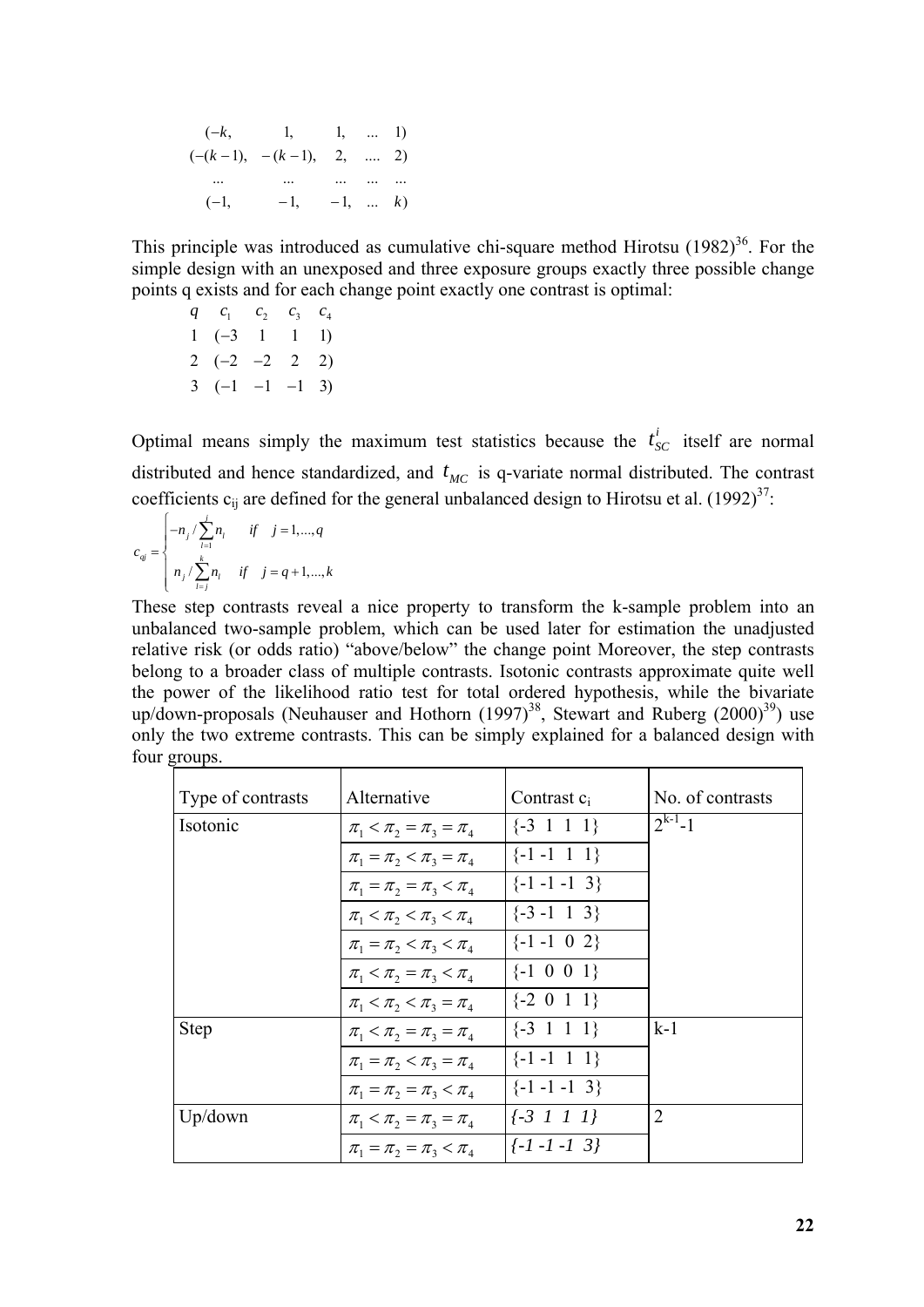$$
\begin{matrix}
(-k, & 1, & 1, & \ldots & 1) \\
(-(k-1)), & -(k-1)), & 2, & \ldots & 2) \\
\ldots & \ldots & \ldots & \ldots & \ldots \\
(-1, & -1, & -1, & \ldots & k)
\end{matrix}
$$

This principle was introduced as cumulative chi-square method Hirotsu (1982)[36]. For the simple design with an unexposed and three exposure groups exactly three possible change points q exists and for each change point exactly one contrast is optimal:

$$
\begin{matrix}
q & c_1 & c_2 & c_3 & c_4 \\
1 & (-3 & 1 & 1 & 1) \\
2 & (-2 & -2 & 2 & 2) \\
3 & (-1 & -1 & -1 & 3)
\end{matrix}
$$

Optimal means simply the maximum test statistics because the $t_{SC}^{i}$ itself are normal distributed and hence standardized, and $t_{MC}$ is q-variate normal distributed. The contrast coefficients $c_{ij}$ are defined for the general unbalanced design to Hirotsu et al. (1992)[37]:

$$
c_{qj} = \begin{cases} -n_j / \sum_{l=1}^{j} n_l & if \quad j = 1, \ldots, q \\ n_j / \sum_{l=j}^{k} n_l & if \quad j = q+1, \ldots, k \end{cases}
$$

These step contrasts reveal a nice property to transform the k-sample problem into an unbalanced two-sample problem, which can be used later for estimation the unadjusted relative risk (or odds ratio) "above/below" the change point Moreover, the step contrasts belong to a broader class of multiple contrasts. Isotonic contrasts approximate quite well the power of the likelihood ratio test for total ordered hypothesis, while the bivariate up/down-proposals (Neuhauser and Hothorn (1997)[38], Stewart and Ruberg (2000)[39]) use only the two extreme contrasts. This can be simply explained for a balanced design with four groups.

| Type of contrasts | Alternative | Contrast $c_i$ | No. of contrasts |
|---|---|---|---|
| Isotonic | $\pi_1 < \pi_2 = \pi_3 = \pi_4$ | {-3 1 1 1} | $2^{k-1}-1$ |
| | $\pi_1 = \pi_2 < \pi_3 = \pi_4$ | {-1 -1 1 1} | |
| | $\pi_1 = \pi_2 = \pi_3 < \pi_4$ | {-1 -1 -1 3} | |
| | $\pi_1 < \pi_2 < \pi_3 < \pi_4$ | {-3 -1 1 3} | |
| | $\pi_1 = \pi_2 < \pi_3 < \pi_4$ | {-1 -1 0 2} | |
| | $\pi_1 < \pi_2 = \pi_3 < \pi_4$ | {-1 0 0 1} | |
| | $\pi_1 < \pi_2 < \pi_3 = \pi_4$ | {-2 0 1 1} | |
| Step | $\pi_1 < \pi_2 = \pi_3 = \pi_4$ | {-3 1 1 1} | k-1 |
| | $\pi_1 = \pi_2 < \pi_3 = \pi_4$ | {-1 -1 1 1} | |
| | $\pi_1 = \pi_2 = \pi_3 < \pi_4$ | {-1 -1 -1 3} | |
| Up/down | $\pi_1 < \pi_2 = \pi_3 = \pi_4$ | *{-3 1 1 1}* | 2 |
| | $\pi_1 = \pi_2 = \pi_3 < \pi_4$ | *{-1 -1 -1 3}* | |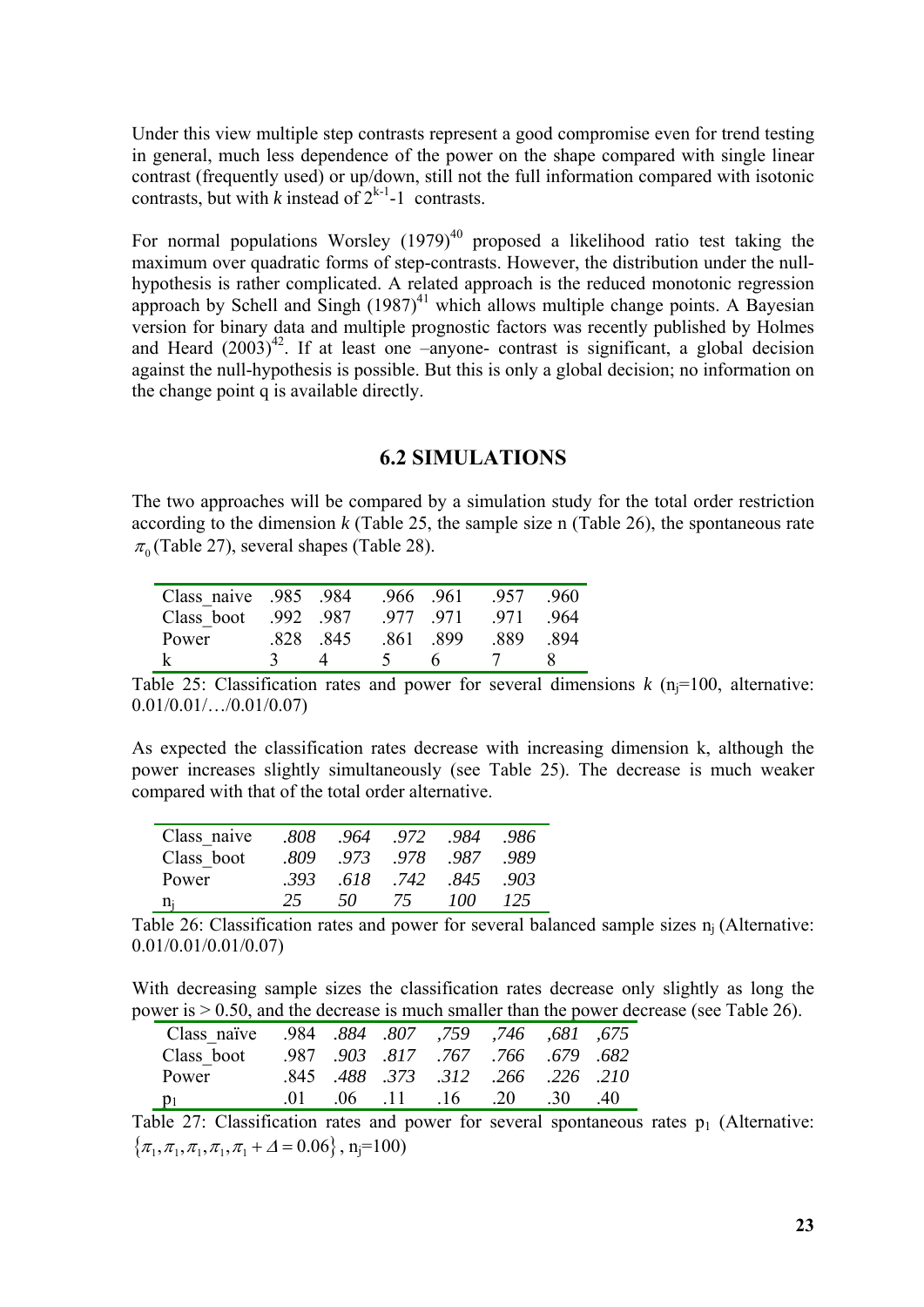Under this view multiple step contrasts represent a good compromise even for trend testing in general, much less dependence of the power on the shape compared with single linear contrast (frequently used) or up/down, still not the full information compared with isotonic contrasts, but with *k* instead of $2^{k-1}$-1 contrasts.

For normal populations Worsley (1979)[40] proposed a likelihood ratio test taking the maximum over quadratic forms of step-contrasts. However, the distribution under the null-hypothesis is rather complicated. A related approach is the reduced monotonic regression approach by Schell and Singh (1987)[41] which allows multiple change points. A Bayesian version for binary data and multiple prognostic factors was recently published by Holmes and Heard (2003)[42]. If at least one –anyone- contrast is significant, a global decision against the null-hypothesis is possible. But this is only a global decision; no information on the change point q is available directly.

## 6.2 SIMULATIONS

The two approaches will be compared by a simulation study for the total order restriction according to the dimension *k* (Table 25, the sample size n (Table 26), the spontaneous rate $\pi_0$ (Table 27), several shapes (Table 28).

| Class_naive | .985 | .984 | .966 | .961 | .957 | .960 |
|---|---|---|---|---|---|---|
| Class_boot | .992 | .987 | .977 | .971 | .971 | .964 |
| Power | .828 | .845 | .861 | .899 | .889 | .894 |
| k | 3 | 4 | 5 | 6 | 7 | 8 |

Table 25: Classification rates and power for several dimensions *k* ($n_j$=100, alternative: 0.01/0.01/…/0.01/0.07)

As expected the classification rates decrease with increasing dimension k, although the power increases slightly simultaneously (see Table 25). The decrease is much weaker compared with that of the total order alternative.

| Class_naive | *.808* | *.964* | *.972* | *.984* | *.986* |
|---|---|---|---|---|---|
| Class_boot | *.809* | *.973* | *.978* | *.987* | *.989* |
| Power | *.393* | *.618* | *.742* | *.845* | *.903* |
| $n_j$ | *25* | *50* | *75* | *100* | *125* |

Table 26: Classification rates and power for several balanced sample sizes $n_j$ (Alternative: 0.01/0.01/0.01/0.07)

With decreasing sample sizes the classification rates decrease only slightly as long the power is > 0.50, and the decrease is much smaller than the power decrease (see Table 26).

| Class_naïve | .984 | *.884* | *.807* | *,759* | *,746* | *,681* | *,675* |
|---|---|---|---|---|---|---|---|
| Class_boot | .987 | *.903* | *.817* | *.767* | *.766* | *.679* | *.682* |
| Power | .845 | *.488* | *.373* | *.312* | *.266* | *.226* | *.210* |
| $p_1$ | .01 | .06 | .11 | .16 | .20 | .30 | .40 |

Table 27: Classification rates and power for several spontaneous rates $p_1$ (Alternative: $\{\pi_1, \pi_1, \pi_1, \pi_1, \pi_1 + \Delta = 0.06\}$, $n_j$=100)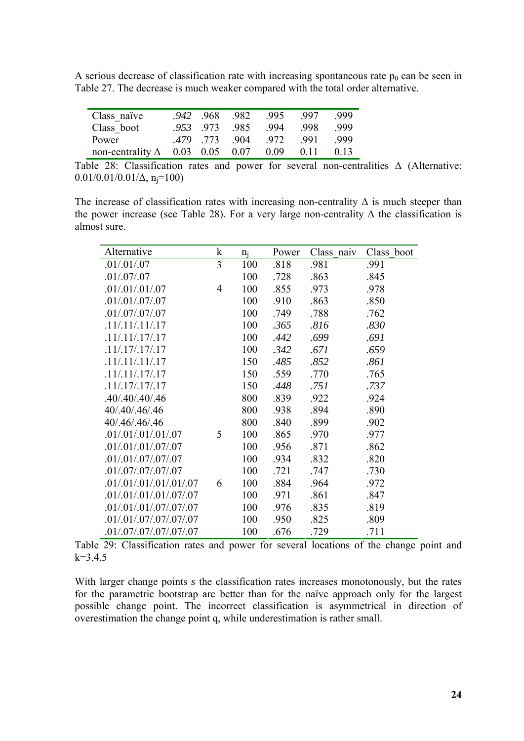A serious decrease of classification rate with increasing spontaneous rate $p_0$ can be seen in Table 27. The decrease is much weaker compared with the total order alternative.

| | | | | | | |
|---|---|---|---|---|---|---|
| Class_naïve | *.942* | .968 | .982 | .995 | .997 | .999 |
| Class_boot | *.953* | .973 | .985 | .994 | .998 | .999 |
| Power | *.479* | .773 | .904 | .972 | .991 | .999 |
| non-centrality Δ | 0.03 | 0.05 | 0.07 | 0.09 | 0.11 | 0.13 |

Table 28: Classification rates and power for several non-centralities Δ (Alternative: 0.01/0.01/0.01/Δ, $n_j$=100)

The increase of classification rates with increasing non-centrality Δ is much steeper than the power increase (see Table 28). For a very large non-centrality Δ the classification is almost sure.

| Alternative | k | $n_j$ | Power | Class_naiv | Class_boot |
|---|---|---|---|---|---|
| .01/.01/.07 | 3 | 100 | .818 | .981 | .991 |
| .01/.07/.07 | | 100 | .728 | .863 | .845 |
| .01/.01/.01/.07 | 4 | 100 | .855 | .973 | .978 |
| .01/.01/.07/.07 | | 100 | .910 | .863 | .850 |
| .01/.07/.07/.07 | | 100 | .749 | .788 | .762 |
| .11/.11/.11/.17 | | 100 | *.365* | *.816* | *.830* |
| .11/.11/.17/.17 | | 100 | *.442* | *.699* | *.691* |
| .11/.17/.17/.17 | | 100 | *.342* | *.671* | *.659* |
| .11/.11/.11/.17 | | 150 | *.485* | *.852* | *.861* |
| .11/.11/.17/.17 | | 150 | .559 | .770 | .765 |
| .11/.17/.17/.17 | | 150 | *.448* | *.751* | *.737* |
| .40/.40/.40/.46 | | 800 | .839 | .922 | .924 |
| 40/.40/.46/.46 | | 800 | .938 | .894 | .890 |
| 40/.46/.46/.46 | | 800 | .840 | .899 | .902 |
| .01/.01/.01/.01/.07 | 5 | 100 | .865 | .970 | .977 |
| .01/.01/.01/.07/.07 | | 100 | .956 | .871 | .862 |
| .01/.01/.07/.07/.07 | | 100 | .934 | .832 | .820 |
| .01/.07/.07/.07/.07 | | 100 | .721 | .747 | .730 |
| .01/.01/.01/.01/.01/.07 | 6 | 100 | .884 | .964 | .972 |
| .01/.01/.01/.01/.07/.07 | | 100 | .971 | .861 | .847 |
| .01/.01/.01/.07/.07/.07 | | 100 | .976 | .835 | .819 |
| .01/.01/.07/.07/.07/.07 | | 100 | .950 | .825 | .809 |
| .01/.07/.07/.07/.07/.07 | | 100 | .676 | .729 | .711 |

Table 29: Classification rates and power for several locations of the change point and k=3,4,5

With larger change points *s* the classification rates increases monotonously, but the rates for the parametric bootstrap are better than for the naïve approach only for the largest possible change point. The incorrect classification is asymmetrical in direction of overestimation the change point q, while underestimation is rather small.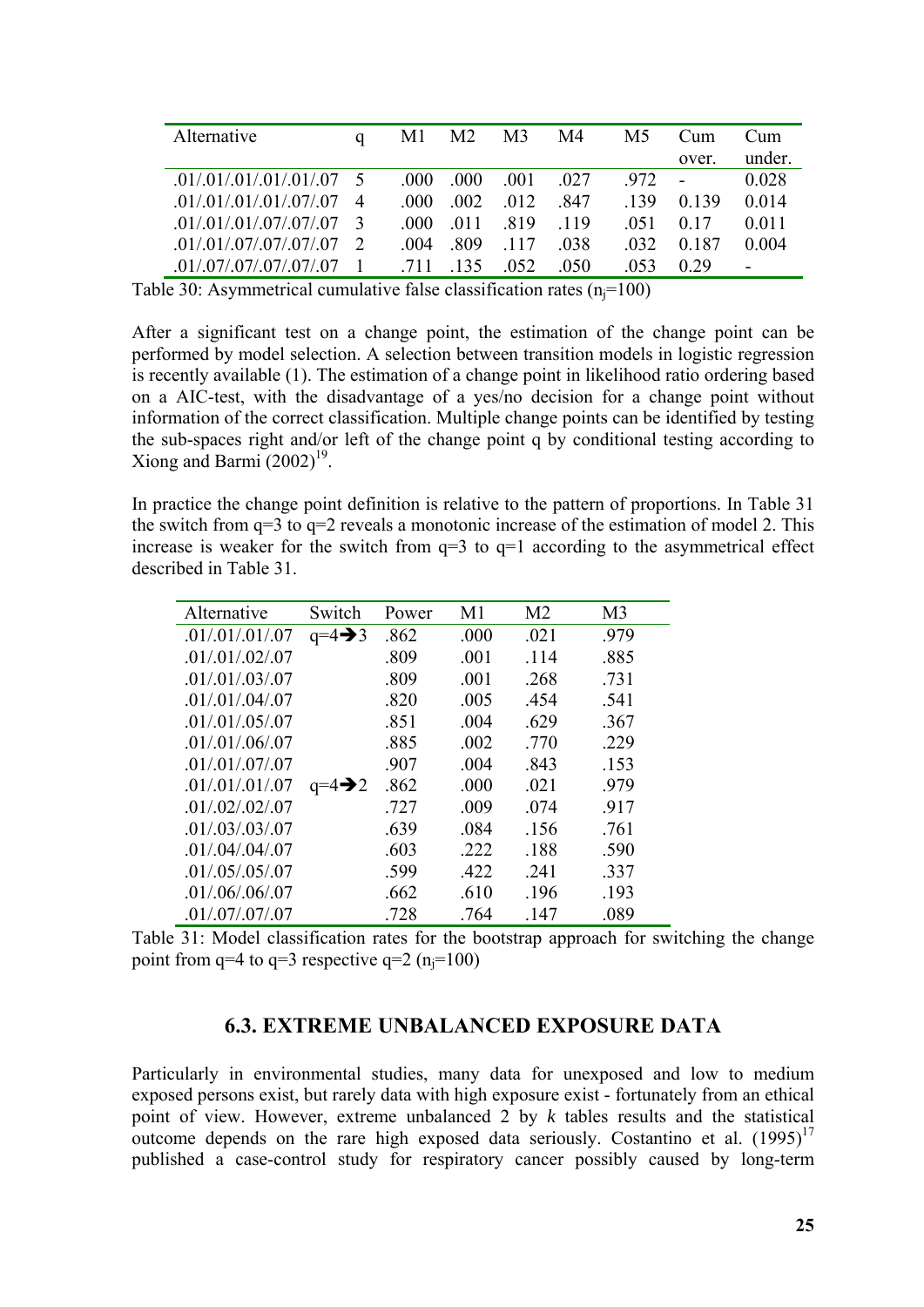| Alternative | q | M1 | M2 | M3 | M4 | M5 | Cum over. | Cum under. |
|---|---|---|---|---|---|---|---|---|
| .01/.01/.01/.01/.01/.07 | 5 | .000 | .000 | .001 | .027 | .972 | - | 0.028 |
| .01/.01/.01/.01/.07/.07 | 4 | .000 | .002 | .012 | .847 | .139 | 0.139 | 0.014 |
| .01/.01/.01/.07/.07/.07 | 3 | .000 | .011 | .819 | .119 | .051 | 0.17 | 0.011 |
| .01/.01/.07/.07/.07/.07 | 2 | .004 | .809 | .117 | .038 | .032 | 0.187 | 0.004 |
| .01/.07/.07/.07/.07/.07 | 1 | .711 | .135 | .052 | .050 | .053 | 0.29 | - |

Table 30: Asymmetrical cumulative false classification rates ($n_j$=100)

After a significant test on a change point, the estimation of the change point can be performed by model selection. A selection between transition models in logistic regression is recently available (1). The estimation of a change point in likelihood ratio ordering based on a AIC-test, with the disadvantage of a yes/no decision for a change point without information of the correct classification. Multiple change points can be identified by testing the sub-spaces right and/or left of the change point q by conditional testing according to Xiong and Barmi (2002)[19].

In practice the change point definition is relative to the pattern of proportions. In Table 31 the switch from q=3 to q=2 reveals a monotonic increase of the estimation of model 2. This increase is weaker for the switch from q=3 to q=1 according to the asymmetrical effect described in Table 31.

| Alternative | Switch | Power | M1 | M2 | M3 |
|---|---|---|---|---|---|
| .01/.01/.01/.07 | q=4➔3 | .862 | .000 | .021 | .979 |
| .01/.01/.02/.07 | | .809 | .001 | .114 | .885 |
| .01/.01/.03/.07 | | .809 | .001 | .268 | .731 |
| .01/.01/.04/.07 | | .820 | .005 | .454 | .541 |
| .01/.01/.05/.07 | | .851 | .004 | .629 | .367 |
| .01/.01/.06/.07 | | .885 | .002 | .770 | .229 |
| .01/.01/.07/.07 | | .907 | .004 | .843 | .153 |
| .01/.01/.01/.07 | q=4➔2 | .862 | .000 | .021 | .979 |
| .01/.02/.02/.07 | | .727 | .009 | .074 | .917 |
| .01/.03/.03/.07 | | .639 | .084 | .156 | .761 |
| .01/.04/.04/.07 | | .603 | .222 | .188 | .590 |
| .01/.05/.05/.07 | | .599 | .422 | .241 | .337 |
| .01/.06/.06/.07 | | .662 | .610 | .196 | .193 |
| .01/.07/.07/.07 | | .728 | .764 | .147 | .089 |

Table 31: Model classification rates for the bootstrap approach for switching the change point from q=4 to q=3 respective q=2 ($n_j$=100)

## 6.3. EXTREME UNBALANCED EXPOSURE DATA

Particularly in environmental studies, many data for unexposed and low to medium exposed persons exist, but rarely data with high exposure exist - fortunately from an ethical point of view. However, extreme unbalanced 2 by *k* tables results and the statistical outcome depends on the rare high exposed data seriously. Costantino et al. (1995)[17] published a case-control study for respiratory cancer possibly caused by long-term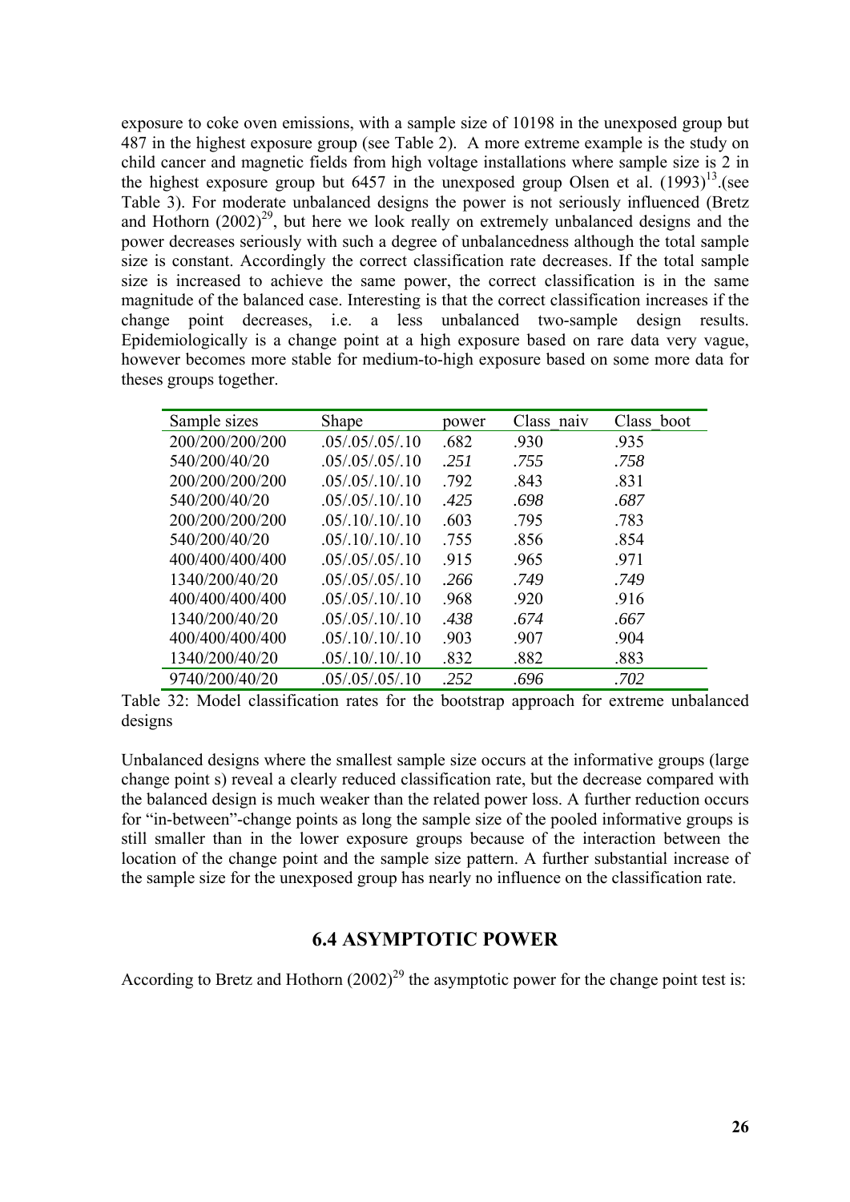exposure to coke oven emissions, with a sample size of 10198 in the unexposed group but 487 in the highest exposure group (see Table 2). A more extreme example is the study on child cancer and magnetic fields from high voltage installations where sample size is 2 in the highest exposure group but 6457 in the unexposed group Olsen et al. (1993)[13].(see Table 3). For moderate unbalanced designs the power is not seriously influenced (Bretz and Hothorn (2002)[29], but here we look really on extremely unbalanced designs and the power decreases seriously with such a degree of unbalancedness although the total sample size is constant. Accordingly the correct classification rate decreases. If the total sample size is increased to achieve the same power, the correct classification is in the same magnitude of the balanced case. Interesting is that the correct classification increases if the change point decreases, i.e. a less unbalanced two-sample design results. Epidemiologically is a change point at a high exposure based on rare data very vague, however becomes more stable for medium-to-high exposure based on some more data for theses groups together.

| Sample sizes | Shape | power | Class_naiv | Class_boot |
|---|---|---|---|---|
| 200/200/200/200 | .05/.05/.05/.10 | .682 | .930 | .935 |
| 540/200/40/20 | .05/.05/.05/.10 | *.251* | *.755* | *.758* |
| 200/200/200/200 | .05/.05/.10/.10 | .792 | .843 | .831 |
| 540/200/40/20 | .05/.05/.10/.10 | *.425* | *.698* | *.687* |
| 200/200/200/200 | .05/.10/.10/.10 | .603 | .795 | .783 |
| 540/200/40/20 | .05/.10/.10/.10 | .755 | .856 | .854 |
| 400/400/400/400 | .05/.05/.05/.10 | .915 | .965 | .971 |
| 1340/200/40/20 | .05/.05/.05/.10 | *.266* | *.749* | *.749* |
| 400/400/400/400 | .05/.05/.10/.10 | .968 | .920 | .916 |
| 1340/200/40/20 | .05/.05/.10/.10 | *.438* | *.674* | *.667* |
| 400/400/400/400 | .05/.10/.10/.10 | .903 | .907 | .904 |
| 1340/200/40/20 | .05/.10/.10/.10 | .832 | .882 | .883 |
| 9740/200/40/20 | .05/.05/.05/.10 | *.252* | *.696* | *.702* |

Table 32: Model classification rates for the bootstrap approach for extreme unbalanced designs

Unbalanced designs where the smallest sample size occurs at the informative groups (large change point s) reveal a clearly reduced classification rate, but the decrease compared with the balanced design is much weaker than the related power loss. A further reduction occurs for "in-between"-change points as long the sample size of the pooled informative groups is still smaller than in the lower exposure groups because of the interaction between the location of the change point and the sample size pattern. A further substantial increase of the sample size for the unexposed group has nearly no influence on the classification rate.

## 6.4 ASYMPTOTIC POWER

According to Bretz and Hothorn (2002)[29] the asymptotic power for the change point test is: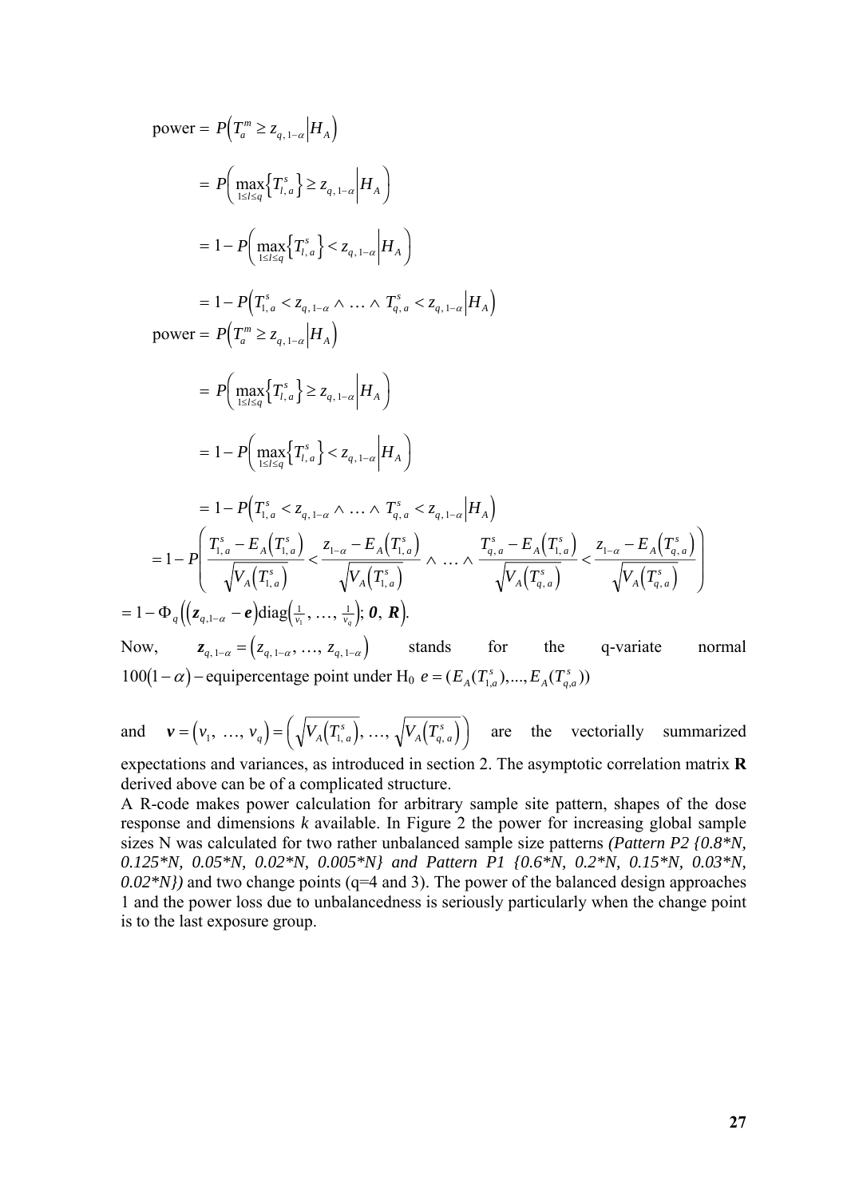$$\text{power} = P\left(T_a^m \geq z_{q,\,1-\alpha} \middle| H_A\right)$$

$$= P\left(\max_{1 \leq l \leq q}\left\{T_{l,\,a}^s\right\} \geq z_{q,\,1-\alpha} \middle| H_A\right)$$

$$= 1 - P\left(\max_{1 \leq l \leq q}\left\{T_{l,\,a}^s\right\} < z_{q,\,1-\alpha} \middle| H_A\right)$$

$$= 1 - P\left(T_{1,\,a}^s < z_{q,\,1-\alpha} \wedge \ldots \wedge T_{q,\,a}^s < z_{q,\,1-\alpha} \middle| H_A\right)$$

$$\text{power} = P\left(T_a^m \geq z_{q,\,1-\alpha} \middle| H_A\right)$$

$$= P\left(\max_{1 \leq l \leq q}\left\{T_{l,\,a}^s\right\} \geq z_{q,\,1-\alpha} \middle| H_A\right)$$

$$= 1 - P\left(\max_{1 \leq l \leq q}\left\{T_{l,\,a}^s\right\} < z_{q,\,1-\alpha} \middle| H_A\right)$$

$$= 1 - P\left(T_{1,\,a}^s < z_{q,\,1-\alpha} \wedge \ldots \wedge T_{q,\,a}^s < z_{q,\,1-\alpha} \middle| H_A\right)$$

$$= 1 - P\left(\frac{T_{1,\,a}^s - E_A\left(T_{1,\,a}^s\right)}{\sqrt{V_A\left(T_{1,\,a}^s\right)}} < \frac{z_{1-\alpha} - E_A\left(T_{1,\,a}^s\right)}{\sqrt{V_A\left(T_{1,\,a}^s\right)}} \wedge \ldots \wedge \frac{T_{q,\,a}^s - E_A\left(T_{1,\,a}^s\right)}{\sqrt{V_A\left(T_{q,\,a}^s\right)}} < \frac{z_{1-\alpha} - E_A\left(T_{q,\,a}^s\right)}{\sqrt{V_A\left(T_{q,\,a}^s\right)}}\right)$$

$$= 1 - \Phi_q\left(\left(\boldsymbol{z}_{q,1-\alpha} - \boldsymbol{e}\right)\text{diag}\left(\tfrac{1}{v_1},\, \ldots,\, \tfrac{1}{v_q}\right);\, \boldsymbol{0},\, \boldsymbol{R}\right).$$

Now, $\boldsymbol{z}_{q,\,1-\alpha} = \left(z_{q,\,1-\alpha},\, \ldots,\, z_{q,\,1-\alpha}\right)$ stands for the q-variate normal $100(1-\alpha)-$equipercentage point under $H_0$ $e = (E_A(T_{1,a}^s),...,E_A(T_{q,a}^s))$

and $\boldsymbol{v} = \left(v_1,\, \ldots,\, v_q\right) = \left(\sqrt{V_A\left(T_{1,\,a}^s\right)},\, \ldots,\, \sqrt{V_A\left(T_{q,\,a}^s\right)}\right)$ are the vectorially summarized expectations and variances, as introduced in section 2. The asymptotic correlation matrix **R** derived above can be of a complicated structure.

A R-code makes power calculation for arbitrary sample site pattern, shapes of the dose response and dimensions *k* available. In Figure 2 the power for increasing global sample sizes N was calculated for two rather unbalanced sample size patterns *(Pattern P2 {0.8\*N, 0.125\*N, 0.05\*N, 0.02\*N, 0.005\*N} and Pattern P1 {0.6\*N, 0.2\*N, 0.15\*N, 0.03\*N, 0.02\*N})* and two change points (q=4 and 3). The power of the balanced design approaches 1 and the power loss due to unbalancedness is seriously particularly when the change point is to the last exposure group.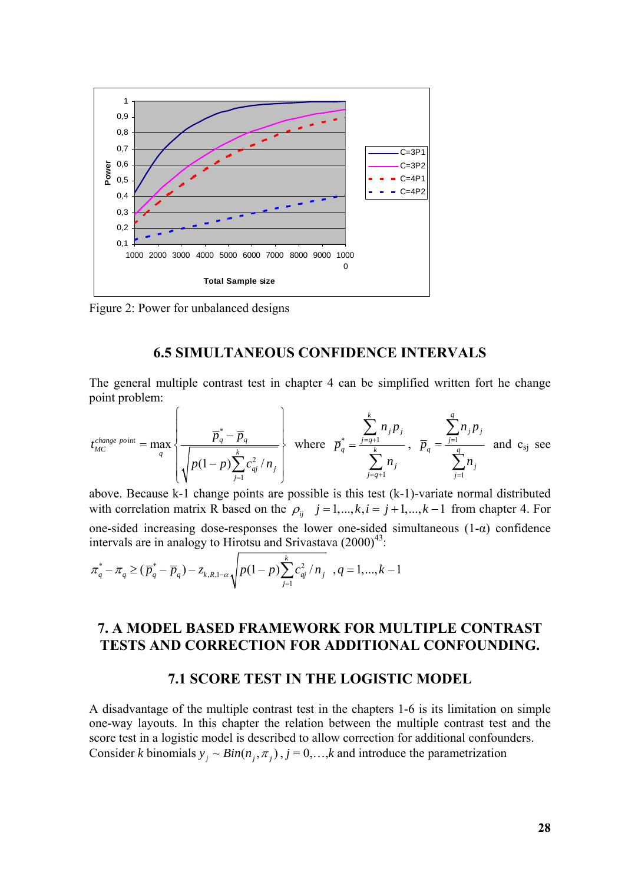Figure 2: Power for unbalanced designs

## 6.5 SIMULTANEOUS CONFIDENCE INTERVALS

The general multiple contrast test in chapter 4 can be simplified written fort he change point problem:

$$t_{MC}^{change\ point} = \max_q \left\{ \frac{\bar{p}_q^* - \bar{p}_q}{\sqrt{p(1-p)\sum_{j=1}^{k} c_{qj}^2 / n_j}} \right\} \quad \text{where} \quad \bar{p}_q^* = \frac{\sum_{j=q+1}^{k} n_j p_j}{\sum_{j=q+1}^{k} n_j}, \quad \bar{p}_q = \frac{\sum_{j=1}^{q} n_j p_j}{\sum_{j=1}^{q} n_j}$$

and $c_{sj}$ see above. Because k-1 change points are possible is this test (k-1)-variate normal distributed with correlation matrix R based on the $\rho_{ij}$ $j = 1,...,k, i = j+1,...,k-1$ from chapter 4. For one-sided increasing dose-responses the lower one-sided simultaneous (1-α) confidence intervals are in analogy to Hirotsu and Srivastava (2000)[43]:

$$\pi_q^* - \pi_q \geq (\bar{p}_q^* - \bar{p}_q) - z_{k,R,1-\alpha} \sqrt{p(1-p)\sum_{j=1}^{k} c_{qj}^2 / n_j} \quad , q = 1,...,k-1$$

# 7. A MODEL BASED FRAMEWORK FOR MULTIPLE CONTRAST TESTS AND CORRECTION FOR ADDITIONAL CONFOUNDING.

## 7.1 SCORE TEST IN THE LOGISTIC MODEL

A disadvantage of the multiple contrast test in the chapters 1-6 is its limitation on simple one-way layouts. In this chapter the relation between the multiple contrast test and the score test in a logistic model is described to allow correction for additional confounders. Consider $k$ binomials $y_j \sim Bin(n_j, \pi_j)$, $j = 0,\ldots,k$ and introduce the parametrization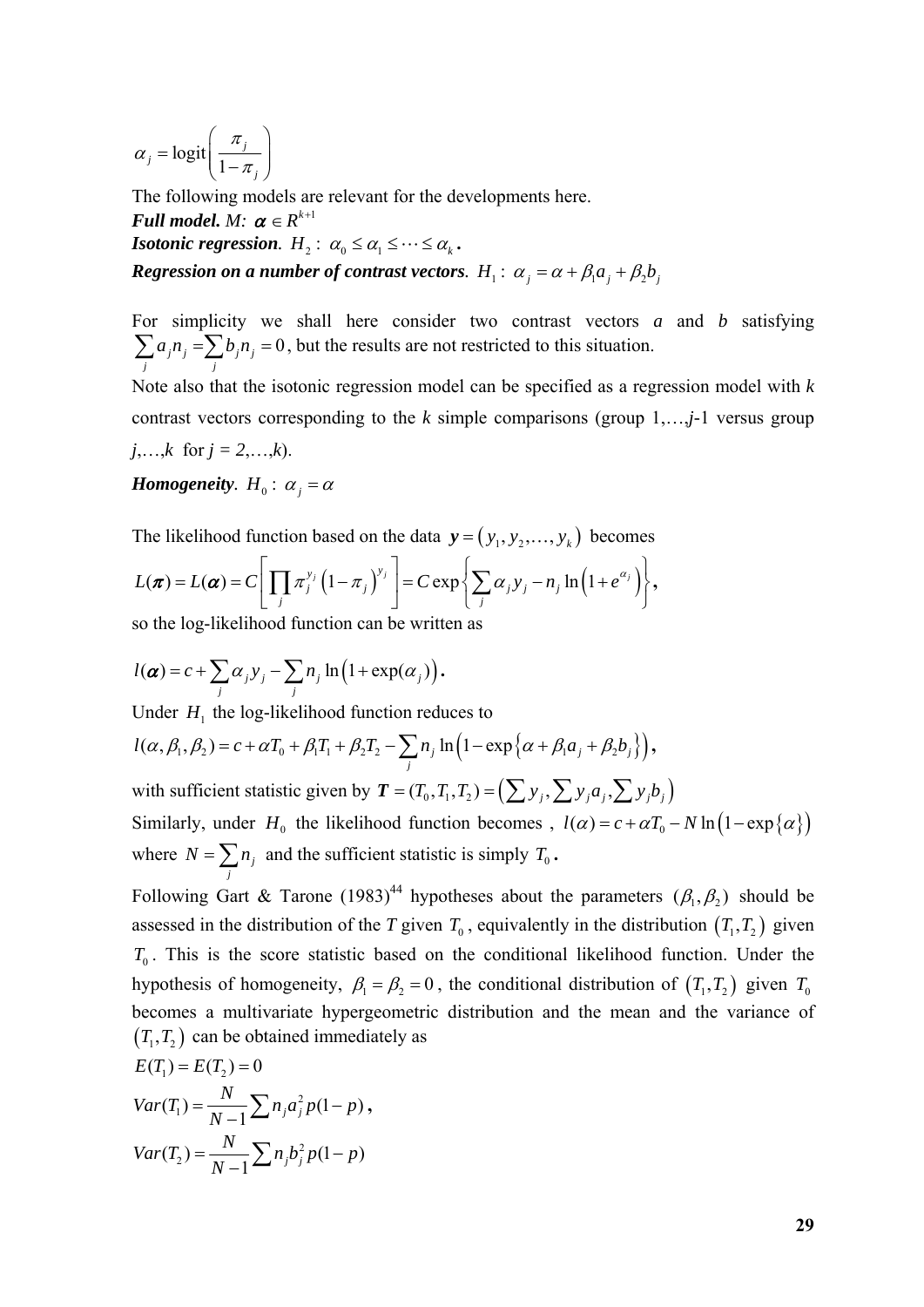$$\alpha_j = \text{logit}\left(\frac{\pi_j}{1-\pi_j}\right)$$

The following models are relevant for the developments here.

***Full model.*** *M:* $\boldsymbol{\alpha} \in R^{k+1}$

***Isotonic regression***. $H_2: \ \alpha_0 \le \alpha_1 \le \cdots \le \alpha_k$ **.**

***Regression on a number of contrast vectors***. $H_1: \ \alpha_j = \alpha + \beta_1 a_j + \beta_2 b_j$

For simplicity we shall here consider two contrast vectors *a* and *b* satisfying $\sum_j a_j n_j = \sum_j b_j n_j = 0$, but the results are not restricted to this situation.

Note also that the isotonic regression model can be specified as a regression model with *k* contrast vectors corresponding to the *k* simple comparisons (group 1,…,*j*-1 versus group *j*,…,*k* for *j = 2*,…,*k*).

***Homogeneity***. $H_0: \ \alpha_j = \alpha$

The likelihood function based on the data $\boldsymbol{y} = (y_1, y_2, \ldots, y_k)$ becomes

$$L(\boldsymbol{\pi}) = L(\boldsymbol{\alpha}) = C\left[\prod_j \pi_j^{y_j}\left(1-\pi_j\right)^{y_j}\right] = C\exp\left\{\sum_j \alpha_j y_j - n_j \ln\left(1+e^{\alpha_j}\right)\right\},$$

so the log-likelihood function can be written as

$$l(\boldsymbol{\alpha}) = c + \sum_j \alpha_j y_j - \sum_j n_j \ln\left(1+\exp(\alpha_j)\right).$$

Under $H_1$ the log-likelihood function reduces to

$$l(\alpha, \beta_1, \beta_2) = c + \alpha T_0 + \beta_1 T_1 + \beta_2 T_2 - \sum_j n_j \ln\left(1 - \exp\left\{\alpha + \beta_1 a_j + \beta_2 b_j\right\}\right),$$

with sufficient statistic given by $\boldsymbol{T} = (T_0, T_1, T_2) = \left(\sum y_j, \sum y_j a_j, \sum y_j b_j\right)$

Similarly, under $H_0$ the likelihood function becomes , $l(\alpha) = c + \alpha T_0 - N\ln\left(1-\exp\{\alpha\}\right)$ where $N = \sum_j n_j$ and the sufficient statistic is simply $T_0$ **.**

Following Gart & Tarone (1983)[44] hypotheses about the parameters $(\beta_1, \beta_2)$ should be assessed in the distribution of the *T* given $T_0$, equivalently in the distribution $\left(T_1, T_2\right)$ given $T_0$. This is the score statistic based on the conditional likelihood function. Under the hypothesis of homogeneity, $\beta_1 = \beta_2 = 0$, the conditional distribution of $\left(T_1, T_2\right)$ given $T_0$ becomes a multivariate hypergeometric distribution and the mean and the variance of $\left(T_1, T_2\right)$ can be obtained immediately as

$$E(T_1) = E(T_2) = 0$$

$$Var(T_1) = \frac{N}{N-1}\sum n_j a_j^2 p(1-p),$$

$$Var(T_2) = \frac{N}{N-1}\sum n_j b_j^2 p(1-p)$$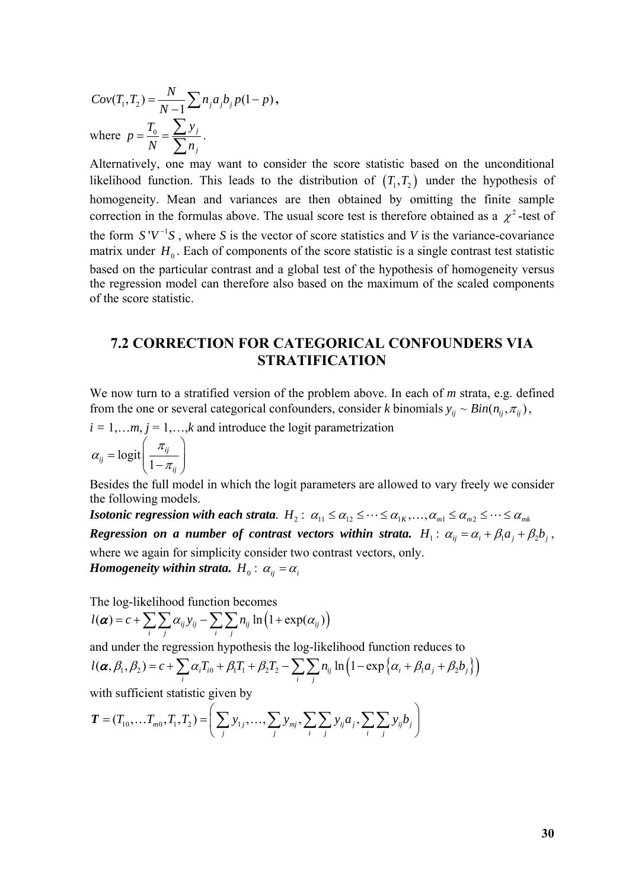$$Cov(T_1, T_2) = \frac{N}{N-1} \sum n_j a_j b_j p(1-p),$$

where $p = \frac{T_0}{N} = \frac{\sum y_j}{\sum n_j}$.

Alternatively, one may want to consider the score statistic based on the unconditional likelihood function. This leads to the distribution of $(T_1, T_2)$ under the hypothesis of homogeneity. Mean and variances are then obtained by omitting the finite sample correction in the formulas above. The usual score test is therefore obtained as a $\chi^2$-test of the form $S'V^{-1}S$, where $S$ is the vector of score statistics and $V$ is the variance-covariance matrix under $H_0$. Each of components of the score statistic is a single contrast test statistic based on the particular contrast and a global test of the hypothesis of homogeneity versus the regression model can therefore also based on the maximum of the scaled components of the score statistic.

## 7.2 CORRECTION FOR CATEGORICAL CONFOUNDERS VIA STRATIFICATION

We now turn to a stratified version of the problem above. In each of $m$ strata, e.g. defined from the one or several categorical confounders, consider $k$ binomials $y_{ij} \sim Bin(n_{ij}, \pi_{ij})$, $i = 1,\ldots m$, $j = 1,\ldots,k$ and introduce the logit parametrization

$$\alpha_{ij} = \text{logit}\left(\frac{\pi_{ij}}{1-\pi_{ij}}\right)$$

Besides the full model in which the logit parameters are allowed to vary freely we consider the following models.

***Isotonic regression with each strata.*** $H_2: \ \alpha_{11} \le \alpha_{12} \le \cdots \le \alpha_{1K}, \ldots, \alpha_{m1} \le \alpha_{m2} \le \cdots \le \alpha_{mk}$

***Regression on a number of contrast vectors within strata.*** $H_1: \ \alpha_{ij} = \alpha_i + \beta_1 a_j + \beta_2 b_j$, where we again for simplicity consider two contrast vectors, only.

***Homogeneity within strata.*** $H_0: \ \alpha_{ij} = \alpha_i$

The log-likelihood function becomes

$$l(\boldsymbol{\alpha}) = c + \sum_i \sum_j \alpha_{ij} y_{ij} - \sum_i \sum_j n_{ij} \ln\left(1 + \exp(\alpha_{ij})\right)$$

and under the regression hypothesis the log-likelihood function reduces to

$$l(\boldsymbol{\alpha}, \beta_1, \beta_2) = c + \sum_i \alpha_i T_{i0} + \beta_1 T_1 + \beta_2 T_2 - \sum_i \sum_j n_{ij} \ln\left(1 - \exp\left\{\alpha_i + \beta_1 a_j + \beta_2 b_j\right\}\right)$$

with sufficient statistic given by

$$\boldsymbol{T} = (T_{10}, \ldots T_{m0}, T_1, T_2) = \left(\sum_j y_{1j}, \ldots, \sum_j y_{mj}, \sum_i \sum_j y_{ij} a_j, \sum_i \sum_j y_{ij} b_j\right)$$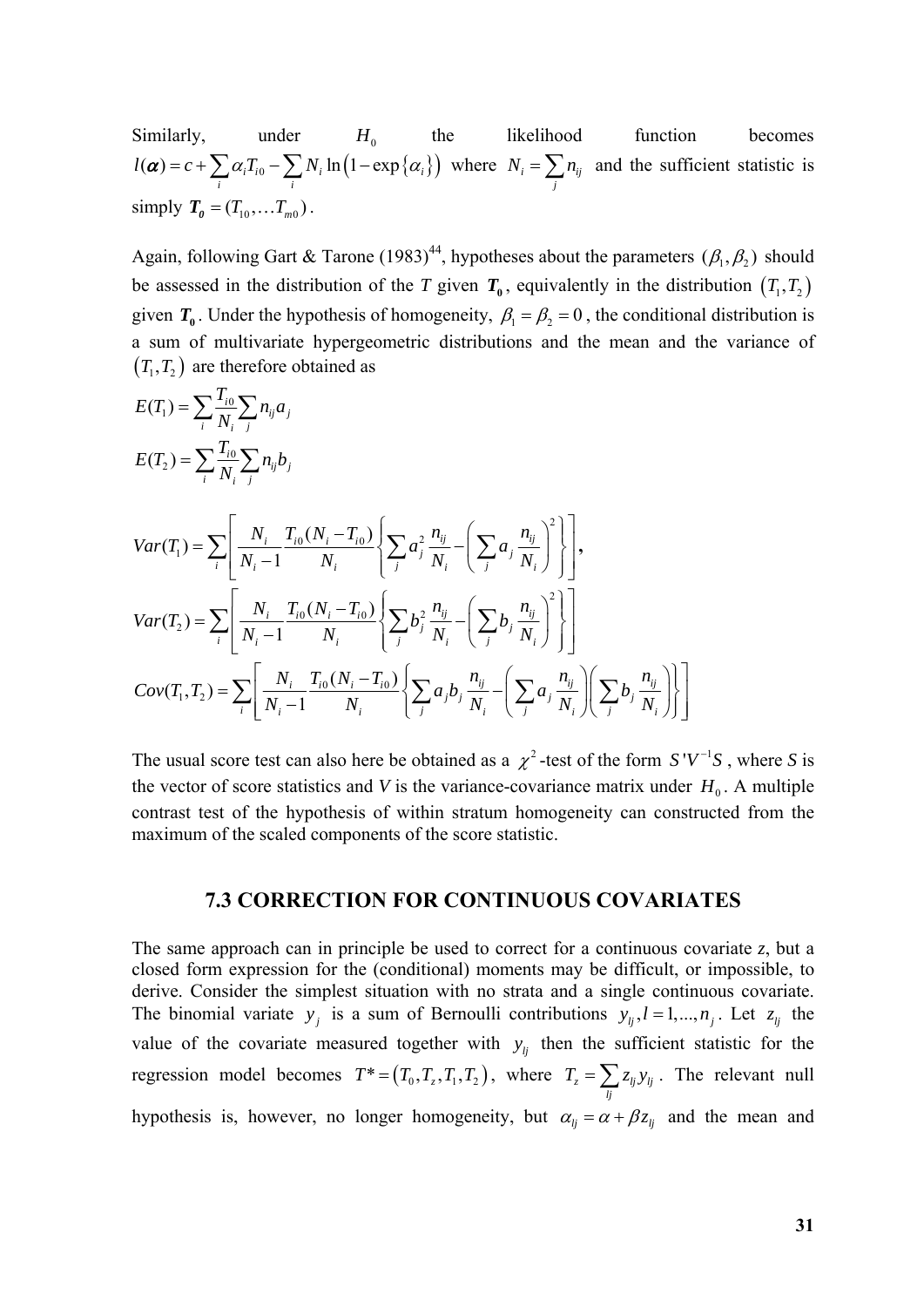Similarly, under $H_0$ the likelihood function becomes $l(\boldsymbol{\alpha}) = c + \sum_i \alpha_i T_{i0} - \sum_i N_i \ln\left(1 - \exp\left\{\alpha_i\right\}\right)$ where $N_i = \sum_j n_{ij}$ and the sufficient statistic is simply $\boldsymbol{T_0} = (T_{10}, \ldots T_{m0})$.

Again, following Gart & Tarone (1983)[44], hypotheses about the parameters $(\beta_1, \beta_2)$ should be assessed in the distribution of the $T$ given $\boldsymbol{T_0}$, equivalently in the distribution $\left(T_1, T_2\right)$ given $\boldsymbol{T_0}$. Under the hypothesis of homogeneity, $\beta_1 = \beta_2 = 0$, the conditional distribution is a sum of multivariate hypergeometric distributions and the mean and the variance of $\left(T_1, T_2\right)$ are therefore obtained as

$$E(T_1) = \sum_i \frac{T_{i0}}{N_i} \sum_j n_{ij} a_j$$

$$E(T_2) = \sum_i \frac{T_{i0}}{N_i} \sum_j n_{ij} b_j$$

$$Var(T_1) = \sum_i \left[ \frac{N_i}{N_i - 1} \frac{T_{i0}(N_i - T_{i0})}{N_i} \left\{ \sum_j a_j^2 \frac{n_{ij}}{N_i} - \left( \sum_j a_j \frac{n_{ij}}{N_i} \right)^2 \right\} \right],$$

$$Var(T_2) = \sum_i \left[ \frac{N_i}{N_i - 1} \frac{T_{i0}(N_i - T_{i0})}{N_i} \left\{ \sum_j b_j^2 \frac{n_{ij}}{N_i} - \left( \sum_j b_j \frac{n_{ij}}{N_i} \right)^2 \right\} \right]$$

$$Cov(T_1, T_2) = \sum_i \left[ \frac{N_i}{N_i - 1} \frac{T_{i0}(N_i - T_{i0})}{N_i} \left\{ \sum_j a_j b_j \frac{n_{ij}}{N_i} - \left( \sum_j a_j \frac{n_{ij}}{N_i} \right) \left( \sum_j b_j \frac{n_{ij}}{N_i} \right) \right\} \right]$$

The usual score test can also here be obtained as a $\chi^2$-test of the form $S'V^{-1}S$, where $S$ is the vector of score statistics and $V$ is the variance-covariance matrix under $H_0$. A multiple contrast test of the hypothesis of within stratum homogeneity can constructed from the maximum of the scaled components of the score statistic.

## 7.3 CORRECTION FOR CONTINUOUS COVARIATES

The same approach can in principle be used to correct for a continuous covariate $z$, but a closed form expression for the (conditional) moments may be difficult, or impossible, to derive. Consider the simplest situation with no strata and a single continuous covariate. The binomial variate $y_j$ is a sum of Bernoulli contributions $y_{lj}, l = 1, ..., n_j$. Let $z_{lj}$ the value of the covariate measured together with $y_{lj}$ then the sufficient statistic for the regression model becomes $T^* = \left(T_0, T_z, T_1, T_2\right)$, where $T_z = \sum_{lj} z_{lj} y_{lj}$. The relevant null hypothesis is, however, no longer homogeneity, but $\alpha_{lj} = \alpha + \beta z_{lj}$ and the mean and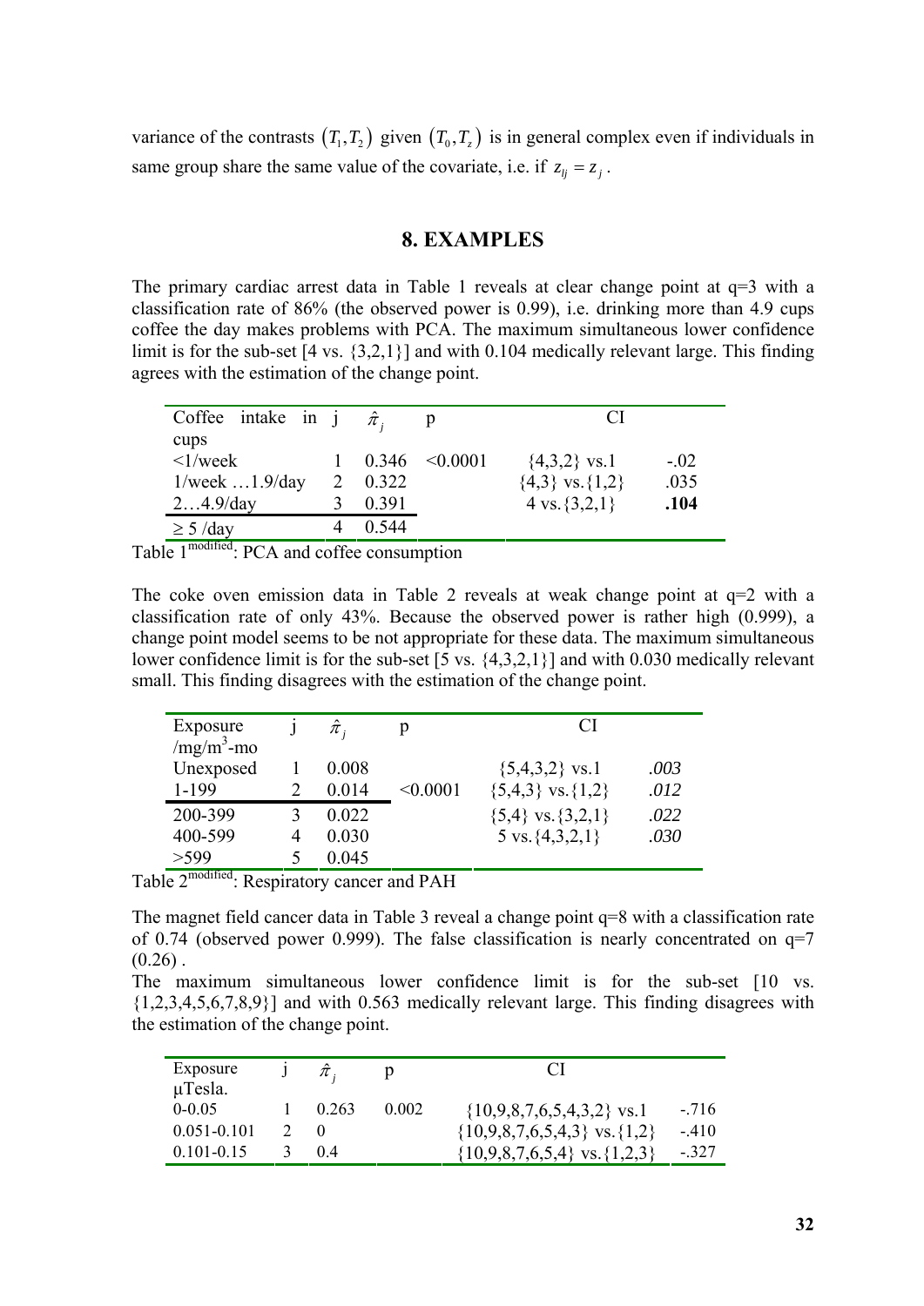variance of the contrasts $(T_1, T_2)$ given $(T_0, T_z)$ is in general complex even if individuals in same group share the same value of the covariate, i.e. if $z_{lj} = z_j$.

## 8. EXAMPLES

The primary cardiac arrest data in Table 1 reveals at clear change point at q=3 with a classification rate of 86% (the observed power is 0.99), i.e. drinking more than 4.9 cups coffee the day makes problems with PCA. The maximum simultaneous lower confidence limit is for the sub-set [4 vs. {3,2,1}] and with 0.104 medically relevant large. This finding agrees with the estimation of the change point.

| Coffee intake in cups | j | $\hat{\pi}_j$ | p | CI | |
|---|---|---|---|---|---|
| <1/week | 1 | 0.346 | <0.0001 | {4,3,2} vs.1 | -.02 |
| 1/week …1.9/day | 2 | 0.322 | | {4,3} vs.{1,2} | .035 |
| 2…4.9/day | 3 | 0.391 | | 4 vs.{3,2,1} | **.104** |
| ≥ 5 /day | 4 | 0.544 | | | |

Table 1[modified]: PCA and coffee consumption

The coke oven emission data in Table 2 reveals at weak change point at q=2 with a classification rate of only 43%. Because the observed power is rather high (0.999), a change point model seems to be not appropriate for these data. The maximum simultaneous lower confidence limit is for the sub-set [5 vs. {4,3,2,1}] and with 0.030 medically relevant small. This finding disagrees with the estimation of the change point.

| Exposure /mg/m$^3$-mo | j | $\hat{\pi}_j$ | p | CI | |
|---|---|---|---|---|---|
| Unexposed | 1 | 0.008 | | {5,4,3,2} vs.1 | *.003* |
| 1-199 | 2 | 0.014 | <0.0001 | {5,4,3} vs.{1,2} | *.012* |
| 200-399 | 3 | 0.022 | | {5,4} vs.{3,2,1} | *.022* |
| 400-599 | 4 | 0.030 | | 5 vs.{4,3,2,1} | *.030* |
| >599 | 5 | 0.045 | | | |

Table 2[modified]: Respiratory cancer and PAH

The magnet field cancer data in Table 3 reveal a change point q=8 with a classification rate of 0.74 (observed power 0.999). The false classification is nearly concentrated on q=7 (0.26) .

The maximum simultaneous lower confidence limit is for the sub-set [10 vs. {1,2,3,4,5,6,7,8,9}] and with 0.563 medically relevant large. This finding disagrees with the estimation of the change point.

| Exposure µTesla. | j | $\hat{\pi}_j$ | p | CI | |
|---|---|---|---|---|---|
| 0-0.05 | 1 | 0.263 | 0.002 | {10,9,8,7,6,5,4,3,2} vs.1 | -.716 |
| 0.051-0.101 | 2 | 0 | | {10,9,8,7,6,5,4,3} vs.{1,2} | -.410 |
| 0.101-0.15 | 3 | 0.4 | | {10,9,8,7,6,5,4} vs.{1,2,3} | -.327 |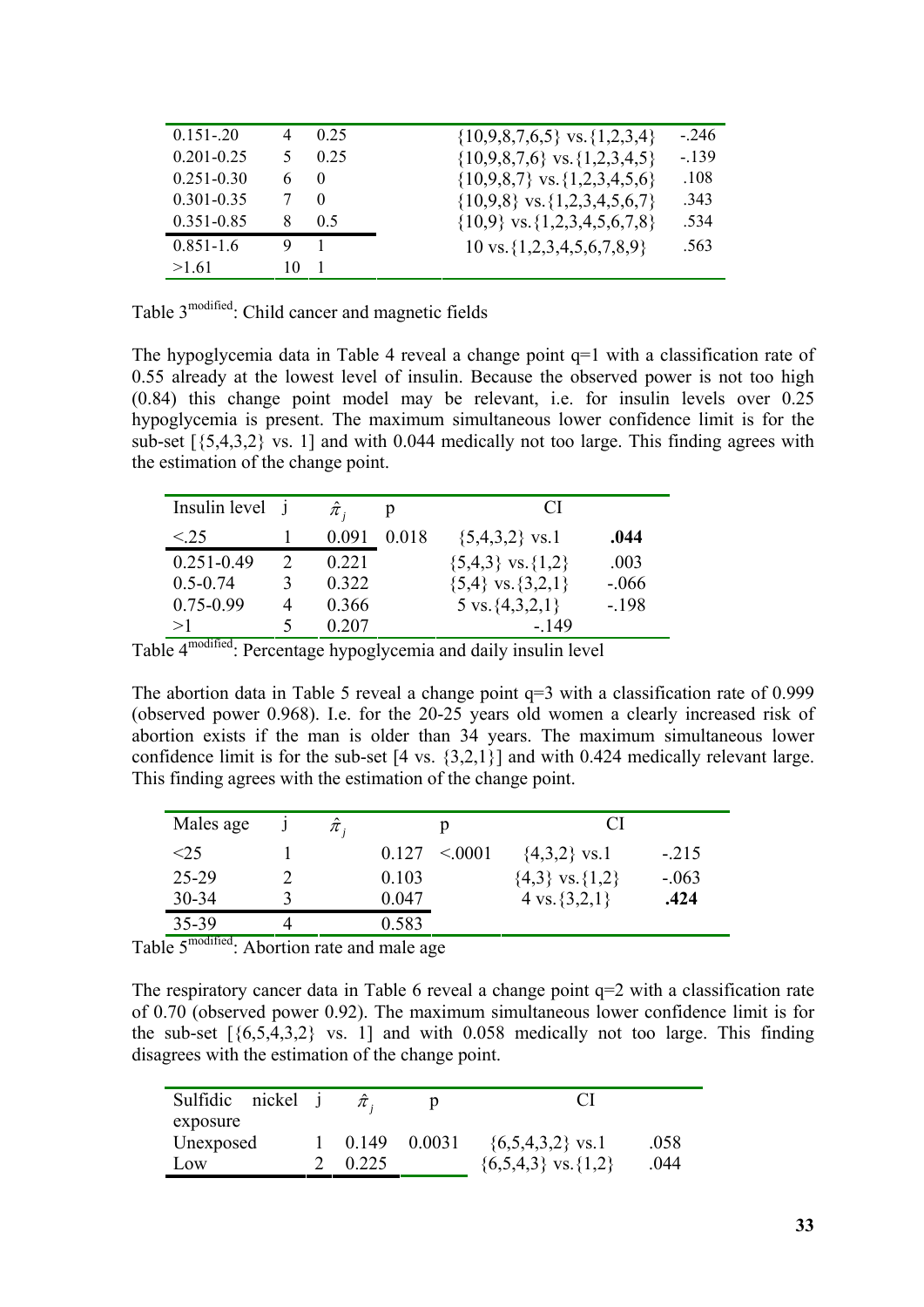| | | | | |
|---|---|---|---|---|
| 0.151-.20 | 4 | 0.25 | {10,9,8,7,6,5} vs.{1,2,3,4} | -.246 |
| 0.201-0.25 | 5 | 0.25 | {10,9,8,7,6} vs.{1,2,3,4,5} | -.139 |
| 0.251-0.30 | 6 | 0 | {10,9,8,7} vs.{1,2,3,4,5,6} | .108 |
| 0.301-0.35 | 7 | 0 | {10,9,8} vs.{1,2,3,4,5,6,7} | .343 |
| 0.351-0.85 | 8 | 0.5 | {10,9} vs.{1,2,3,4,5,6,7,8} | .534 |
| 0.851-1.6 | 9 | 1 | 10 vs.{1,2,3,4,5,6,7,8,9} | .563 |
| >1.61 | 10 | 1 | | |

Table 3[modified]: Child cancer and magnetic fields

The hypoglycemia data in Table 4 reveal a change point q=1 with a classification rate of 0.55 already at the lowest level of insulin. Because the observed power is not too high (0.84) this change point model may be relevant, i.e. for insulin levels over 0.25 hypoglycemia is present. The maximum simultaneous lower confidence limit is for the sub-set [{5,4,3,2} vs. 1] and with 0.044 medically not too large. This finding agrees with the estimation of the change point.

| Insulin level | j | $\hat{\pi}_j$ | p | CI | |
|---|---|---|---|---|---|
| <.25 | 1 | 0.091 | 0.018 | {5,4,3,2} vs.1 | **.044** |
| 0.251-0.49 | 2 | 0.221 | | {5,4,3} vs.{1,2} | .003 |
| 0.5-0.74 | 3 | 0.322 | | {5,4} vs.{3,2,1} | -.066 |
| 0.75-0.99 | 4 | 0.366 | | 5 vs.{4,3,2,1} | -.198 |
| >1 | 5 | 0.207 | | -.149 | |

Table 4[modified]: Percentage hypoglycemia and daily insulin level

The abortion data in Table 5 reveal a change point q=3 with a classification rate of 0.999 (observed power 0.968). I.e. for the 20-25 years old women a clearly increased risk of abortion exists if the man is older than 34 years. The maximum simultaneous lower confidence limit is for the sub-set [4 vs. {3,2,1}] and with 0.424 medically relevant large. This finding agrees with the estimation of the change point.

| Males age | j | $\hat{\pi}_j$ | p | CI | |
|---|---|---|---|---|---|
| <25 | 1 | 0.127 | <.0001 | {4,3,2} vs.1 | -.215 |
| 25-29 | 2 | 0.103 | | {4,3} vs.{1,2} | -.063 |
| 30-34 | 3 | 0.047 | | 4 vs.{3,2,1} | **.424** |
| 35-39 | 4 | 0.583 | | | |

Table 5[modified]: Abortion rate and male age

The respiratory cancer data in Table 6 reveal a change point q=2 with a classification rate of 0.70 (observed power 0.92). The maximum simultaneous lower confidence limit is for the sub-set [{6,5,4,3,2} vs. 1] and with 0.058 medically not too large. This finding disagrees with the estimation of the change point.

| Sulfidic nickel exposure | j | $\hat{\pi}_j$ | p | CI | |
|---|---|---|---|---|---|
| Unexposed | 1 | 0.149 | 0.0031 | {6,5,4,3,2} vs.1 | .058 |
| Low | 2 | 0.225 | | {6,5,4,3} vs.{1,2} | .044 |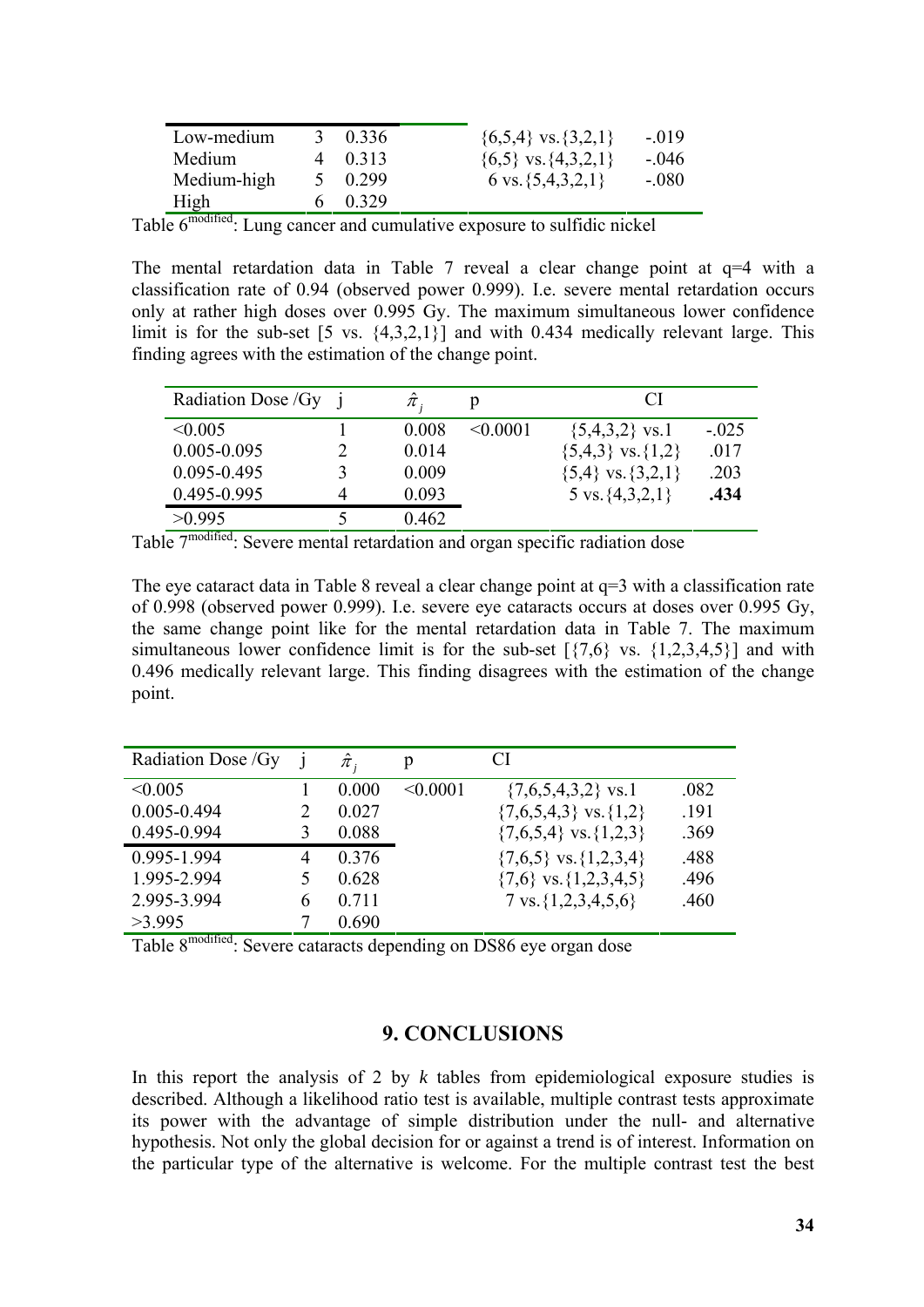| | | | |
|---|---|---|---|
| Low-medium | 3 | 0.336 | {6,5,4} vs. {3,2,1} | -.019 |
| Medium | 4 | 0.313 | {6,5} vs. {4,3,2,1} | -.046 |
| Medium-high | 5 | 0.299 | 6 vs. {5,4,3,2,1} | -.080 |
| High | 6 | 0.329 | | |

Table 6[modified]: Lung cancer and cumulative exposure to sulfidic nickel

The mental retardation data in Table 7 reveal a clear change point at q=4 with a classification rate of 0.94 (observed power 0.999). I.e. severe mental retardation occurs only at rather high doses over 0.995 Gy. The maximum simultaneous lower confidence limit is for the sub-set [5 vs. {4,3,2,1}] and with 0.434 medically relevant large. This finding agrees with the estimation of the change point.

| Radiation Dose /Gy | j | $\hat{\pi}_j$ | p | CI | |
|---|---|---|---|---|---|
| <0.005 | 1 | 0.008 | <0.0001 | {5,4,3,2} vs.1 | -.025 |
| 0.005-0.095 | 2 | 0.014 | | {5,4,3} vs. {1,2} | .017 |
| 0.095-0.495 | 3 | 0.009 | | {5,4} vs. {3,2,1} | .203 |
| 0.495-0.995 | 4 | 0.093 | | 5 vs. {4,3,2,1} | **.434** |
| >0.995 | 5 | 0.462 | | | |

Table 7[modified]: Severe mental retardation and organ specific radiation dose

The eye cataract data in Table 8 reveal a clear change point at q=3 with a classification rate of 0.998 (observed power 0.999). I.e. severe eye cataracts occurs at doses over 0.995 Gy, the same change point like for the mental retardation data in Table 7. The maximum simultaneous lower confidence limit is for the sub-set [{7,6} vs. {1,2,3,4,5}] and with 0.496 medically relevant large. This finding disagrees with the estimation of the change point.

| Radiation Dose /Gy | j | $\hat{\pi}_j$ | p | CI | |
|---|---|---|---|---|---|
| <0.005 | 1 | 0.000 | <0.0001 | {7,6,5,4,3,2} vs.1 | .082 |
| 0.005-0.494 | 2 | 0.027 | | {7,6,5,4,3} vs. {1,2} | .191 |
| 0.495-0.994 | 3 | 0.088 | | {7,6,5,4} vs. {1,2,3} | .369 |
| 0.995-1.994 | 4 | 0.376 | | {7,6,5} vs. {1,2,3,4} | .488 |
| 1.995-2.994 | 5 | 0.628 | | {7,6} vs. {1,2,3,4,5} | .496 |
| 2.995-3.994 | 6 | 0.711 | | 7 vs. {1,2,3,4,5,6} | .460 |
| >3.995 | 7 | 0.690 | | | |

Table 8[modified]: Severe cataracts depending on DS86 eye organ dose

## 9. CONCLUSIONS

In this report the analysis of 2 by *k* tables from epidemiological exposure studies is described. Although a likelihood ratio test is available, multiple contrast tests approximate its power with the advantage of simple distribution under the null- and alternative hypothesis. Not only the global decision for or against a trend is of interest. Information on the particular type of the alternative is welcome. For the multiple contrast test the best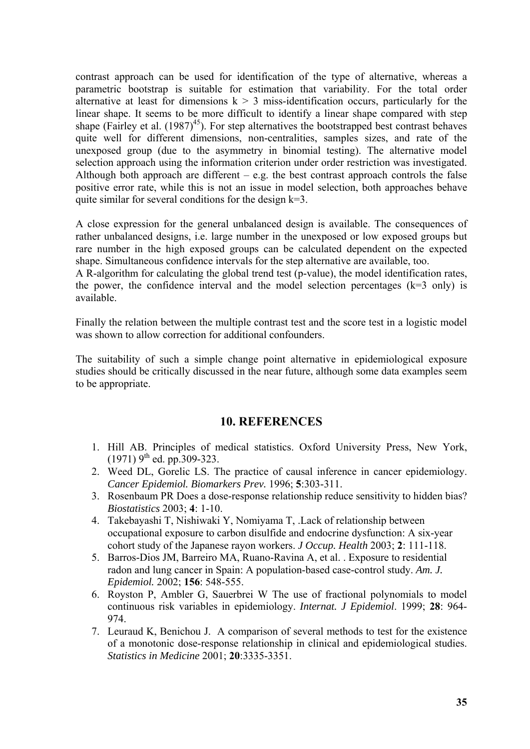contrast approach can be used for identification of the type of alternative, whereas a parametric bootstrap is suitable for estimation that variability. For the total order alternative at least for dimensions $k > 3$ miss-identification occurs, particularly for the linear shape. It seems to be more difficult to identify a linear shape compared with step shape (Fairley et al. (1987)[45]). For step alternatives the bootstrapped best contrast behaves quite well for different dimensions, non-centralities, samples sizes, and rate of the unexposed group (due to the asymmetry in binomial testing). The alternative model selection approach using the information criterion under order restriction was investigated. Although both approach are different – e.g. the best contrast approach controls the false positive error rate, while this is not an issue in model selection, both approaches behave quite similar for several conditions for the design k=3.

A close expression for the general unbalanced design is available. The consequences of rather unbalanced designs, i.e. large number in the unexposed or low exposed groups but rare number in the high exposed groups can be calculated dependent on the expected shape. Simultaneous confidence intervals for the step alternative are available, too.
A R-algorithm for calculating the global trend test (p-value), the model identification rates, the power, the confidence interval and the model selection percentages (k=3 only) is available.

Finally the relation between the multiple contrast test and the score test in a logistic model was shown to allow correction for additional confounders.

The suitability of such a simple change point alternative in epidemiological exposure studies should be critically discussed in the near future, although some data examples seem to be appropriate.

## 10. REFERENCES

1. Hill AB. Principles of medical statistics. Oxford University Press, New York, (1971) 9th ed. pp.309-323.
2. Weed DL, Gorelic LS. The practice of causal inference in cancer epidemiology. *Cancer Epidemiol. Biomarkers Prev.* 1996; **5**:303-311.
3. Rosenbaum PR Does a dose-response relationship reduce sensitivity to hidden bias? *Biostatistics* 2003; **4**: 1-10.
4. Takebayashi T, Nishiwaki Y, Nomiyama T, .Lack of relationship between occupational exposure to carbon disulfide and endocrine dysfunction: A six-year cohort study of the Japanese rayon workers. *J Occup. Health* 2003; **2**: 111-118.
5. Barros-Dios JM, Barreiro MA, Ruano-Ravina A, et al. . Exposure to residential radon and lung cancer in Spain: A population-based case-control study. *Am. J. Epidemiol.* 2002; **156**: 548-555.
6. Royston P, Ambler G, Sauerbrei W The use of fractional polynomials to model continuous risk variables in epidemiology. *Internat. J Epidemiol*. 1999; **28**: 964-974.
7. Leuraud K, Benichou J. A comparison of several methods to test for the existence of a monotonic dose-response relationship in clinical and epidemiological studies. *Statistics in Medicine* 2001; **20**:3335-3351.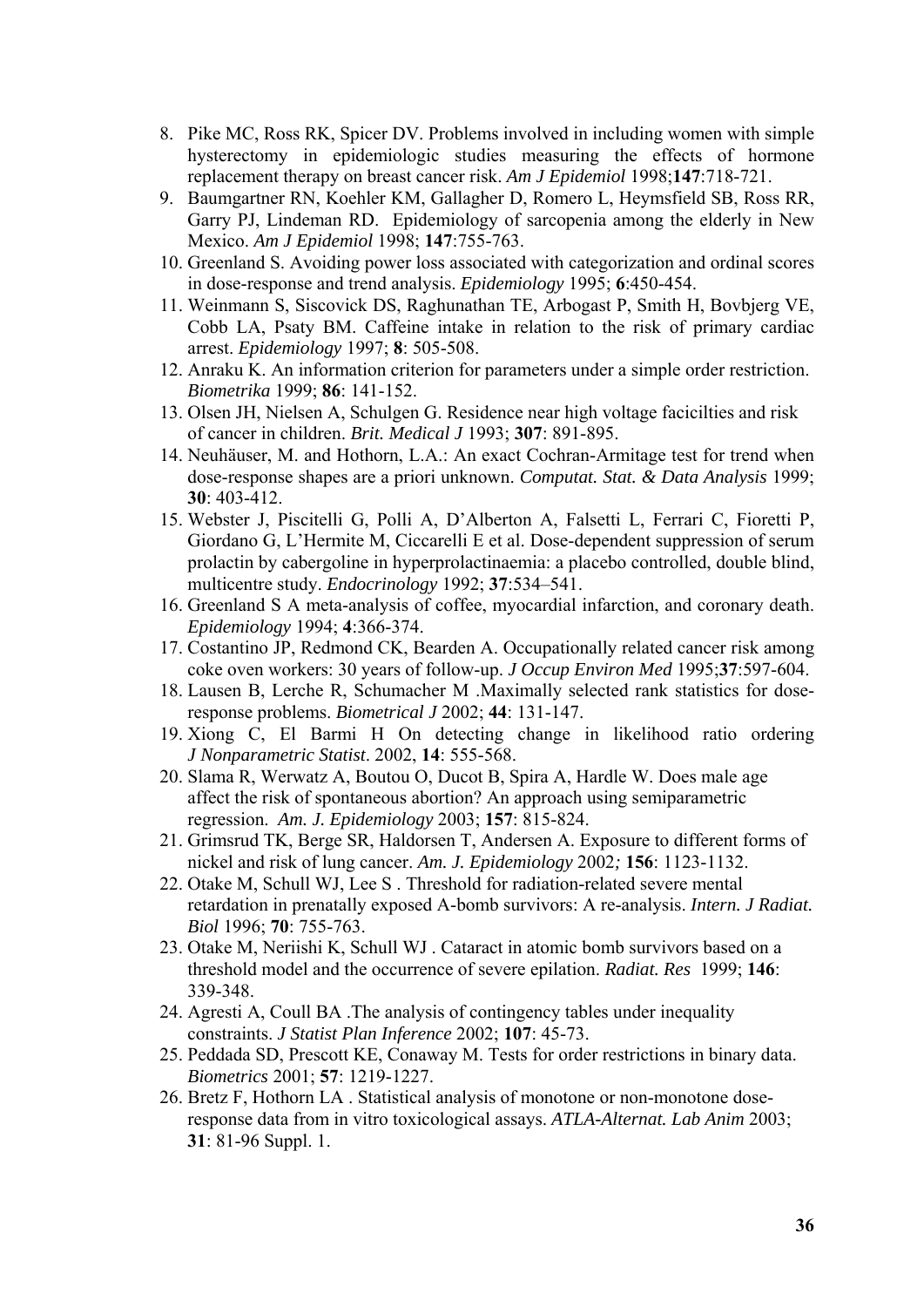8. Pike MC, Ross RK, Spicer DV. Problems involved in including women with simple hysterectomy in epidemiologic studies measuring the effects of hormone replacement therapy on breast cancer risk. *Am J Epidemiol* 1998;**147**:718-721.
9. Baumgartner RN, Koehler KM, Gallagher D, Romero L, Heymsfield SB, Ross RR, Garry PJ, Lindeman RD. Epidemiology of sarcopenia among the elderly in New Mexico. *Am J Epidemiol* 1998; **147**:755-763.
10. Greenland S. Avoiding power loss associated with categorization and ordinal scores in dose-response and trend analysis. *Epidemiology* 1995; **6**:450-454.
11. Weinmann S, Siscovick DS, Raghunathan TE, Arbogast P, Smith H, Bovbjerg VE, Cobb LA, Psaty BM. Caffeine intake in relation to the risk of primary cardiac arrest. *Epidemiology* 1997; **8**: 505-508.
12. Anraku K. An information criterion for parameters under a simple order restriction. *Biometrika* 1999; **86**: 141-152.
13. Olsen JH, Nielsen A, Schulgen G. Residence near high voltage facicilties and risk of cancer in children. *Brit. Medical J* 1993; **307**: 891-895.
14. Neuhäuser, M. and Hothorn, L.A.: An exact Cochran-Armitage test for trend when dose-response shapes are a priori unknown. *Computat. Stat. & Data Analysis* 1999; **30**: 403-412.
15. Webster J, Piscitelli G, Polli A, D'Alberton A, Falsetti L, Ferrari C, Fioretti P, Giordano G, L'Hermite M, Ciccarelli E et al. Dose-dependent suppression of serum prolactin by cabergoline in hyperprolactinaemia: a placebo controlled, double blind, multicentre study. *Endocrinology* 1992; **37**:534–541.
16. Greenland S A meta-analysis of coffee, myocardial infarction, and coronary death. *Epidemiology* 1994; **4**:366-374.
17. Costantino JP, Redmond CK, Bearden A. Occupationally related cancer risk among coke oven workers: 30 years of follow-up. *J Occup Environ Med* 1995;**37**:597-604.
18. Lausen B, Lerche R, Schumacher M .Maximally selected rank statistics for dose-response problems. *Biometrical J* 2002; **44**: 131-147.
19. Xiong C, El Barmi H On detecting change in likelihood ratio ordering *J Nonparametric Statist*. 2002, **14**: 555-568.
20. Slama R, Werwatz A, Boutou O, Ducot B, Spira A, Hardle W. Does male age affect the risk of spontaneous abortion? An approach using semiparametric regression. *Am. J. Epidemiology* 2003; **157**: 815-824.
21. Grimsrud TK, Berge SR, Haldorsen T, Andersen A. Exposure to different forms of nickel and risk of lung cancer. *Am. J. Epidemiology* 2002*;* **156**: 1123-1132.
22. Otake M, Schull WJ, Lee S . Threshold for radiation-related severe mental retardation in prenatally exposed A-bomb survivors: A re-analysis. *Intern. J Radiat. Biol* 1996; **70**: 755-763.
23. Otake M, Neriishi K, Schull WJ . Cataract in atomic bomb survivors based on a threshold model and the occurrence of severe epilation. *Radiat. Res* 1999; **146**: 339-348.
24. Agresti A, Coull BA .The analysis of contingency tables under inequality constraints. *J Statist Plan Inference* 2002; **107**: 45-73.
25. Peddada SD, Prescott KE, Conaway M. Tests for order restrictions in binary data. *Biometrics* 2001; **57**: 1219-1227.
26. Bretz F, Hothorn LA . Statistical analysis of monotone or non-monotone dose-response data from in vitro toxicological assays. *ATLA-Alternat. Lab Anim* 2003; **31**: 81-96 Suppl. 1.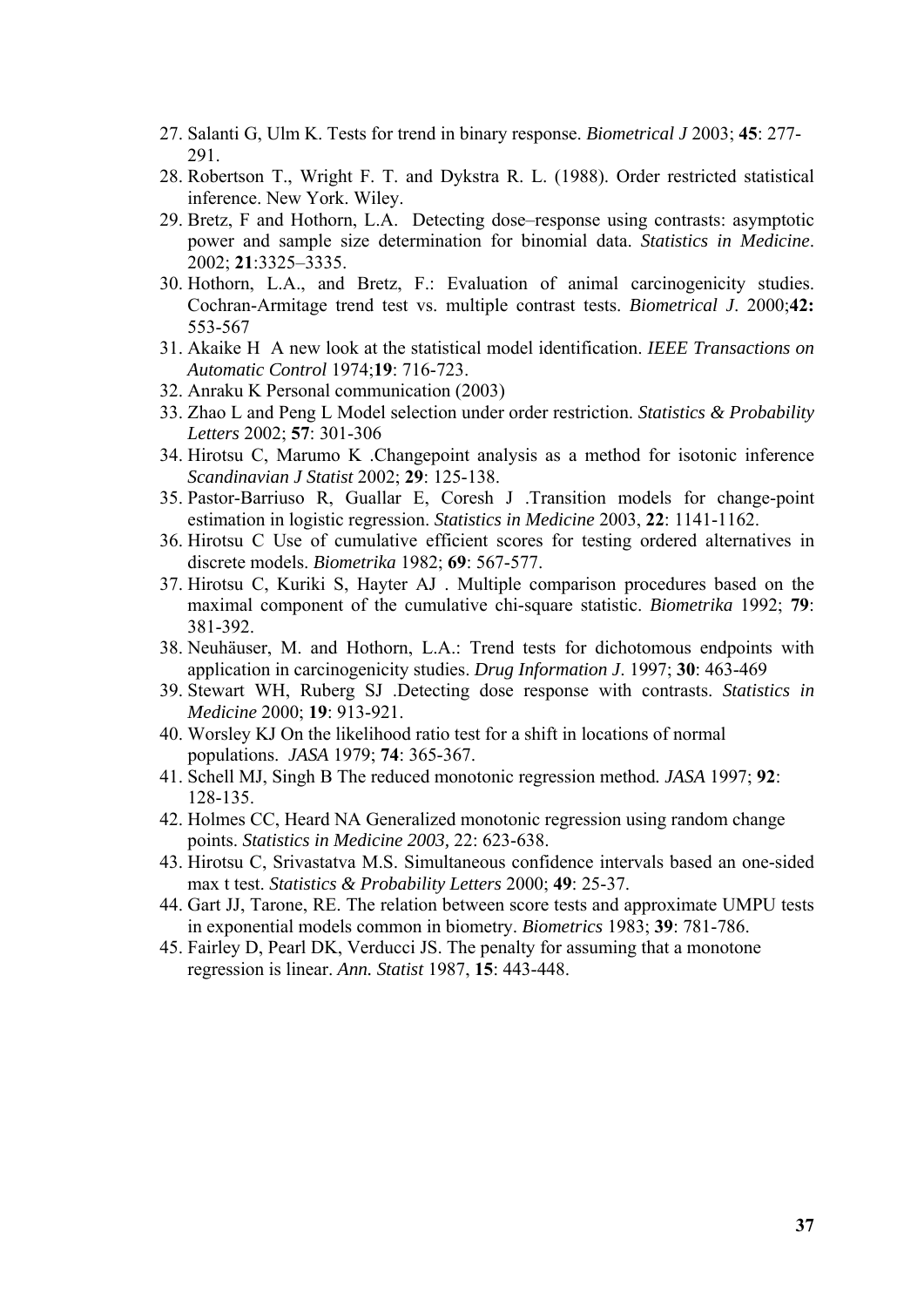27. Salanti G, Ulm K. Tests for trend in binary response. *Biometrical J* 2003; **45**: 277-291.
28. Robertson T., Wright F. T. and Dykstra R. L. (1988). Order restricted statistical inference. New York. Wiley.
29. Bretz, F and Hothorn, L.A. Detecting dose–response using contrasts: asymptotic power and sample size determination for binomial data. *Statistics in Medicine*. 2002; **21**:3325–3335.
30. Hothorn, L.A., and Bretz, F.: Evaluation of animal carcinogenicity studies. Cochran-Armitage trend test vs. multiple contrast tests. *Biometrical J*. 2000;**42:** 553-567
31. Akaike H A new look at the statistical model identification. *IEEE Transactions on Automatic Control* 1974;**19**: 716-723.
32. Anraku K Personal communication (2003)
33. Zhao L and Peng L Model selection under order restriction. *Statistics & Probability Letters* 2002; **57**: 301-306
34. Hirotsu C, Marumo K .Changepoint analysis as a method for isotonic inference *Scandinavian J Statist* 2002; **29**: 125-138.
35. Pastor-Barriuso R, Guallar E, Coresh J .Transition models for change-point estimation in logistic regression. *Statistics in Medicine* 2003, **22**: 1141-1162.
36. Hirotsu C Use of cumulative efficient scores for testing ordered alternatives in discrete models. *Biometrika* 1982; **69**: 567-577.
37. Hirotsu C, Kuriki S, Hayter AJ . Multiple comparison procedures based on the maximal component of the cumulative chi-square statistic. *Biometrika* 1992; **79**: 381-392.
38. Neuhäuser, M. and Hothorn, L.A.: Trend tests for dichotomous endpoints with application in carcinogenicity studies. *Drug Information J*. 1997; **30**: 463-469
39. Stewart WH, Ruberg SJ .Detecting dose response with contrasts. *Statistics in Medicine* 2000; **19**: 913-921.
40. Worsley KJ On the likelihood ratio test for a shift in locations of normal populations. *JASA* 1979; **74**: 365-367.
41. Schell MJ, Singh B The reduced monotonic regression method. *JASA* 1997; **92**: 128-135.
42. Holmes CC, Heard NA Generalized monotonic regression using random change points. *Statistics in Medicine 2003,* 22: 623-638.
43. Hirotsu C, Srivastatva M.S. Simultaneous confidence intervals based an one-sided max t test. *Statistics & Probability Letters* 2000; **49**: 25-37.
44. Gart JJ, Tarone, RE. The relation between score tests and approximate UMPU tests in exponential models common in biometry. *Biometrics* 1983; **39**: 781-786.
45. Fairley D, Pearl DK, Verducci JS. The penalty for assuming that a monotone regression is linear. *Ann. Statist* 1987, **15**: 443-448.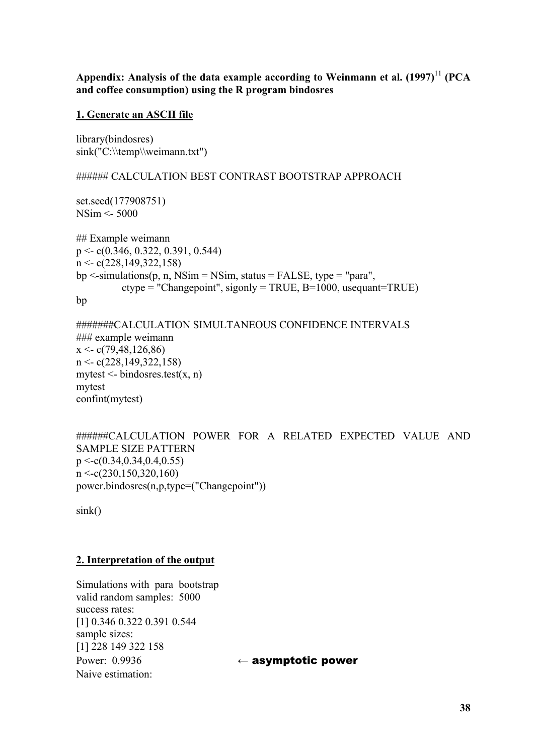**Appendix: Analysis of the data example according to Weinmann et al. (1997)[11] (PCA and coffee consumption) using the R program bindosres**

## 1. Generate an ASCII file

```
library(bindosres)
sink("C:\\temp\\weimann.txt")

###### CALCULATION BEST CONTRAST BOOTSTRAP APPROACH

set.seed(177908751)
NSim <- 5000

## Example weimann
p <- c(0.346, 0.322, 0.391, 0.544)
n <- c(228,149,322,158)
bp <-simulations(p, n, NSim = NSim, status = FALSE, type = "para",
        ctype = "Changepoint", sigonly = TRUE, B=1000, usequant=TRUE)
bp

#######CALCULATION SIMULTANEOUS CONFIDENCE INTERVALS
### example weimann
x <- c(79,48,126,86)
n <- c(228,149,322,158)
mytest <- bindosres.test(x, n)
mytest
confint(mytest)


######CALCULATION POWER FOR A RELATED EXPECTED VALUE AND SAMPLE SIZE PATTERN
p <-c(0.34,0.34,0.4,0.55)
n <-c(230,150,320,160)
power.bindosres(n,p,type=("Changepoint"))

sink()
```

## 2. Interpretation of the output

```
Simulations with  para  bootstrap
valid random samples:  5000
success rates:
[1] 0.346 0.322 0.391 0.544
sample sizes:
[1] 228 149 322 158
Power:  0.9936                    ← asymptotic power
Naive estimation:
```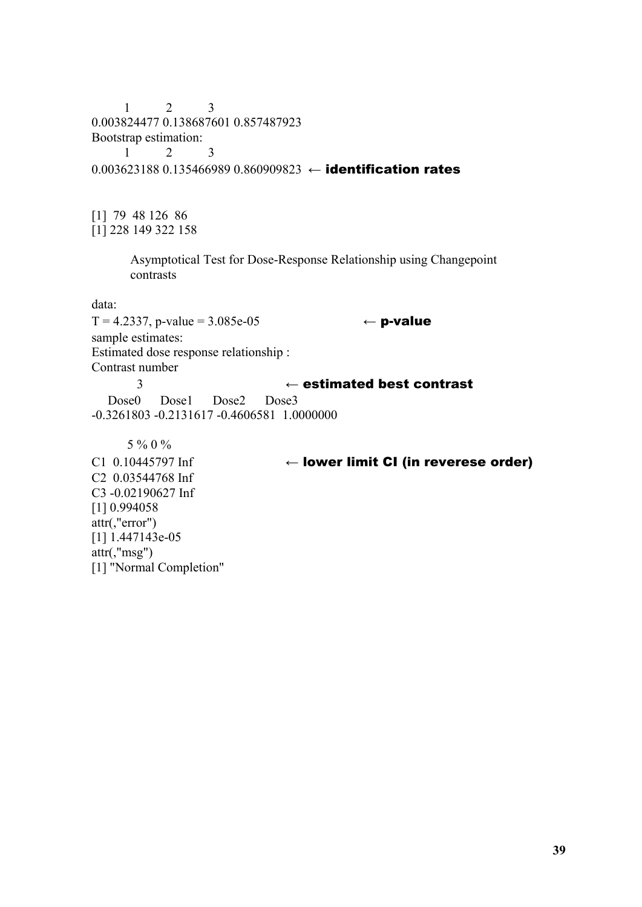```
        1           2           3 
0.003824477 0.138687601 0.857487923 
Bootstrap estimation:
        1           2           3 
0.003623188 0.135466989 0.860909823  ← identification rates


[1]  79  48 126  86
[1] 228 149 322 158

        Asymptotical Test for Dose-Response Relationship using Changepoint
        contrasts

data:  
T = 4.2337, p-value = 3.085e-05                    ← p-value
sample estimates:
Estimated dose response relationship :
Contrast number
           3                              ← estimated best contrast
    Dose0      Dose1      Dose2      Dose3 
-0.3261803 -0.2131617 -0.4606581  1.0000000 

        5 % 0 %
C1  0.10445797 Inf                        ← lower limit CI (in reverese order)
C2  0.03544768 Inf
C3 -0.02190627 Inf
[1] 0.994058
attr(,"error")
[1] 1.447143e-05
attr(,"msg")
[1] "Normal Completion"
```